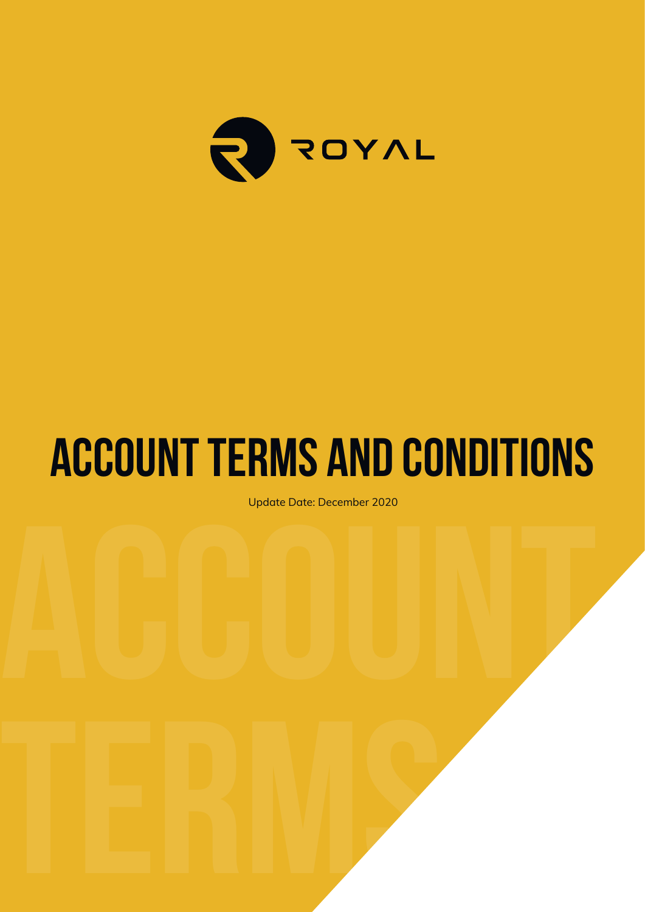ROYAL

# ACCOUNT TERMS AND CONDITIONS

Update Date: December 2020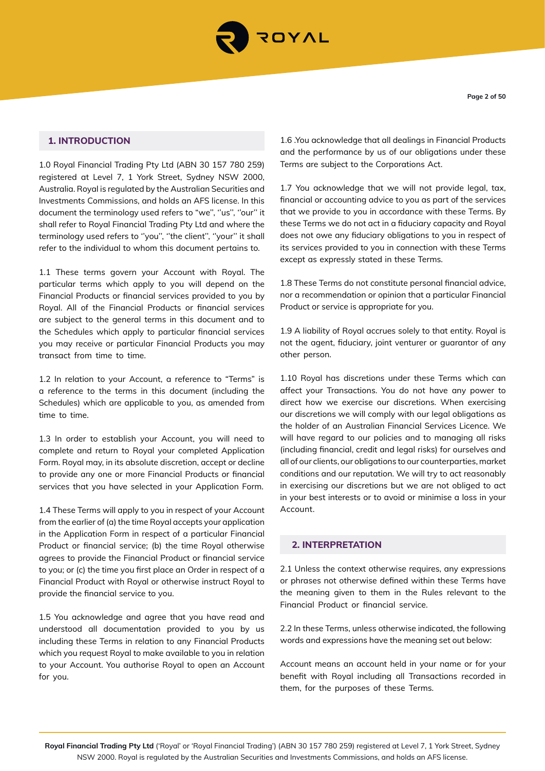## 1. INTRODUCTION

1.0 Royal Financial Trading Pty Ltd (ABN 30 157 780 259) registered at Level 7, 1 York Street, Sydney NSW 2000, Australia. Royal is regulated by the Australian Securities and Investments Commissions, and holds an AFS license. In this document the terminology used refers to "we", ''us", ''our'' it shall refer to Royal Financial Trading Pty Ltd and where the terminology used refers to ''you'', ''the client'', ''your'' it shall refer to the individual to whom this document pertains to.

1.1 These terms govern your Account with Royal. The particular terms which apply to you will depend on the Financial Products or financial services provided to you by Royal. All of the Financial Products or financial services are subject to the general terms in this document and to the Schedules which apply to particular financial services you may receive or particular Financial Products you may transact from time to time.

1.2 In relation to your Account, a reference to "Terms" is a reference to the terms in this document (including the Schedules) which are applicable to you, as amended from time to time.

1.3 In order to establish your Account, you will need to complete and return to Royal your completed Application Form. Royal may, in its absolute discretion, accept or decline to provide any one or more Financial Products or financial services that you have selected in your Application Form.

1.4 These Terms will apply to you in respect of your Account from the earlier of (a) the time Royal accepts your application in the Application Form in respect of a particular Financial Product or financial service; (b) the time Royal otherwise agrees to provide the Financial Product or financial service to you; or (c) the time you first place an Order in respect of a Financial Product with Royal or otherwise instruct Royal to provide the financial service to you.

1.5 You acknowledge and agree that you have read and understood all documentation provided to you by us including these Terms in relation to any Financial Products which you request Royal to make available to you in relation to your Account. You authorise Royal to open an Account for you.

1.6 .You acknowledge that all dealings in Financial Products and the performance by us of our obligations under these Terms are subject to the Corporations Act.

1.7 You acknowledge that we will not provide legal, tax, financial or accounting advice to you as part of the services that we provide to you in accordance with these Terms. By these Terms we do not act in a fiduciary capacity and Royal does not owe any fiduciary obligations to you in respect of its services provided to you in connection with these Terms except as expressly stated in these Terms.

1.8 These Terms do not constitute personal financial advice, nor a recommendation or opinion that a particular Financial Product or service is appropriate for you.

1.9 A liability of Royal accrues solely to that entity. Royal is not the agent, fiduciary, joint venturer or guarantor of any other person.

1.10 Royal has discretions under these Terms which can affect your Transactions. You do not have any power to direct how we exercise our discretions. When exercising our discretions we will comply with our legal obligations as the holder of an Australian Financial Services Licence. We will have regard to our policies and to managing all risks (including financial, credit and legal risks) for ourselves and all of our clients, our obligations to our counterparties, market conditions and our reputation. We will try to act reasonably in exercising our discretions but we are not obliged to act in your best interests or to avoid or minimise a loss in your Account.

## 2. INTERPRETATION

2.1 Unless the context otherwise requires, any expressions or phrases not otherwise defined within these Terms have the meaning given to them in the Rules relevant to the Financial Product or financial service.

2.2 In these Terms, unless otherwise indicated, the following words and expressions have the meaning set out below:

Account means an account held in your name or for your benefit with Royal including all Transactions recorded in them, for the purposes of these Terms.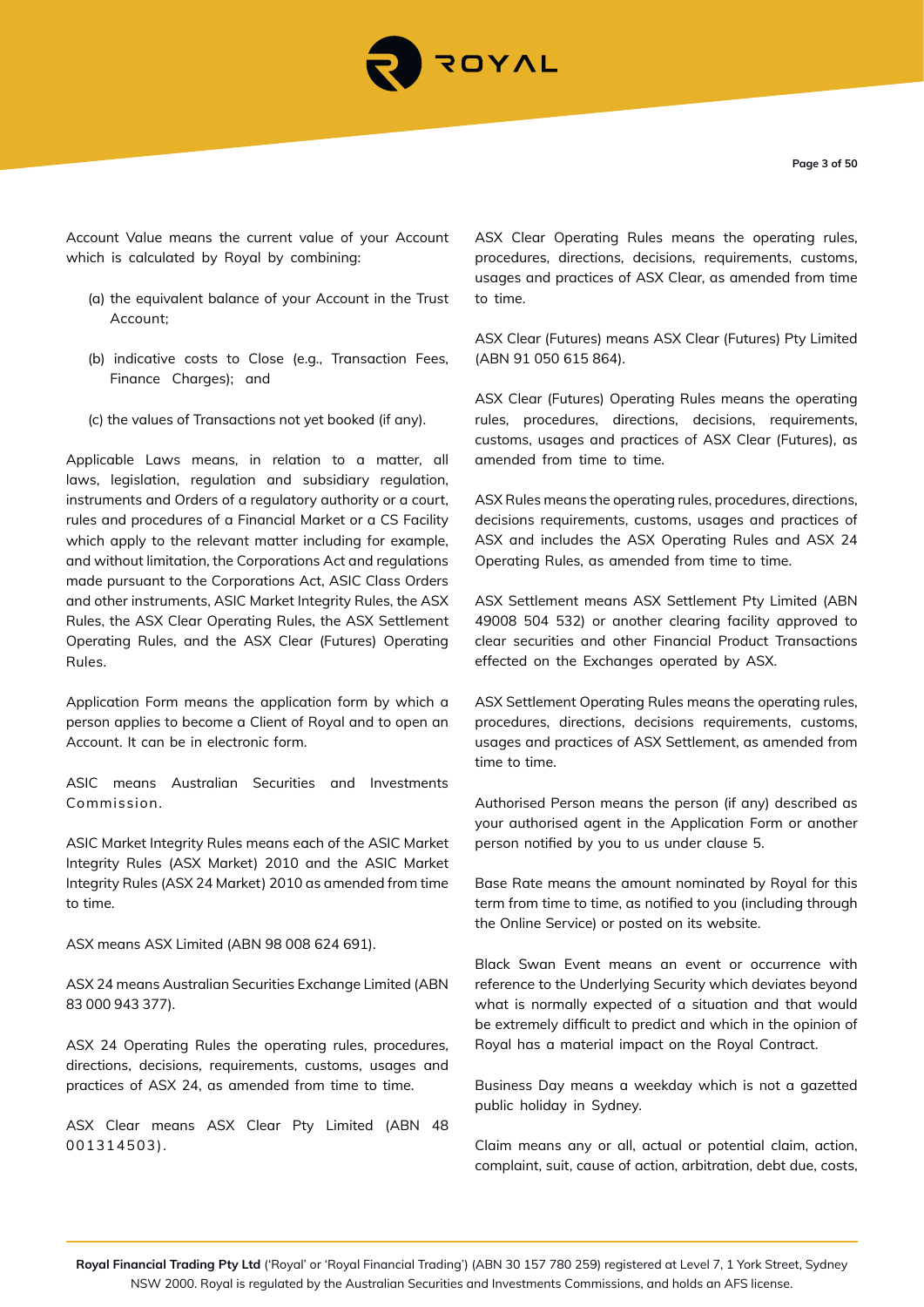Account Value means the current value of your Account which is calculated by Royal by combining:

(a) the equivalent balance of your Account in the Trust Account;

(b) indicative costs to Close (e.g., Transaction Fees, Finance Charges); and

(c) the values of Transactions not yet booked (if any).

Applicable Laws means, in relation to a matter, all laws, legislation, regulation and subsidiary regulation, instruments and Orders of a regulatory authority or a court, rules and procedures of a Financial Market or a CS Facility which apply to the relevant matter including for example, and without limitation, the Corporations Act and regulations made pursuant to the Corporations Act, ASIC Class Orders and other instruments, ASIC Market Integrity Rules, the ASX Rules, the ASX Clear Operating Rules, the ASX Settlement Operating Rules, and the ASX Clear (Futures) Operating Rules.

Application Form means the application form by which a person applies to become a Client of Royal and to open an Account. It can be in electronic form.

ASIC means Australian Securities and Investments Commission.

ASIC Market Integrity Rules means each of the ASIC Market Integrity Rules (ASX Market) 2010 and the ASIC Market Integrity Rules (ASX 24 Market) 2010 as amended from time to time.

ASX means ASX Limited (ABN 98 008 624 691).

ASX 24 means Australian Securities Exchange Limited (ABN 83 000 943 377).

ASX 24 Operating Rules the operating rules, procedures, directions, decisions, requirements, customs, usages and practices of ASX 24, as amended from time to time.

ASX Clear means ASX Clear Pty Limited (ABN 48 001314503).

ASX Clear Operating Rules means the operating rules, procedures, directions, decisions, requirements, customs, usages and practices of ASX Clear, as amended from time to time.

ASX Clear (Futures) means ASX Clear (Futures) Pty Limited (ABN 91 050 615 864).

ASX Clear (Futures) Operating Rules means the operating rules, procedures, directions, decisions, requirements, customs, usages and practices of ASX Clear (Futures), as amended from time to time.

ASX Rules means the operating rules, procedures, directions, decisions requirements, customs, usages and practices of ASX and includes the ASX Operating Rules and ASX 24 Operating Rules, as amended from time to time.

ASX Settlement means ASX Settlement Pty Limited (ABN 49008 504 532) or another clearing facility approved to clear securities and other Financial Product Transactions effected on the Exchanges operated by ASX.

ASX Settlement Operating Rules means the operating rules, procedures, directions, decisions requirements, customs, usages and practices of ASX Settlement, as amended from time to time.

Authorised Person means the person (if any) described as your authorised agent in the Application Form or another person notified by you to us under clause 5.

Base Rate means the amount nominated by Royal for this term from time to time, as notified to you (including through the Online Service) or posted on its website.

Black Swan Event means an event or occurrence with reference to the Underlying Security which deviates beyond what is normally expected of a situation and that would be extremely difficult to predict and which in the opinion of Royal has a material impact on the Royal Contract.

Business Day means a weekday which is not a gazetted public holiday in Sydney.

Claim means any or all, actual or potential claim, action, complaint, suit, cause of action, arbitration, debt due, costs,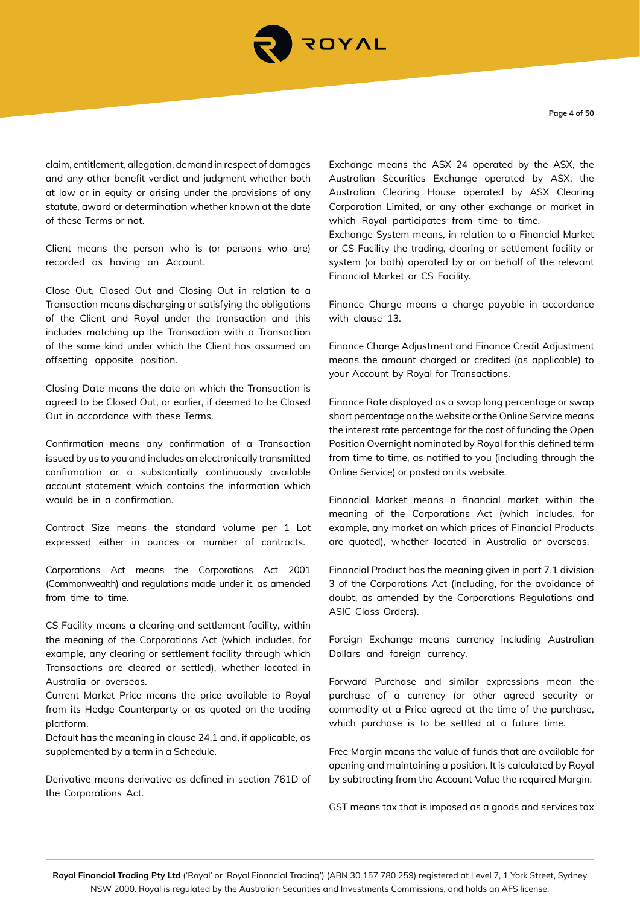claim, entitlement, allegation, demand in respect of damages and any other benefit verdict and judgment whether both at law or in equity or arising under the provisions of any statute, award or determination whether known at the date of these Terms or not.

Client means the person who is (or persons who are) recorded as having an Account.

Close Out, Closed Out and Closing Out in relation to a Transaction means discharging or satisfying the obligations of the Client and Royal under the transaction and this includes matching up the Transaction with a Transaction of the same kind under which the Client has assumed an offsetting opposite position.

Closing Date means the date on which the Transaction is agreed to be Closed Out, or earlier, if deemed to be Closed Out in accordance with these Terms.

Confirmation means any confirmation of a Transaction issued by us to you and includes an electronically transmitted confirmation or a substantially continuously available account statement which contains the information which would be in a confirmation.

Contract Size means the standard volume per 1 Lot expressed either in ounces or number of contracts.

Corporations Act means the Corporations Act 2001 (Commonwealth) and regulations made under it, as amended from time to time.

CS Facility means a clearing and settlement facility, within the meaning of the Corporations Act (which includes, for example, any clearing or settlement facility through which Transactions are cleared or settled), whether located in Australia or overseas.
Current Market Price means the price available to Royal from its Hedge Counterparty or as quoted on the trading platform.
Default has the meaning in clause 24.1 and, if applicable, as supplemented by a term in a Schedule.

Derivative means derivative as defined in section 761D of the Corporations Act.

Exchange means the ASX 24 operated by the ASX, the Australian Securities Exchange operated by ASX, the Australian Clearing House operated by ASX Clearing Corporation Limited, or any other exchange or market in which Royal participates from time to time.
Exchange System means, in relation to a Financial Market or CS Facility the trading, clearing or settlement facility or system (or both) operated by or on behalf of the relevant Financial Market or CS Facility.

Finance Charge means a charge payable in accordance with clause 13.

Finance Charge Adjustment and Finance Credit Adjustment means the amount charged or credited (as applicable) to your Account by Royal for Transactions.

Finance Rate displayed as a swap long percentage or swap short percentage on the website or the Online Service means the interest rate percentage for the cost of funding the Open Position Overnight nominated by Royal for this defined term from time to time, as notified to you (including through the Online Service) or posted on its website.

Financial Market means a financial market within the meaning of the Corporations Act (which includes, for example, any market on which prices of Financial Products are quoted), whether located in Australia or overseas.

Financial Product has the meaning given in part 7.1 division 3 of the Corporations Act (including, for the avoidance of doubt, as amended by the Corporations Regulations and ASIC Class Orders).

Foreign Exchange means currency including Australian Dollars and foreign currency.

Forward Purchase and similar expressions mean the purchase of a currency (or other agreed security or commodity at a Price agreed at the time of the purchase, which purchase is to be settled at a future time.

Free Margin means the value of funds that are available for opening and maintaining a position. It is calculated by Royal by subtracting from the Account Value the required Margin.

GST means tax that is imposed as a goods and services tax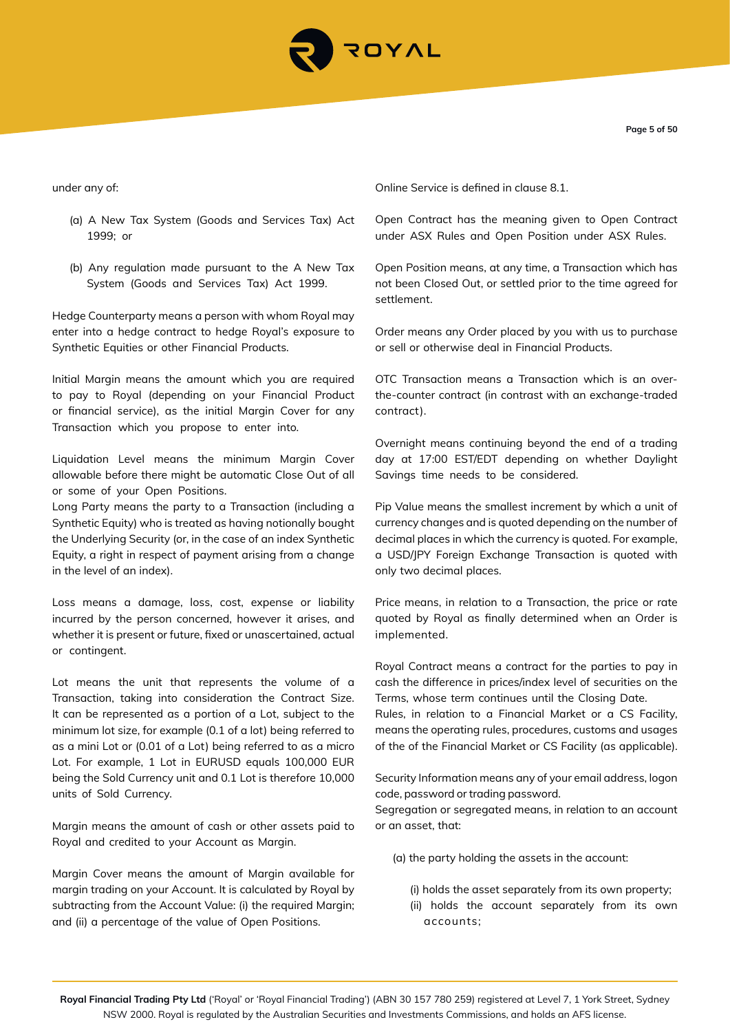under any of:

(a) A New Tax System (Goods and Services Tax) Act 1999; or

(b) Any regulation made pursuant to the A New Tax System (Goods and Services Tax) Act 1999.

Hedge Counterparty means a person with whom Royal may enter into a hedge contract to hedge Royal's exposure to Synthetic Equities or other Financial Products.

Initial Margin means the amount which you are required to pay to Royal (depending on your Financial Product or financial service), as the initial Margin Cover for any Transaction which you propose to enter into.

Liquidation Level means the minimum Margin Cover allowable before there might be automatic Close Out of all or some of your Open Positions.

Long Party means the party to a Transaction (including a Synthetic Equity) who is treated as having notionally bought the Underlying Security (or, in the case of an index Synthetic Equity, a right in respect of payment arising from a change in the level of an index).

Loss means a damage, loss, cost, expense or liability incurred by the person concerned, however it arises, and whether it is present or future, fixed or unascertained, actual or contingent.

Lot means the unit that represents the volume of a Transaction, taking into consideration the Contract Size. It can be represented as a portion of a Lot, subject to the minimum lot size, for example (0.1 of a lot) being referred to as a mini Lot or (0.01 of a Lot) being referred to as a micro Lot. For example, 1 Lot in EURUSD equals 100,000 EUR being the Sold Currency unit and 0.1 Lot is therefore 10,000 units of Sold Currency.

Margin means the amount of cash or other assets paid to Royal and credited to your Account as Margin.

Margin Cover means the amount of Margin available for margin trading on your Account. It is calculated by Royal by subtracting from the Account Value: (i) the required Margin; and (ii) a percentage of the value of Open Positions.

Online Service is defined in clause 8.1.

Open Contract has the meaning given to Open Contract under ASX Rules and Open Position under ASX Rules.

Open Position means, at any time, a Transaction which has not been Closed Out, or settled prior to the time agreed for settlement.

Order means any Order placed by you with us to purchase or sell or otherwise deal in Financial Products.

OTC Transaction means a Transaction which is an over-the-counter contract (in contrast with an exchange-traded contract).

Overnight means continuing beyond the end of a trading day at 17:00 EST/EDT depending on whether Daylight Savings time needs to be considered.

Pip Value means the smallest increment by which a unit of currency changes and is quoted depending on the number of decimal places in which the currency is quoted. For example, a USD/JPY Foreign Exchange Transaction is quoted with only two decimal places.

Price means, in relation to a Transaction, the price or rate quoted by Royal as finally determined when an Order is implemented.

Royal Contract means a contract for the parties to pay in cash the difference in prices/index level of securities on the Terms, whose term continues until the Closing Date.

Rules, in relation to a Financial Market or a CS Facility, means the operating rules, procedures, customs and usages of the of the Financial Market or CS Facility (as applicable).

Security Information means any of your email address, logon code, password or trading password.

Segregation or segregated means, in relation to an account or an asset, that:

(a) the party holding the assets in the account:

(i) holds the asset separately from its own property;
(ii) holds the account separately from its own accounts;

**Royal Financial Trading Pty Ltd** ('Royal' or 'Royal Financial Trading') (ABN 30 157 780 259) registered at Level 7, 1 York Street, Sydney NSW 2000. Royal is regulated by the Australian Securities and Investments Commissions, and holds an AFS license.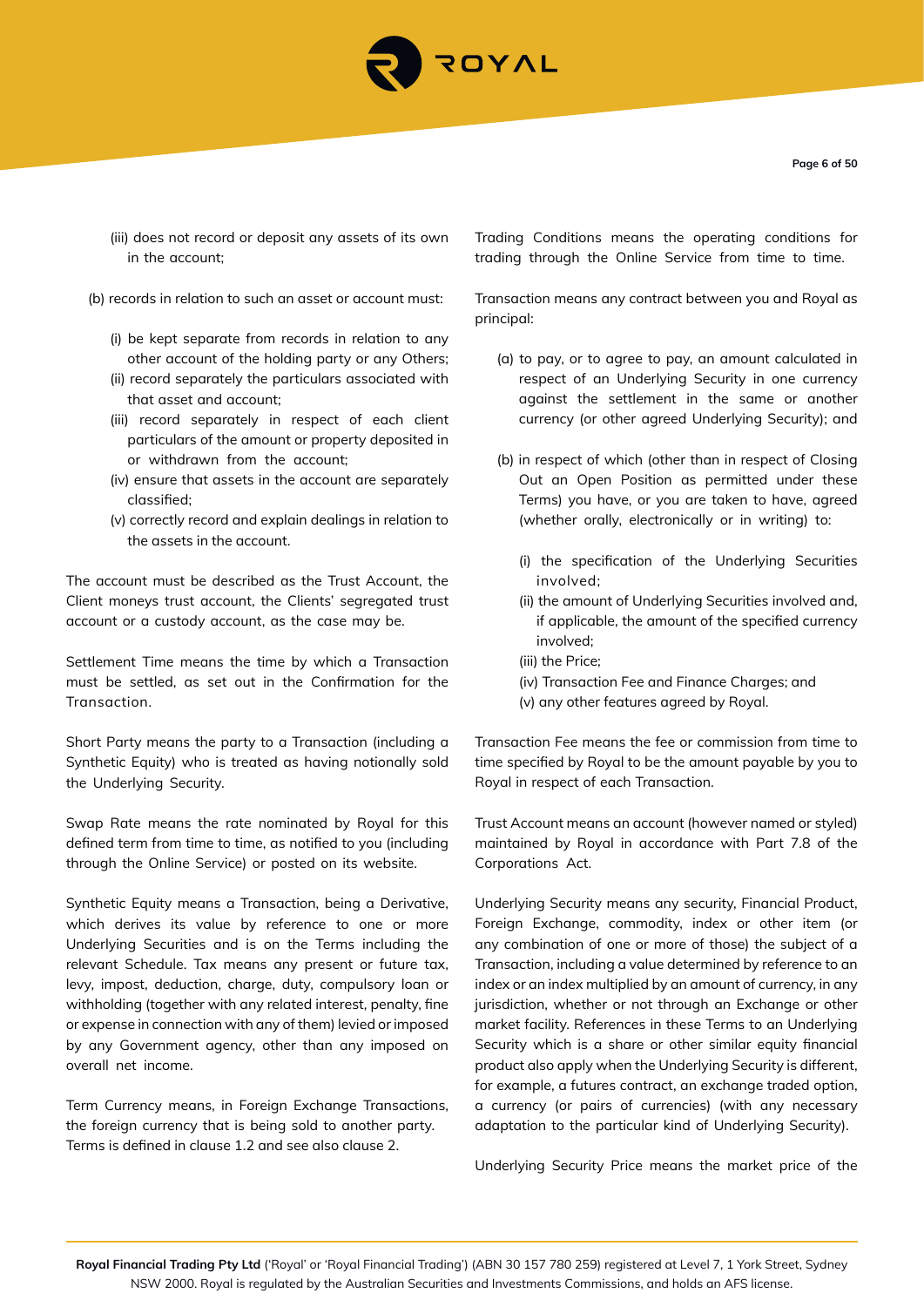(iii) does not record or deposit any assets of its own in the account;

(b) records in relation to such an asset or account must:

(i) be kept separate from records in relation to any other account of the holding party or any Others;
(ii) record separately the particulars associated with that asset and account;
(iii) record separately in respect of each client particulars of the amount or property deposited in or withdrawn from the account;
(iv) ensure that assets in the account are separately classified;
(v) correctly record and explain dealings in relation to the assets in the account.

The account must be described as the Trust Account, the Client moneys trust account, the Clients' segregated trust account or a custody account, as the case may be.

Settlement Time means the time by which a Transaction must be settled, as set out in the Confirmation for the Transaction.

Short Party means the party to a Transaction (including a Synthetic Equity) who is treated as having notionally sold the Underlying Security.

Swap Rate means the rate nominated by Royal for this defined term from time to time, as notified to you (including through the Online Service) or posted on its website.

Synthetic Equity means a Transaction, being a Derivative, which derives its value by reference to one or more Underlying Securities and is on the Terms including the relevant Schedule. Tax means any present or future tax, levy, impost, deduction, charge, duty, compulsory loan or withholding (together with any related interest, penalty, fine or expense in connection with any of them) levied or imposed by any Government agency, other than any imposed on overall net income.

Term Currency means, in Foreign Exchange Transactions, the foreign currency that is being sold to another party. Terms is defined in clause 1.2 and see also clause 2.

Trading Conditions means the operating conditions for trading through the Online Service from time to time.

Transaction means any contract between you and Royal as principal:

(a) to pay, or to agree to pay, an amount calculated in respect of an Underlying Security in one currency against the settlement in the same or another currency (or other agreed Underlying Security); and

(b) in respect of which (other than in respect of Closing Out an Open Position as permitted under these Terms) you have, or you are taken to have, agreed (whether orally, electronically or in writing) to:

(i) the specification of the Underlying Securities involved;
(ii) the amount of Underlying Securities involved and, if applicable, the amount of the specified currency involved;
(iii) the Price;
(iv) Transaction Fee and Finance Charges; and
(v) any other features agreed by Royal.

Transaction Fee means the fee or commission from time to time specified by Royal to be the amount payable by you to Royal in respect of each Transaction.

Trust Account means an account (however named or styled) maintained by Royal in accordance with Part 7.8 of the Corporations Act.

Underlying Security means any security, Financial Product, Foreign Exchange, commodity, index or other item (or any combination of one or more of those) the subject of a Transaction, including a value determined by reference to an index or an index multiplied by an amount of currency, in any jurisdiction, whether or not through an Exchange or other market facility. References in these Terms to an Underlying Security which is a share or other similar equity financial product also apply when the Underlying Security is different, for example, a futures contract, an exchange traded option, a currency (or pairs of currencies) (with any necessary adaptation to the particular kind of Underlying Security).

Underlying Security Price means the market price of the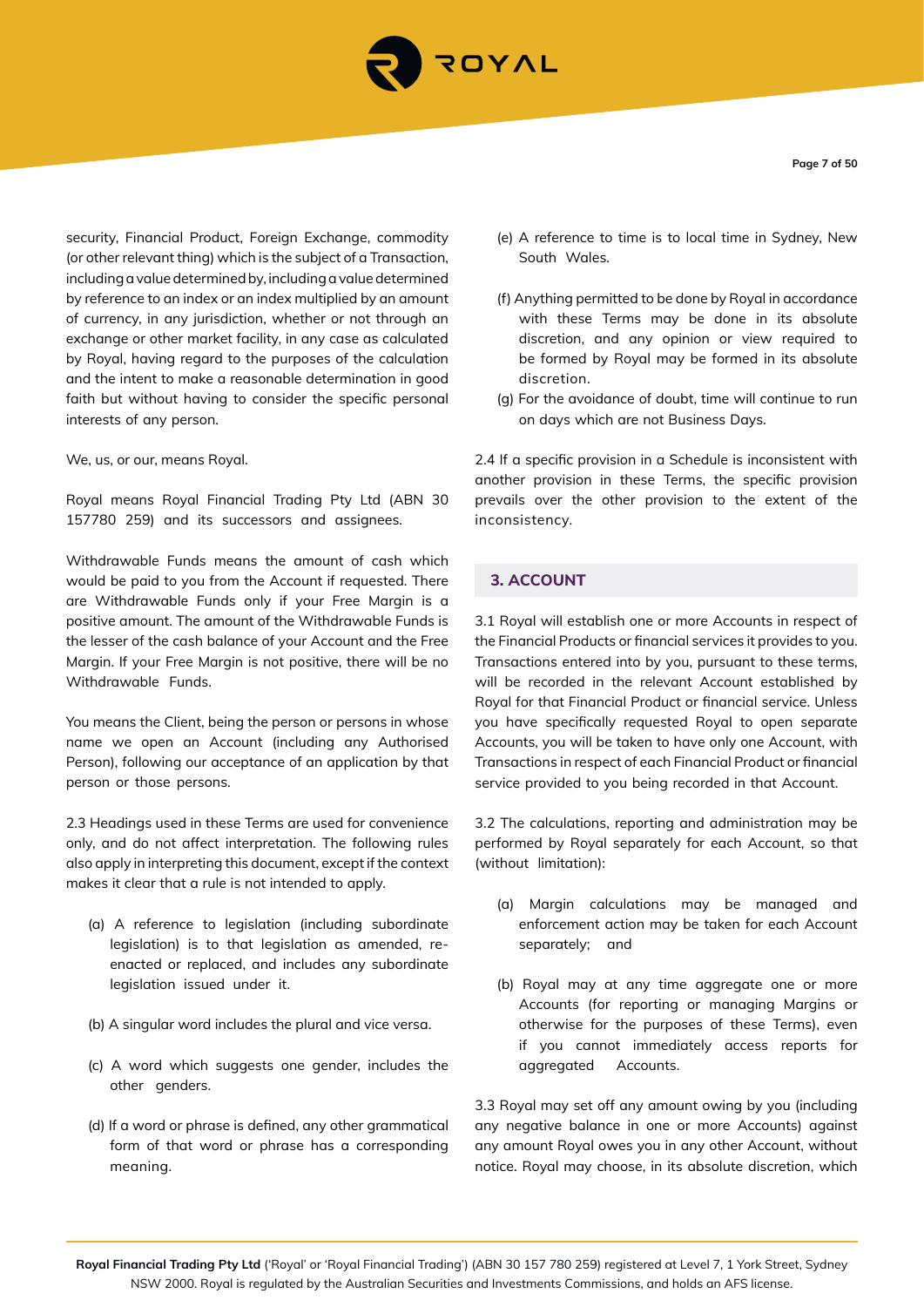security, Financial Product, Foreign Exchange, commodity (or other relevant thing) which is the subject of a Transaction, including a value determined by, including a value determined by reference to an index or an index multiplied by an amount of currency, in any jurisdiction, whether or not through an exchange or other market facility, in any case as calculated by Royal, having regard to the purposes of the calculation and the intent to make a reasonable determination in good faith but without having to consider the specific personal interests of any person.

We, us, or our, means Royal.

Royal means Royal Financial Trading Pty Ltd (ABN 30 157780 259) and its successors and assignees.

Withdrawable Funds means the amount of cash which would be paid to you from the Account if requested. There are Withdrawable Funds only if your Free Margin is a positive amount. The amount of the Withdrawable Funds is the lesser of the cash balance of your Account and the Free Margin. If your Free Margin is not positive, there will be no Withdrawable Funds.

You means the Client, being the person or persons in whose name we open an Account (including any Authorised Person), following our acceptance of an application by that person or those persons.

2.3 Headings used in these Terms are used for convenience only, and do not affect interpretation. The following rules also apply in interpreting this document, except if the context makes it clear that a rule is not intended to apply.

(a) A reference to legislation (including subordinate legislation) is to that legislation as amended, re-enacted or replaced, and includes any subordinate legislation issued under it.

(b) A singular word includes the plural and vice versa.

(c) A word which suggests one gender, includes the other genders.

(d) If a word or phrase is defined, any other grammatical form of that word or phrase has a corresponding meaning.

(e) A reference to time is to local time in Sydney, New South Wales.

(f) Anything permitted to be done by Royal in accordance with these Terms may be done in its absolute discretion, and any opinion or view required to be formed by Royal may be formed in its absolute discretion.

(g) For the avoidance of doubt, time will continue to run on days which are not Business Days.

2.4 If a specific provision in a Schedule is inconsistent with another provision in these Terms, the specific provision prevails over the other provision to the extent of the inconsistency.

## 3. ACCOUNT

3.1 Royal will establish one or more Accounts in respect of the Financial Products or financial services it provides to you. Transactions entered into by you, pursuant to these terms, will be recorded in the relevant Account established by Royal for that Financial Product or financial service. Unless you have specifically requested Royal to open separate Accounts, you will be taken to have only one Account, with Transactions in respect of each Financial Product or financial service provided to you being recorded in that Account.

3.2 The calculations, reporting and administration may be performed by Royal separately for each Account, so that (without limitation):

(a) Margin calculations may be managed and enforcement action may be taken for each Account separately; and

(b) Royal may at any time aggregate one or more Accounts (for reporting or managing Margins or otherwise for the purposes of these Terms), even if you cannot immediately access reports for aggregated Accounts.

3.3 Royal may set off any amount owing by you (including any negative balance in one or more Accounts) against any amount Royal owes you in any other Account, without notice. Royal may choose, in its absolute discretion, which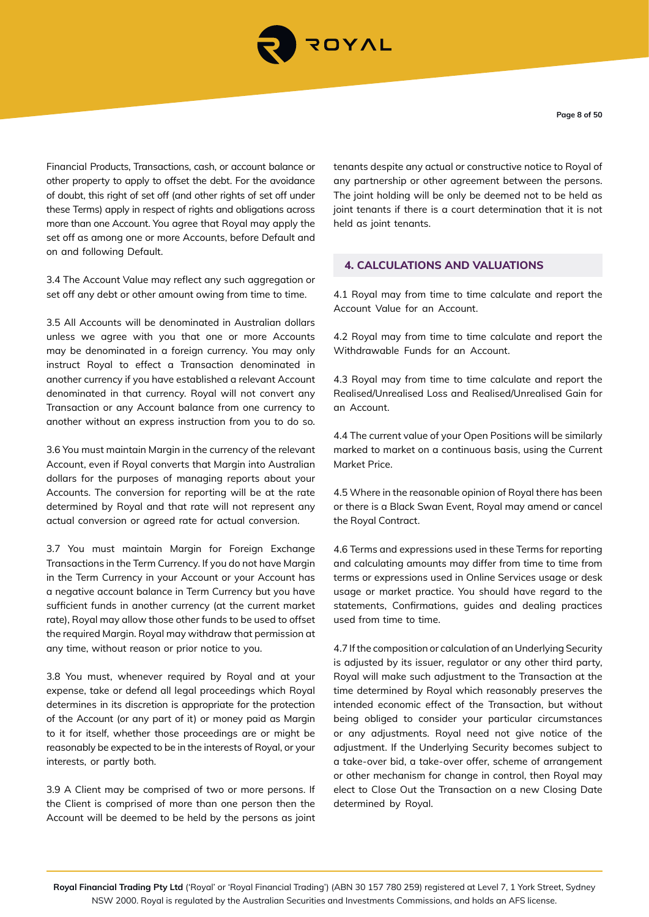Financial Products, Transactions, cash, or account balance or other property to apply to offset the debt. For the avoidance of doubt, this right of set off (and other rights of set off under these Terms) apply in respect of rights and obligations across more than one Account. You agree that Royal may apply the set off as among one or more Accounts, before Default and on and following Default.

3.4 The Account Value may reflect any such aggregation or set off any debt or other amount owing from time to time.

3.5 All Accounts will be denominated in Australian dollars unless we agree with you that one or more Accounts may be denominated in a foreign currency. You may only instruct Royal to effect a Transaction denominated in another currency if you have established a relevant Account denominated in that currency. Royal will not convert any Transaction or any Account balance from one currency to another without an express instruction from you to do so.

3.6 You must maintain Margin in the currency of the relevant Account, even if Royal converts that Margin into Australian dollars for the purposes of managing reports about your Accounts. The conversion for reporting will be at the rate determined by Royal and that rate will not represent any actual conversion or agreed rate for actual conversion.

3.7 You must maintain Margin for Foreign Exchange Transactions in the Term Currency. If you do not have Margin in the Term Currency in your Account or your Account has a negative account balance in Term Currency but you have sufficient funds in another currency (at the current market rate), Royal may allow those other funds to be used to offset the required Margin. Royal may withdraw that permission at any time, without reason or prior notice to you.

3.8 You must, whenever required by Royal and at your expense, take or defend all legal proceedings which Royal determines in its discretion is appropriate for the protection of the Account (or any part of it) or money paid as Margin to it for itself, whether those proceedings are or might be reasonably be expected to be in the interests of Royal, or your interests, or partly both.

3.9 A Client may be comprised of two or more persons. If the Client is comprised of more than one person then the Account will be deemed to be held by the persons as joint tenants despite any actual or constructive notice to Royal of any partnership or other agreement between the persons. The joint holding will be only be deemed not to be held as joint tenants if there is a court determination that it is not held as joint tenants.

## 4. CALCULATIONS AND VALUATIONS

4.1 Royal may from time to time calculate and report the Account Value for an Account.

4.2 Royal may from time to time calculate and report the Withdrawable Funds for an Account.

4.3 Royal may from time to time calculate and report the Realised/Unrealised Loss and Realised/Unrealised Gain for an Account.

4.4 The current value of your Open Positions will be similarly marked to market on a continuous basis, using the Current Market Price.

4.5 Where in the reasonable opinion of Royal there has been or there is a Black Swan Event, Royal may amend or cancel the Royal Contract.

4.6 Terms and expressions used in these Terms for reporting and calculating amounts may differ from time to time from terms or expressions used in Online Services usage or desk usage or market practice. You should have regard to the statements, Confirmations, guides and dealing practices used from time to time.

4.7 If the composition or calculation of an Underlying Security is adjusted by its issuer, regulator or any other third party, Royal will make such adjustment to the Transaction at the time determined by Royal which reasonably preserves the intended economic effect of the Transaction, but without being obliged to consider your particular circumstances or any adjustments. Royal need not give notice of the adjustment. If the Underlying Security becomes subject to a take-over bid, a take-over offer, scheme of arrangement or other mechanism for change in control, then Royal may elect to Close Out the Transaction on a new Closing Date determined by Royal.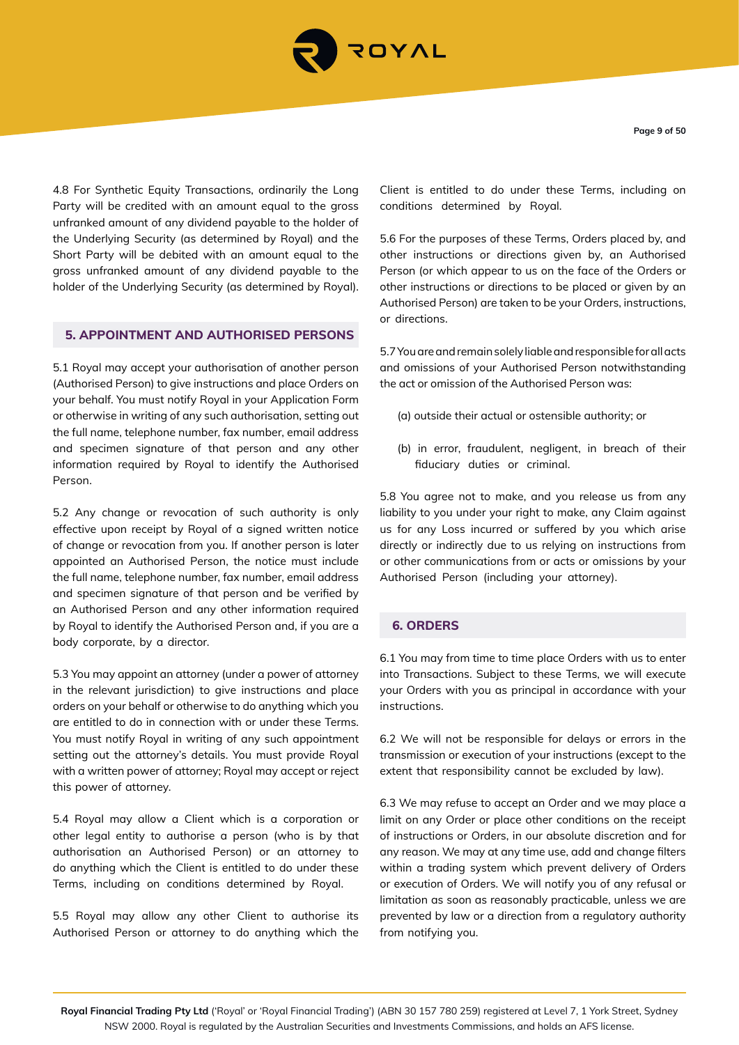4.8 For Synthetic Equity Transactions, ordinarily the Long Party will be credited with an amount equal to the gross unfranked amount of any dividend payable to the holder of the Underlying Security (as determined by Royal) and the Short Party will be debited with an amount equal to the gross unfranked amount of any dividend payable to the holder of the Underlying Security (as determined by Royal).

## 5. APPOINTMENT AND AUTHORISED PERSONS

5.1 Royal may accept your authorisation of another person (Authorised Person) to give instructions and place Orders on your behalf. You must notify Royal in your Application Form or otherwise in writing of any such authorisation, setting out the full name, telephone number, fax number, email address and specimen signature of that person and any other information required by Royal to identify the Authorised Person.

5.2 Any change or revocation of such authority is only effective upon receipt by Royal of a signed written notice of change or revocation from you. If another person is later appointed an Authorised Person, the notice must include the full name, telephone number, fax number, email address and specimen signature of that person and be verified by an Authorised Person and any other information required by Royal to identify the Authorised Person and, if you are a body corporate, by a director.

5.3 You may appoint an attorney (under a power of attorney in the relevant jurisdiction) to give instructions and place orders on your behalf or otherwise to do anything which you are entitled to do in connection with or under these Terms. You must notify Royal in writing of any such appointment setting out the attorney's details. You must provide Royal with a written power of attorney; Royal may accept or reject this power of attorney.

5.4 Royal may allow a Client which is a corporation or other legal entity to authorise a person (who is by that authorisation an Authorised Person) or an attorney to do anything which the Client is entitled to do under these Terms, including on conditions determined by Royal.

5.5 Royal may allow any other Client to authorise its Authorised Person or attorney to do anything which the Client is entitled to do under these Terms, including on conditions determined by Royal.

5.6 For the purposes of these Terms, Orders placed by, and other instructions or directions given by, an Authorised Person (or which appear to us on the face of the Orders or other instructions or directions to be placed or given by an Authorised Person) are taken to be your Orders, instructions, or directions.

5.7 You are and remain solely liable and responsible for all acts and omissions of your Authorised Person notwithstanding the act or omission of the Authorised Person was:

(a) outside their actual or ostensible authority; or

(b) in error, fraudulent, negligent, in breach of their fiduciary duties or criminal.

5.8 You agree not to make, and you release us from any liability to you under your right to make, any Claim against us for any Loss incurred or suffered by you which arise directly or indirectly due to us relying on instructions from or other communications from or acts or omissions by your Authorised Person (including your attorney).

## 6. ORDERS

6.1 You may from time to time place Orders with us to enter into Transactions. Subject to these Terms, we will execute your Orders with you as principal in accordance with your instructions.

6.2 We will not be responsible for delays or errors in the transmission or execution of your instructions (except to the extent that responsibility cannot be excluded by law).

6.3 We may refuse to accept an Order and we may place a limit on any Order or place other conditions on the receipt of instructions or Orders, in our absolute discretion and for any reason. We may at any time use, add and change filters within a trading system which prevent delivery of Orders or execution of Orders. We will notify you of any refusal or limitation as soon as reasonably practicable, unless we are prevented by law or a direction from a regulatory authority from notifying you.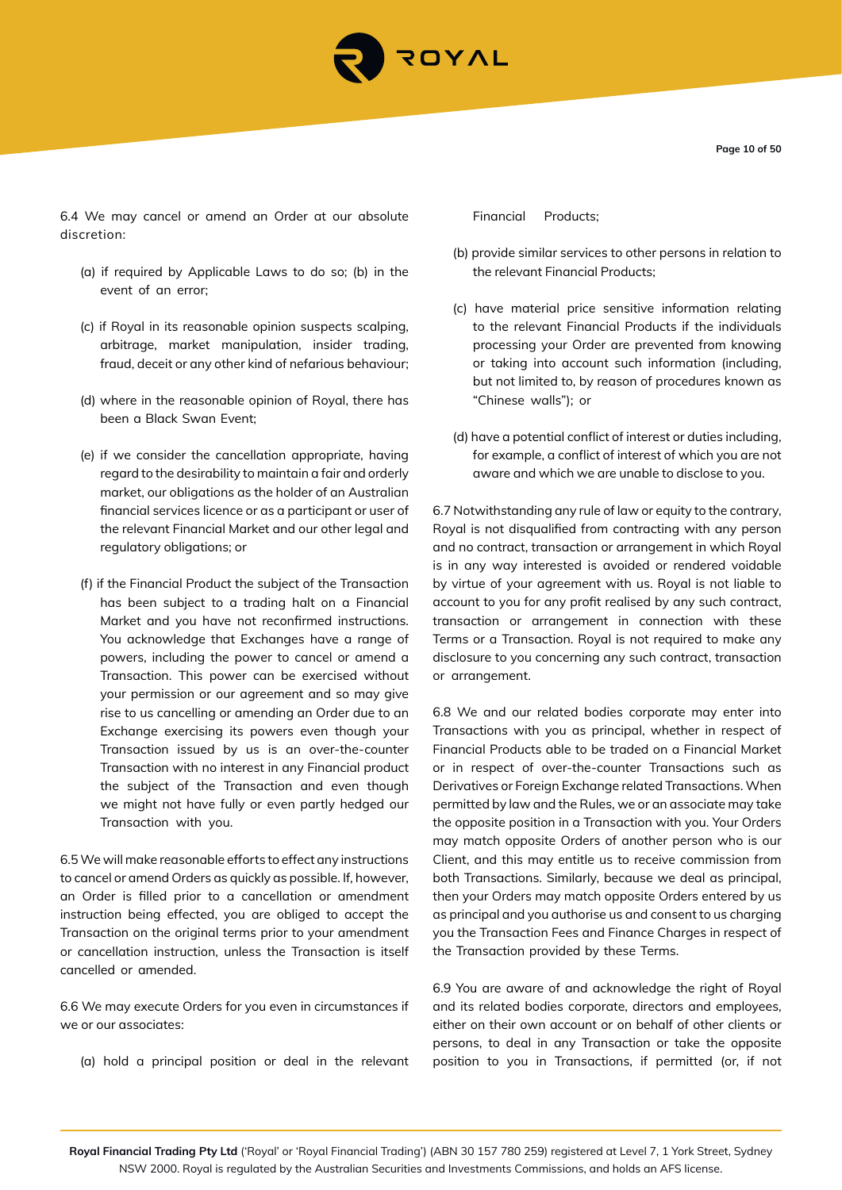6.4 We may cancel or amend an Order at our absolute discretion:

(a) if required by Applicable Laws to do so; (b) in the event of an error;

(c) if Royal in its reasonable opinion suspects scalping, arbitrage, market manipulation, insider trading, fraud, deceit or any other kind of nefarious behaviour;

(d) where in the reasonable opinion of Royal, there has been a Black Swan Event;

(e) if we consider the cancellation appropriate, having regard to the desirability to maintain a fair and orderly market, our obligations as the holder of an Australian financial services licence or as a participant or user of the relevant Financial Market and our other legal and regulatory obligations; or

(f) if the Financial Product the subject of the Transaction has been subject to a trading halt on a Financial Market and you have not reconfirmed instructions. You acknowledge that Exchanges have a range of powers, including the power to cancel or amend a Transaction. This power can be exercised without your permission or our agreement and so may give rise to us cancelling or amending an Order due to an Exchange exercising its powers even though your Transaction issued by us is an over-the-counter Transaction with no interest in any Financial product the subject of the Transaction and even though we might not have fully or even partly hedged our Transaction with you.

6.5 We will make reasonable efforts to effect any instructions to cancel or amend Orders as quickly as possible. If, however, an Order is filled prior to a cancellation or amendment instruction being effected, you are obliged to accept the Transaction on the original terms prior to your amendment or cancellation instruction, unless the Transaction is itself cancelled or amended.

6.6 We may execute Orders for you even in circumstances if we or our associates:

(a) hold a principal position or deal in the relevant Financial Products;

(b) provide similar services to other persons in relation to the relevant Financial Products;

(c) have material price sensitive information relating to the relevant Financial Products if the individuals processing your Order are prevented from knowing or taking into account such information (including, but not limited to, by reason of procedures known as "Chinese walls"); or

(d) have a potential conflict of interest or duties including, for example, a conflict of interest of which you are not aware and which we are unable to disclose to you.

6.7 Notwithstanding any rule of law or equity to the contrary, Royal is not disqualified from contracting with any person and no contract, transaction or arrangement in which Royal is in any way interested is avoided or rendered voidable by virtue of your agreement with us. Royal is not liable to account to you for any profit realised by any such contract, transaction or arrangement in connection with these Terms or a Transaction. Royal is not required to make any disclosure to you concerning any such contract, transaction or arrangement.

6.8 We and our related bodies corporate may enter into Transactions with you as principal, whether in respect of Financial Products able to be traded on a Financial Market or in respect of over-the-counter Transactions such as Derivatives or Foreign Exchange related Transactions. When permitted by law and the Rules, we or an associate may take the opposite position in a Transaction with you. Your Orders may match opposite Orders of another person who is our Client, and this may entitle us to receive commission from both Transactions. Similarly, because we deal as principal, then your Orders may match opposite Orders entered by us as principal and you authorise us and consent to us charging you the Transaction Fees and Finance Charges in respect of the Transaction provided by these Terms.

6.9 You are aware of and acknowledge the right of Royal and its related bodies corporate, directors and employees, either on their own account or on behalf of other clients or persons, to deal in any Transaction or take the opposite position to you in Transactions, if permitted (or, if not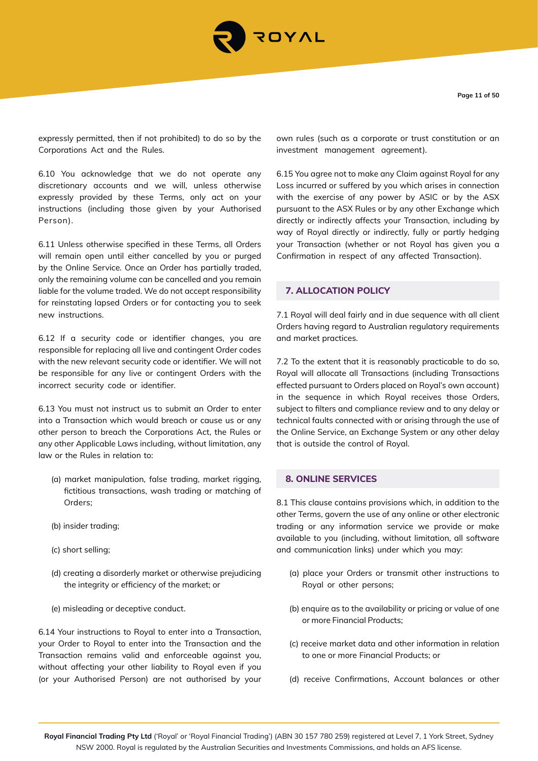expressly permitted, then if not prohibited) to do so by the Corporations Act and the Rules.

6.10 You acknowledge that we do not operate any discretionary accounts and we will, unless otherwise expressly provided by these Terms, only act on your instructions (including those given by your Authorised Person).

6.11 Unless otherwise specified in these Terms, all Orders will remain open until either cancelled by you or purged by the Online Service. Once an Order has partially traded, only the remaining volume can be cancelled and you remain liable for the volume traded. We do not accept responsibility for reinstating lapsed Orders or for contacting you to seek new instructions.

6.12 If a security code or identifier changes, you are responsible for replacing all live and contingent Order codes with the new relevant security code or identifier. We will not be responsible for any live or contingent Orders with the incorrect security code or identifier.

6.13 You must not instruct us to submit an Order to enter into a Transaction which would breach or cause us or any other person to breach the Corporations Act, the Rules or any other Applicable Laws including, without limitation, any law or the Rules in relation to:

(a) market manipulation, false trading, market rigging, fictitious transactions, wash trading or matching of Orders;

(b) insider trading;

(c) short selling;

(d) creating a disorderly market or otherwise prejudicing the integrity or efficiency of the market; or

(e) misleading or deceptive conduct.

6.14 Your instructions to Royal to enter into a Transaction, your Order to Royal to enter into the Transaction and the Transaction remains valid and enforceable against you, without affecting your other liability to Royal even if you (or your Authorised Person) are not authorised by your own rules (such as a corporate or trust constitution or an investment management agreement).

6.15 You agree not to make any Claim against Royal for any Loss incurred or suffered by you which arises in connection with the exercise of any power by ASIC or by the ASX pursuant to the ASX Rules or by any other Exchange which directly or indirectly affects your Transaction, including by way of Royal directly or indirectly, fully or partly hedging your Transaction (whether or not Royal has given you a Confirmation in respect of any affected Transaction).

## 7. ALLOCATION POLICY

7.1 Royal will deal fairly and in due sequence with all client Orders having regard to Australian regulatory requirements and market practices.

7.2 To the extent that it is reasonably practicable to do so, Royal will allocate all Transactions (including Transactions effected pursuant to Orders placed on Royal's own account) in the sequence in which Royal receives those Orders, subject to filters and compliance review and to any delay or technical faults connected with or arising through the use of the Online Service, an Exchange System or any other delay that is outside the control of Royal.

## 8. ONLINE SERVICES

8.1 This clause contains provisions which, in addition to the other Terms, govern the use of any online or other electronic trading or any information service we provide or make available to you (including, without limitation, all software and communication links) under which you may:

(a) place your Orders or transmit other instructions to Royal or other persons;

(b) enquire as to the availability or pricing or value of one or more Financial Products;

(c) receive market data and other information in relation to one or more Financial Products; or

(d) receive Confirmations, Account balances or other

**Royal Financial Trading Pty Ltd** ('Royal' or 'Royal Financial Trading') (ABN 30 157 780 259) registered at Level 7, 1 York Street, Sydney NSW 2000. Royal is regulated by the Australian Securities and Investments Commissions, and holds an AFS license.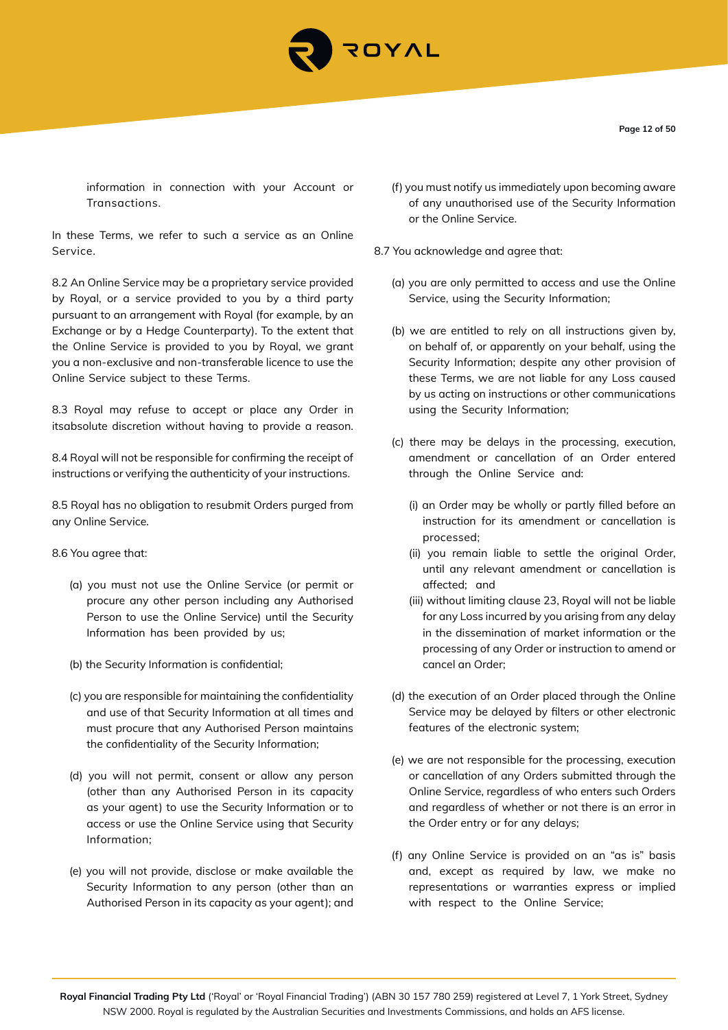information in connection with your Account or Transactions.

In these Terms, we refer to such a service as an Online Service.

8.2 An Online Service may be a proprietary service provided by Royal, or a service provided to you by a third party pursuant to an arrangement with Royal (for example, by an Exchange or by a Hedge Counterparty). To the extent that the Online Service is provided to you by Royal, we grant you a non-exclusive and non-transferable licence to use the Online Service subject to these Terms.

8.3 Royal may refuse to accept or place any Order in itsabsolute discretion without having to provide a reason.

8.4 Royal will not be responsible for confirming the receipt of instructions or verifying the authenticity of your instructions.

8.5 Royal has no obligation to resubmit Orders purged from any Online Service.

8.6 You agree that:

(a) you must not use the Online Service (or permit or procure any other person including any Authorised Person to use the Online Service) until the Security Information has been provided by us;

(b) the Security Information is confidential;

(c) you are responsible for maintaining the confidentiality and use of that Security Information at all times and must procure that any Authorised Person maintains the confidentiality of the Security Information;

(d) you will not permit, consent or allow any person (other than any Authorised Person in its capacity as your agent) to use the Security Information or to access or use the Online Service using that Security Information;

(e) you will not provide, disclose or make available the Security Information to any person (other than an Authorised Person in its capacity as your agent); and

(f) you must notify us immediately upon becoming aware of any unauthorised use of the Security Information or the Online Service.

8.7 You acknowledge and agree that:

(a) you are only permitted to access and use the Online Service, using the Security Information;

(b) we are entitled to rely on all instructions given by, on behalf of, or apparently on your behalf, using the Security Information; despite any other provision of these Terms, we are not liable for any Loss caused by us acting on instructions or other communications using the Security Information;

(c) there may be delays in the processing, execution, amendment or cancellation of an Order entered through the Online Service and:

(i) an Order may be wholly or partly filled before an instruction for its amendment or cancellation is processed;

(ii) you remain liable to settle the original Order, until any relevant amendment or cancellation is affected; and

(iii) without limiting clause 23, Royal will not be liable for any Loss incurred by you arising from any delay in the dissemination of market information or the processing of any Order or instruction to amend or cancel an Order;

(d) the execution of an Order placed through the Online Service may be delayed by filters or other electronic features of the electronic system;

(e) we are not responsible for the processing, execution or cancellation of any Orders submitted through the Online Service, regardless of who enters such Orders and regardless of whether or not there is an error in the Order entry or for any delays;

(f) any Online Service is provided on an "as is" basis and, except as required by law, we make no representations or warranties express or implied with respect to the Online Service;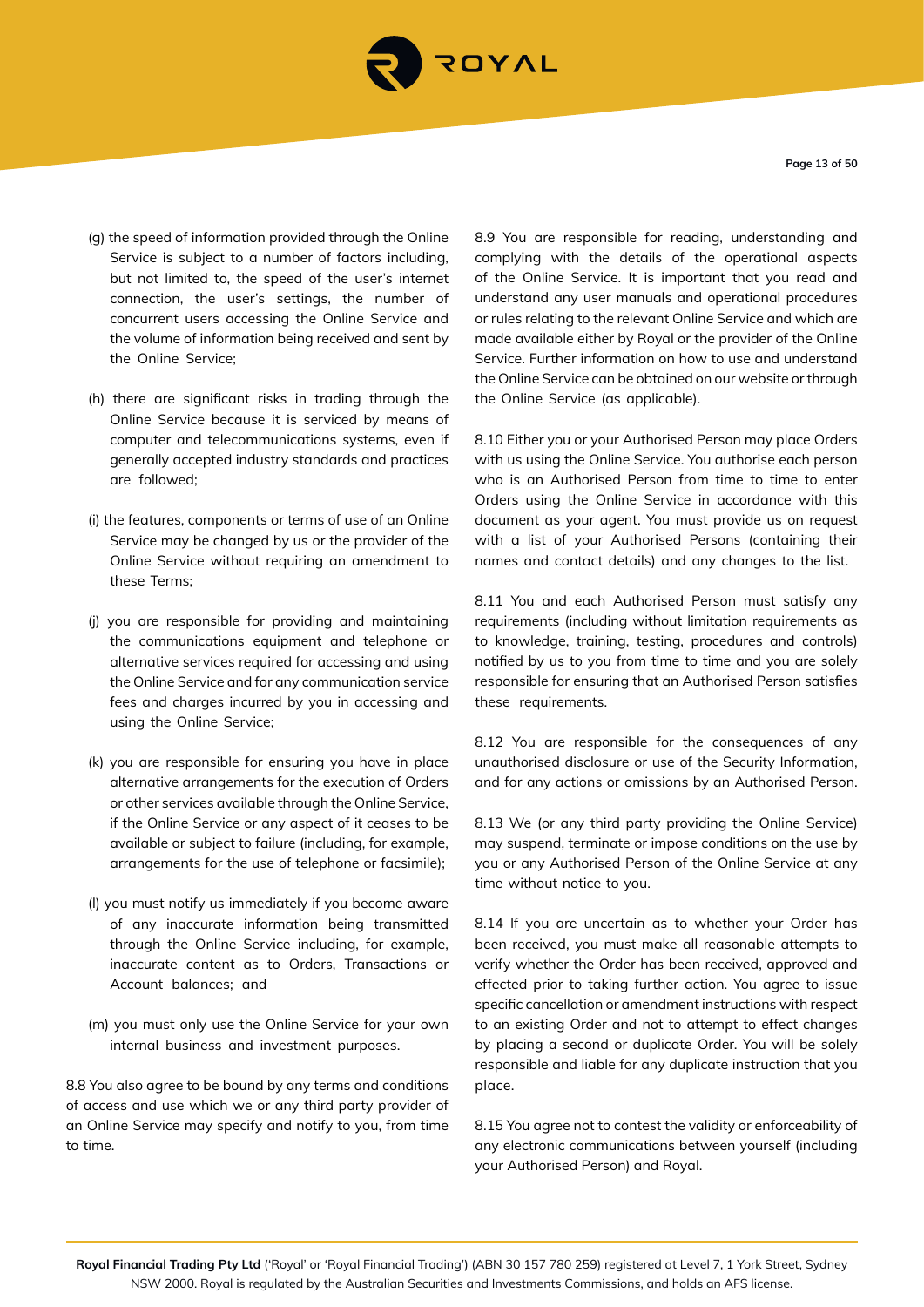(g) the speed of information provided through the Online Service is subject to a number of factors including, but not limited to, the speed of the user's internet connection, the user's settings, the number of concurrent users accessing the Online Service and the volume of information being received and sent by the Online Service;

(h) there are significant risks in trading through the Online Service because it is serviced by means of computer and telecommunications systems, even if generally accepted industry standards and practices are followed;

(i) the features, components or terms of use of an Online Service may be changed by us or the provider of the Online Service without requiring an amendment to these Terms;

(j) you are responsible for providing and maintaining the communications equipment and telephone or alternative services required for accessing and using the Online Service and for any communication service fees and charges incurred by you in accessing and using the Online Service;

(k) you are responsible for ensuring you have in place alternative arrangements for the execution of Orders or other services available through the Online Service, if the Online Service or any aspect of it ceases to be available or subject to failure (including, for example, arrangements for the use of telephone or facsimile);

(l) you must notify us immediately if you become aware of any inaccurate information being transmitted through the Online Service including, for example, inaccurate content as to Orders, Transactions or Account balances; and

(m) you must only use the Online Service for your own internal business and investment purposes.

8.8 You also agree to be bound by any terms and conditions of access and use which we or any third party provider of an Online Service may specify and notify to you, from time to time.

8.9 You are responsible for reading, understanding and complying with the details of the operational aspects of the Online Service. It is important that you read and understand any user manuals and operational procedures or rules relating to the relevant Online Service and which are made available either by Royal or the provider of the Online Service. Further information on how to use and understand the Online Service can be obtained on our website or through the Online Service (as applicable).

8.10 Either you or your Authorised Person may place Orders with us using the Online Service. You authorise each person who is an Authorised Person from time to time to enter Orders using the Online Service in accordance with this document as your agent. You must provide us on request with a list of your Authorised Persons (containing their names and contact details) and any changes to the list.

8.11 You and each Authorised Person must satisfy any requirements (including without limitation requirements as to knowledge, training, testing, procedures and controls) notified by us to you from time to time and you are solely responsible for ensuring that an Authorised Person satisfies these requirements.

8.12 You are responsible for the consequences of any unauthorised disclosure or use of the Security Information, and for any actions or omissions by an Authorised Person.

8.13 We (or any third party providing the Online Service) may suspend, terminate or impose conditions on the use by you or any Authorised Person of the Online Service at any time without notice to you.

8.14 If you are uncertain as to whether your Order has been received, you must make all reasonable attempts to verify whether the Order has been received, approved and effected prior to taking further action. You agree to issue specific cancellation or amendment instructions with respect to an existing Order and not to attempt to effect changes by placing a second or duplicate Order. You will be solely responsible and liable for any duplicate instruction that you place.

8.15 You agree not to contest the validity or enforceability of any electronic communications between yourself (including your Authorised Person) and Royal.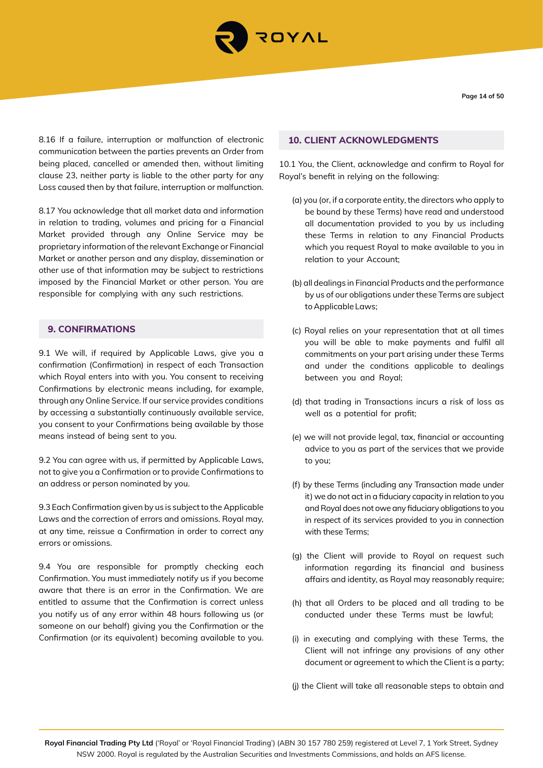8.16 If a failure, interruption or malfunction of electronic communication between the parties prevents an Order from being placed, cancelled or amended then, without limiting clause 23, neither party is liable to the other party for any Loss caused then by that failure, interruption or malfunction.

8.17 You acknowledge that all market data and information in relation to trading, volumes and pricing for a Financial Market provided through any Online Service may be proprietary information of the relevant Exchange or Financial Market or another person and any display, dissemination or other use of that information may be subject to restrictions imposed by the Financial Market or other person. You are responsible for complying with any such restrictions.

## 9. CONFIRMATIONS

9.1 We will, if required by Applicable Laws, give you a confirmation (Confirmation) in respect of each Transaction which Royal enters into with you. You consent to receiving Confirmations by electronic means including, for example, through any Online Service. If our service provides conditions by accessing a substantially continuously available service, you consent to your Confirmations being available by those means instead of being sent to you.

9.2 You can agree with us, if permitted by Applicable Laws, not to give you a Confirmation or to provide Confirmations to an address or person nominated by you.

9.3 Each Confirmation given by us is subject to the Applicable Laws and the correction of errors and omissions. Royal may, at any time, reissue a Confirmation in order to correct any errors or omissions.

9.4 You are responsible for promptly checking each Confirmation. You must immediately notify us if you become aware that there is an error in the Confirmation. We are entitled to assume that the Confirmation is correct unless you notify us of any error within 48 hours following us (or someone on our behalf) giving you the Confirmation or the Confirmation (or its equivalent) becoming available to you.

## 10. CLIENT ACKNOWLEDGMENTS

10.1 You, the Client, acknowledge and confirm to Royal for Royal's benefit in relying on the following:

(a) you (or, if a corporate entity, the directors who apply to be bound by these Terms) have read and understood all documentation provided to you by us including these Terms in relation to any Financial Products which you request Royal to make available to you in relation to your Account;

(b) all dealings in Financial Products and the performance by us of our obligations under these Terms are subject to Applicable Laws;

(c) Royal relies on your representation that at all times you will be able to make payments and fulfil all commitments on your part arising under these Terms and under the conditions applicable to dealings between you and Royal;

(d) that trading in Transactions incurs a risk of loss as well as a potential for profit;

(e) we will not provide legal, tax, financial or accounting advice to you as part of the services that we provide to you;

(f) by these Terms (including any Transaction made under it) we do not act in a fiduciary capacity in relation to you and Royal does not owe any fiduciary obligations to you in respect of its services provided to you in connection with these Terms;

(g) the Client will provide to Royal on request such information regarding its financial and business affairs and identity, as Royal may reasonably require;

(h) that all Orders to be placed and all trading to be conducted under these Terms must be lawful;

(i) in executing and complying with these Terms, the Client will not infringe any provisions of any other document or agreement to which the Client is a party;

(j) the Client will take all reasonable steps to obtain and

**Royal Financial Trading Pty Ltd** ('Royal' or 'Royal Financial Trading') (ABN 30 157 780 259) registered at Level 7, 1 York Street, Sydney NSW 2000. Royal is regulated by the Australian Securities and Investments Commissions, and holds an AFS license.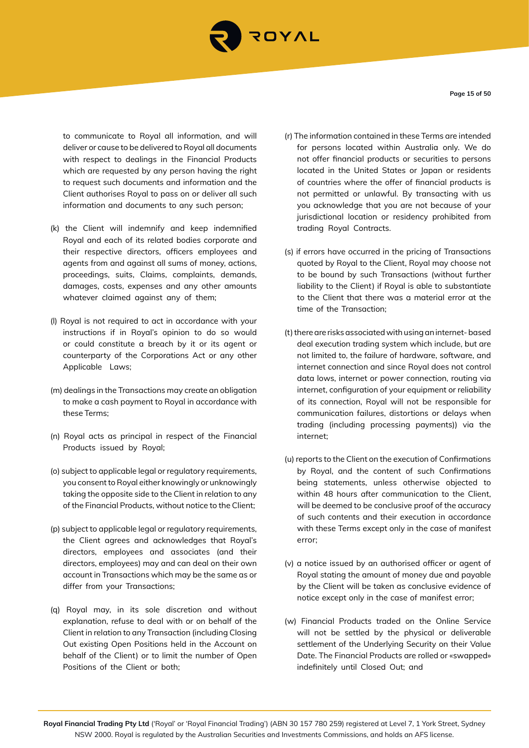to communicate to Royal all information, and will deliver or cause to be delivered to Royal all documents with respect to dealings in the Financial Products which are requested by any person having the right to request such documents and information and the Client authorises Royal to pass on or deliver all such information and documents to any such person;

(k) the Client will indemnify and keep indemnified Royal and each of its related bodies corporate and their respective directors, officers employees and agents from and against all sums of money, actions, proceedings, suits, Claims, complaints, demands, damages, costs, expenses and any other amounts whatever claimed against any of them;

(l) Royal is not required to act in accordance with your instructions if in Royal's opinion to do so would or could constitute a breach by it or its agent or counterparty of the Corporations Act or any other Applicable Laws;

(m) dealings in the Transactions may create an obligation to make a cash payment to Royal in accordance with these Terms;

(n) Royal acts as principal in respect of the Financial Products issued by Royal;

(o) subject to applicable legal or regulatory requirements, you consent to Royal either knowingly or unknowingly taking the opposite side to the Client in relation to any of the Financial Products, without notice to the Client;

(p) subject to applicable legal or regulatory requirements, the Client agrees and acknowledges that Royal's directors, employees and associates (and their directors, employees) may and can deal on their own account in Transactions which may be the same as or differ from your Transactions;

(q) Royal may, in its sole discretion and without explanation, refuse to deal with or on behalf of the Client in relation to any Transaction (including Closing Out existing Open Positions held in the Account on behalf of the Client) or to limit the number of Open Positions of the Client or both;

(r) The information contained in these Terms are intended for persons located within Australia only. We do not offer financial products or securities to persons located in the United States or Japan or residents of countries where the offer of financial products is not permitted or unlawful. By transacting with us you acknowledge that you are not because of your jurisdictional location or residency prohibited from trading Royal Contracts.

(s) if errors have occurred in the pricing of Transactions quoted by Royal to the Client, Royal may choose not to be bound by such Transactions (without further liability to the Client) if Royal is able to substantiate to the Client that there was a material error at the time of the Transaction;

(t) there are risks associated with using an internet- based deal execution trading system which include, but are not limited to, the failure of hardware, software, and internet connection and since Royal does not control data lows, internet or power connection, routing via internet, configuration of your equipment or reliability of its connection, Royal will not be responsible for communication failures, distortions or delays when trading (including processing payments)) via the internet;

(u) reports to the Client on the execution of Confirmations by Royal, and the content of such Confirmations being statements, unless otherwise objected to within 48 hours after communication to the Client, will be deemed to be conclusive proof of the accuracy of such contents and their execution in accordance with these Terms except only in the case of manifest error;

(v) a notice issued by an authorised officer or agent of Royal stating the amount of money due and payable by the Client will be taken as conclusive evidence of notice except only in the case of manifest error;

(w) Financial Products traded on the Online Service will not be settled by the physical or deliverable settlement of the Underlying Security on their Value Date. The Financial Products are rolled or «swapped» indefinitely until Closed Out; and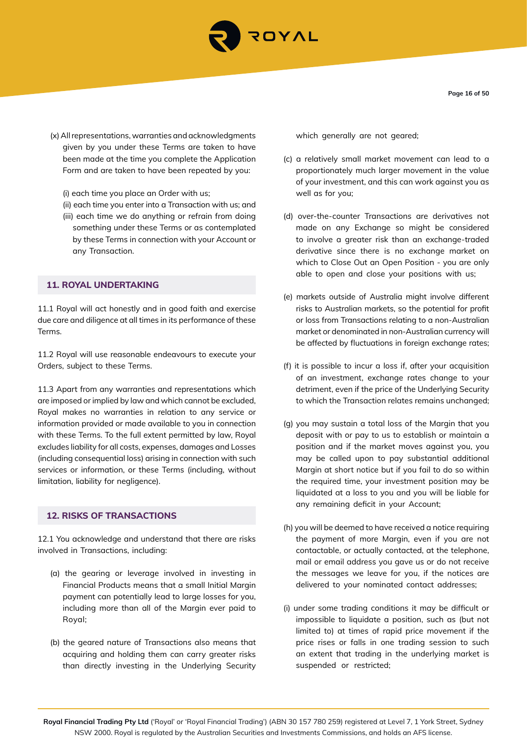(x) All representations, warranties and acknowledgments given by you under these Terms are taken to have been made at the time you complete the Application Form and are taken to have been repeated by you:

(i) each time you place an Order with us;
(ii) each time you enter into a Transaction with us; and
(iii) each time we do anything or refrain from doing something under these Terms or as contemplated by these Terms in connection with your Account or any Transaction.

## 11. ROYAL UNDERTAKING

11.1 Royal will act honestly and in good faith and exercise due care and diligence at all times in its performance of these Terms.

11.2 Royal will use reasonable endeavours to execute your Orders, subject to these Terms.

11.3 Apart from any warranties and representations which are imposed or implied by law and which cannot be excluded, Royal makes no warranties in relation to any service or information provided or made available to you in connection with these Terms. To the full extent permitted by law, Royal excludes liability for all costs, expenses, damages and Losses (including consequential loss) arising in connection with such services or information, or these Terms (including, without limitation, liability for negligence).

## 12. RISKS OF TRANSACTIONS

12.1 You acknowledge and understand that there are risks involved in Transactions, including:

(a) the gearing or leverage involved in investing in Financial Products means that a small Initial Margin payment can potentially lead to large losses for you, including more than all of the Margin ever paid to Royal;

(b) the geared nature of Transactions also means that acquiring and holding them can carry greater risks than directly investing in the Underlying Security which generally are not geared;

(c) a relatively small market movement can lead to a proportionately much larger movement in the value of your investment, and this can work against you as well as for you;

(d) over-the-counter Transactions are derivatives not made on any Exchange so might be considered to involve a greater risk than an exchange-traded derivative since there is no exchange market on which to Close Out an Open Position - you are only able to open and close your positions with us;

(e) markets outside of Australia might involve different risks to Australian markets, so the potential for profit or loss from Transactions relating to a non-Australian market or denominated in non-Australian currency will be affected by fluctuations in foreign exchange rates;

(f) it is possible to incur a loss if, after your acquisition of an investment, exchange rates change to your detriment, even if the price of the Underlying Security to which the Transaction relates remains unchanged;

(g) you may sustain a total loss of the Margin that you deposit with or pay to us to establish or maintain a position and if the market moves against you, you may be called upon to pay substantial additional Margin at short notice but if you fail to do so within the required time, your investment position may be liquidated at a loss to you and you will be liable for any remaining deficit in your Account;

(h) you will be deemed to have received a notice requiring the payment of more Margin, even if you are not contactable, or actually contacted, at the telephone, mail or email address you gave us or do not receive the messages we leave for you, if the notices are delivered to your nominated contact addresses;

(i) under some trading conditions it may be difficult or impossible to liquidate a position, such as (but not limited to) at times of rapid price movement if the price rises or falls in one trading session to such an extent that trading in the underlying market is suspended or restricted;

**Royal Financial Trading Pty Ltd** ('Royal' or 'Royal Financial Trading') (ABN 30 157 780 259) registered at Level 7, 1 York Street, Sydney NSW 2000. Royal is regulated by the Australian Securities and Investments Commissions, and holds an AFS license.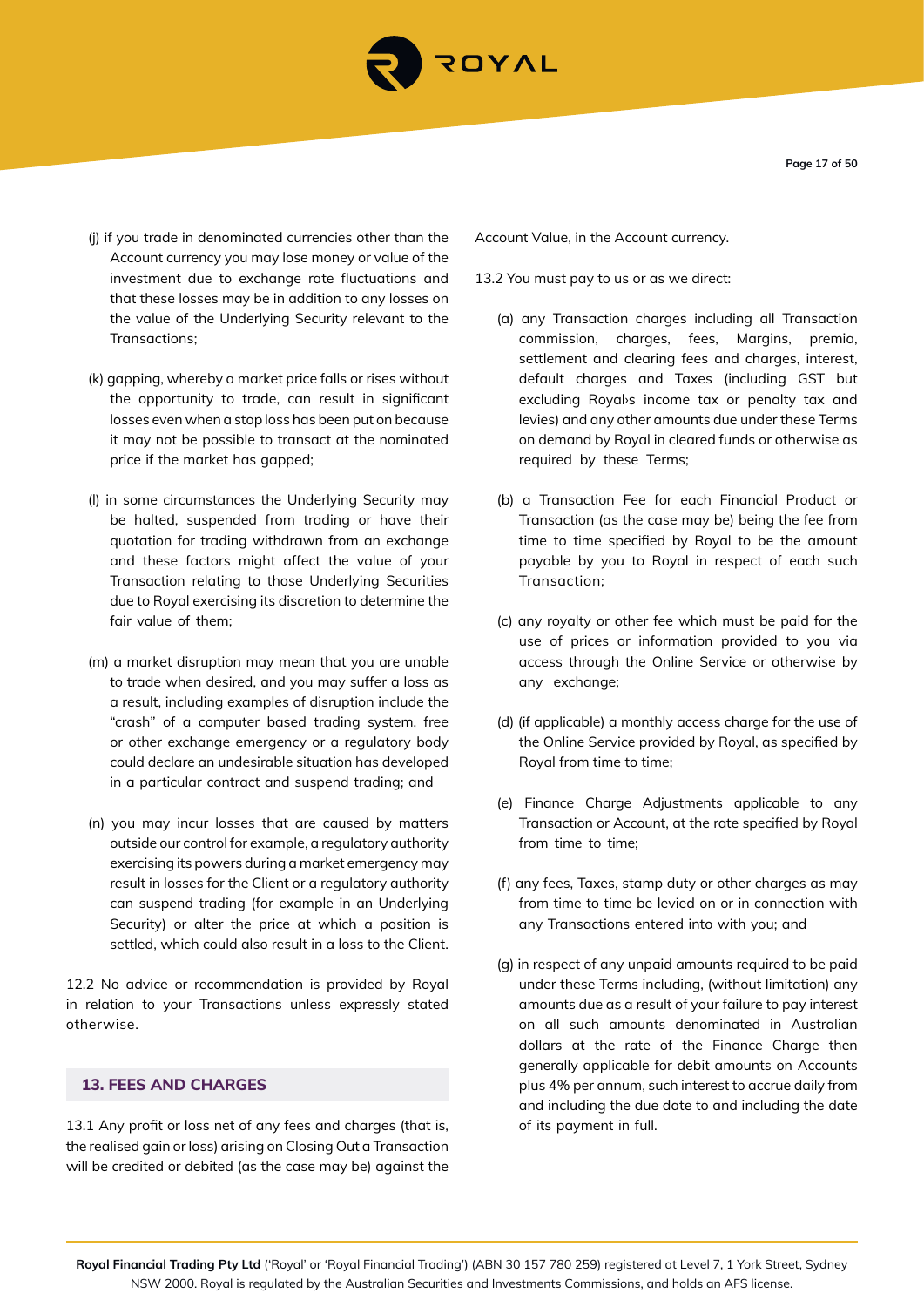(j) if you trade in denominated currencies other than the Account currency you may lose money or value of the investment due to exchange rate fluctuations and that these losses may be in addition to any losses on the value of the Underlying Security relevant to the Transactions;

(k) gapping, whereby a market price falls or rises without the opportunity to trade, can result in significant losses even when a stop loss has been put on because it may not be possible to transact at the nominated price if the market has gapped;

(l) in some circumstances the Underlying Security may be halted, suspended from trading or have their quotation for trading withdrawn from an exchange and these factors might affect the value of your Transaction relating to those Underlying Securities due to Royal exercising its discretion to determine the fair value of them;

(m) a market disruption may mean that you are unable to trade when desired, and you may suffer a loss as a result, including examples of disruption include the "crash" of a computer based trading system, free or other exchange emergency or a regulatory body could declare an undesirable situation has developed in a particular contract and suspend trading; and

(n) you may incur losses that are caused by matters outside our control for example, a regulatory authority exercising its powers during a market emergency may result in losses for the Client or a regulatory authority can suspend trading (for example in an Underlying Security) or alter the price at which a position is settled, which could also result in a loss to the Client.

12.2 No advice or recommendation is provided by Royal in relation to your Transactions unless expressly stated otherwise.

## 13. FEES AND CHARGES

13.1 Any profit or loss net of any fees and charges (that is, the realised gain or loss) arising on Closing Out a Transaction will be credited or debited (as the case may be) against the Account Value, in the Account currency.

13.2 You must pay to us or as we direct:

(a) any Transaction charges including all Transaction commission, charges, fees, Margins, premia, settlement and clearing fees and charges, interest, default charges and Taxes (including GST but excluding Royal›s income tax or penalty tax and levies) and any other amounts due under these Terms on demand by Royal in cleared funds or otherwise as required by these Terms;

(b) a Transaction Fee for each Financial Product or Transaction (as the case may be) being the fee from time to time specified by Royal to be the amount payable by you to Royal in respect of each such Transaction;

(c) any royalty or other fee which must be paid for the use of prices or information provided to you via access through the Online Service or otherwise by any exchange;

(d) (if applicable) a monthly access charge for the use of the Online Service provided by Royal, as specified by Royal from time to time;

(e) Finance Charge Adjustments applicable to any Transaction or Account, at the rate specified by Royal from time to time;

(f) any fees, Taxes, stamp duty or other charges as may from time to time be levied on or in connection with any Transactions entered into with you; and

(g) in respect of any unpaid amounts required to be paid under these Terms including, (without limitation) any amounts due as a result of your failure to pay interest on all such amounts denominated in Australian dollars at the rate of the Finance Charge then generally applicable for debit amounts on Accounts plus 4% per annum, such interest to accrue daily from and including the due date to and including the date of its payment in full.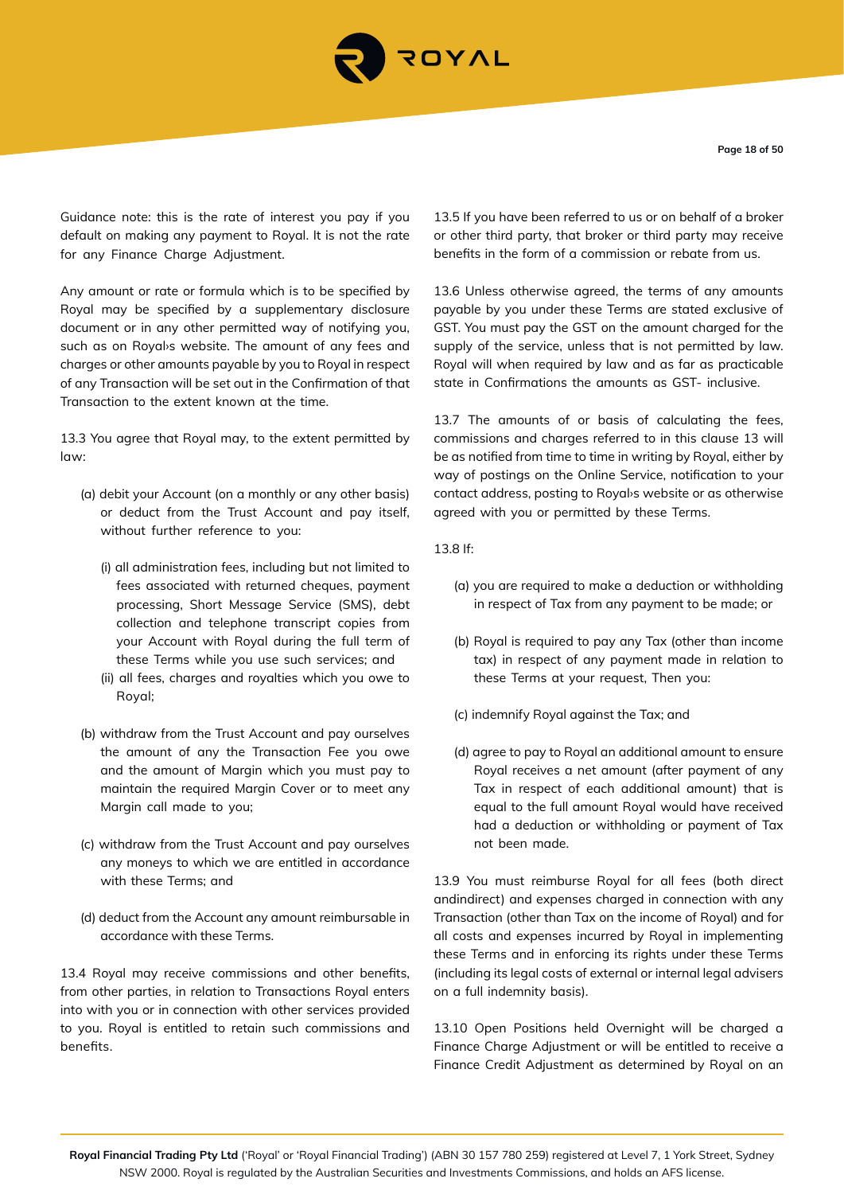Guidance note: this is the rate of interest you pay if you default on making any payment to Royal. It is not the rate for any Finance Charge Adjustment.

Any amount or rate or formula which is to be specified by Royal may be specified by a supplementary disclosure document or in any other permitted way of notifying you, such as on Royal›s website. The amount of any fees and charges or other amounts payable by you to Royal in respect of any Transaction will be set out in the Confirmation of that Transaction to the extent known at the time.

13.3 You agree that Royal may, to the extent permitted by law:

(a) debit your Account (on a monthly or any other basis) or deduct from the Trust Account and pay itself, without further reference to you:

(i) all administration fees, including but not limited to fees associated with returned cheques, payment processing, Short Message Service (SMS), debt collection and telephone transcript copies from your Account with Royal during the full term of these Terms while you use such services; and

(ii) all fees, charges and royalties which you owe to Royal;

(b) withdraw from the Trust Account and pay ourselves the amount of any the Transaction Fee you owe and the amount of Margin which you must pay to maintain the required Margin Cover or to meet any Margin call made to you;

(c) withdraw from the Trust Account and pay ourselves any moneys to which we are entitled in accordance with these Terms; and

(d) deduct from the Account any amount reimbursable in accordance with these Terms.

13.4 Royal may receive commissions and other benefits, from other parties, in relation to Transactions Royal enters into with you or in connection with other services provided to you. Royal is entitled to retain such commissions and benefits.

13.5 If you have been referred to us or on behalf of a broker or other third party, that broker or third party may receive benefits in the form of a commission or rebate from us.

13.6 Unless otherwise agreed, the terms of any amounts payable by you under these Terms are stated exclusive of GST. You must pay the GST on the amount charged for the supply of the service, unless that is not permitted by law. Royal will when required by law and as far as practicable state in Confirmations the amounts as GST- inclusive.

13.7 The amounts of or basis of calculating the fees, commissions and charges referred to in this clause 13 will be as notified from time to time in writing by Royal, either by way of postings on the Online Service, notification to your contact address, posting to Royal›s website or as otherwise agreed with you or permitted by these Terms.

13.8 If:

(a) you are required to make a deduction or withholding in respect of Tax from any payment to be made; or

(b) Royal is required to pay any Tax (other than income tax) in respect of any payment made in relation to these Terms at your request, Then you:

(c) indemnify Royal against the Tax; and

(d) agree to pay to Royal an additional amount to ensure Royal receives a net amount (after payment of any Tax in respect of each additional amount) that is equal to the full amount Royal would have received had a deduction or withholding or payment of Tax not been made.

13.9 You must reimburse Royal for all fees (both direct andindirect) and expenses charged in connection with any Transaction (other than Tax on the income of Royal) and for all costs and expenses incurred by Royal in implementing these Terms and in enforcing its rights under these Terms (including its legal costs of external or internal legal advisers on a full indemnity basis).

13.10 Open Positions held Overnight will be charged a Finance Charge Adjustment or will be entitled to receive a Finance Credit Adjustment as determined by Royal on an

**Royal Financial Trading Pty Ltd** ('Royal' or 'Royal Financial Trading') (ABN 30 157 780 259) registered at Level 7, 1 York Street, Sydney NSW 2000. Royal is regulated by the Australian Securities and Investments Commissions, and holds an AFS license.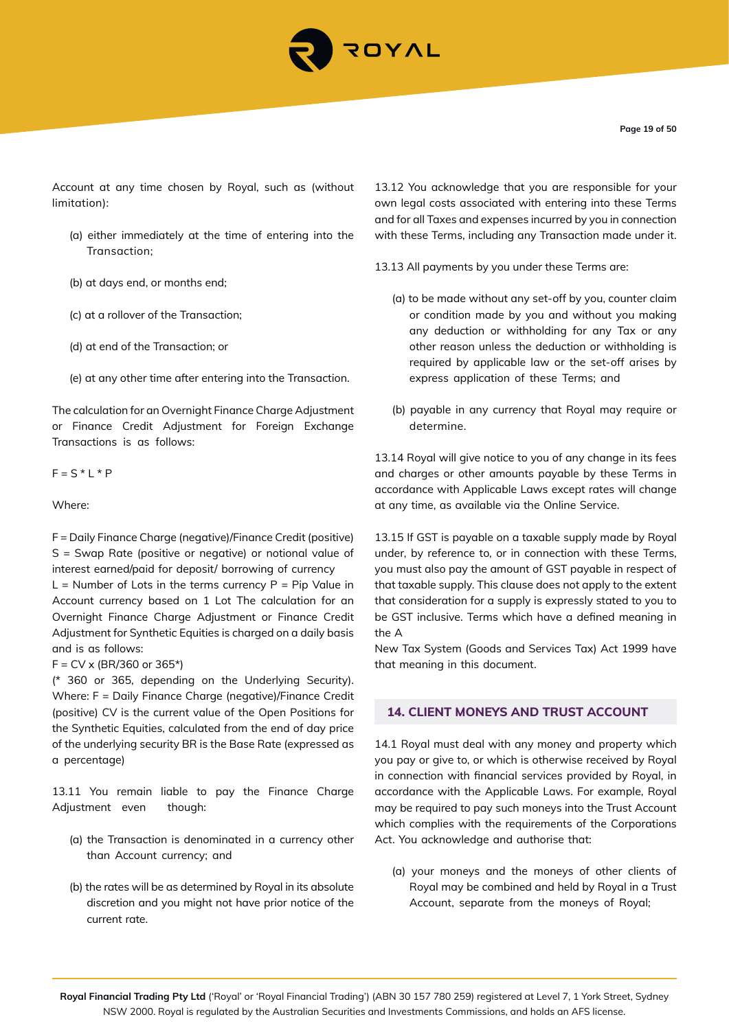Account at any time chosen by Royal, such as (without limitation):

(a) either immediately at the time of entering into the Transaction;

(b) at days end, or months end;

(c) at a rollover of the Transaction;

(d) at end of the Transaction; or

(e) at any other time after entering into the Transaction.

The calculation for an Overnight Finance Charge Adjustment or Finance Credit Adjustment for Foreign Exchange Transactions is as follows:

$F = S * L * P$

Where:

F = Daily Finance Charge (negative)/Finance Credit (positive)
S = Swap Rate (positive or negative) or notional value of interest earned/paid for deposit/ borrowing of currency
L = Number of Lots in the terms currency P = Pip Value in Account currency based on 1 Lot The calculation for an Overnight Finance Charge Adjustment or Finance Credit Adjustment for Synthetic Equities is charged on a daily basis and is as follows:
$F = CV \times (BR/360 \text{ or } 365^*)$
(* 360 or 365, depending on the Underlying Security). Where: F = Daily Finance Charge (negative)/Finance Credit (positive) CV is the current value of the Open Positions for the Synthetic Equities, calculated from the end of day price of the underlying security BR is the Base Rate (expressed as a percentage)

13.11 You remain liable to pay the Finance Charge Adjustment even though:

(a) the Transaction is denominated in a currency other than Account currency; and

(b) the rates will be as determined by Royal in its absolute discretion and you might not have prior notice of the current rate.

13.12 You acknowledge that you are responsible for your own legal costs associated with entering into these Terms and for all Taxes and expenses incurred by you in connection with these Terms, including any Transaction made under it.

13.13 All payments by you under these Terms are:

(a) to be made without any set-off by you, counter claim or condition made by you and without you making any deduction or withholding for any Tax or any other reason unless the deduction or withholding is required by applicable law or the set-off arises by express application of these Terms; and

(b) payable in any currency that Royal may require or determine.

13.14 Royal will give notice to you of any change in its fees and charges or other amounts payable by these Terms in accordance with Applicable Laws except rates will change at any time, as available via the Online Service.

13.15 If GST is payable on a taxable supply made by Royal under, by reference to, or in connection with these Terms, you must also pay the amount of GST payable in respect of that taxable supply. This clause does not apply to the extent that consideration for a supply is expressly stated to you to be GST inclusive. Terms which have a defined meaning in the A
New Tax System (Goods and Services Tax) Act 1999 have that meaning in this document.

## 14. CLIENT MONEYS AND TRUST ACCOUNT

14.1 Royal must deal with any money and property which you pay or give to, or which is otherwise received by Royal in connection with financial services provided by Royal, in accordance with the Applicable Laws. For example, Royal may be required to pay such moneys into the Trust Account which complies with the requirements of the Corporations Act. You acknowledge and authorise that:

(a) your moneys and the moneys of other clients of Royal may be combined and held by Royal in a Trust Account, separate from the moneys of Royal;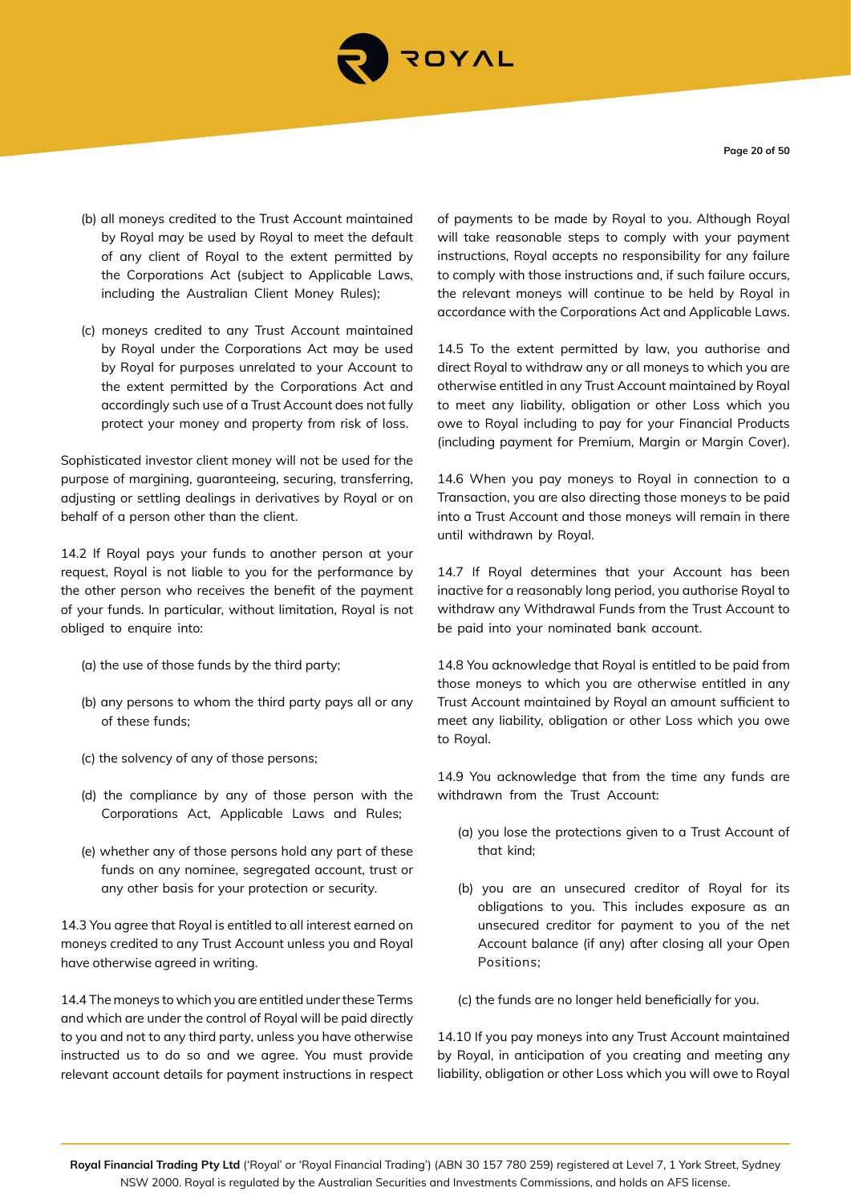(b) all moneys credited to the Trust Account maintained by Royal may be used by Royal to meet the default of any client of Royal to the extent permitted by the Corporations Act (subject to Applicable Laws, including the Australian Client Money Rules);

(c) moneys credited to any Trust Account maintained by Royal under the Corporations Act may be used by Royal for purposes unrelated to your Account to the extent permitted by the Corporations Act and accordingly such use of a Trust Account does not fully protect your money and property from risk of loss.

Sophisticated investor client money will not be used for the purpose of margining, guaranteeing, securing, transferring, adjusting or settling dealings in derivatives by Royal or on behalf of a person other than the client.

14.2 If Royal pays your funds to another person at your request, Royal is not liable to you for the performance by the other person who receives the benefit of the payment of your funds. In particular, without limitation, Royal is not obliged to enquire into:

(a) the use of those funds by the third party;

(b) any persons to whom the third party pays all or any of these funds;

(c) the solvency of any of those persons;

(d) the compliance by any of those person with the Corporations Act, Applicable Laws and Rules;

(e) whether any of those persons hold any part of these funds on any nominee, segregated account, trust or any other basis for your protection or security.

14.3 You agree that Royal is entitled to all interest earned on moneys credited to any Trust Account unless you and Royal have otherwise agreed in writing.

14.4 The moneys to which you are entitled under these Terms and which are under the control of Royal will be paid directly to you and not to any third party, unless you have otherwise instructed us to do so and we agree. You must provide relevant account details for payment instructions in respect of payments to be made by Royal to you. Although Royal will take reasonable steps to comply with your payment instructions, Royal accepts no responsibility for any failure to comply with those instructions and, if such failure occurs, the relevant moneys will continue to be held by Royal in accordance with the Corporations Act and Applicable Laws.

14.5 To the extent permitted by law, you authorise and direct Royal to withdraw any or all moneys to which you are otherwise entitled in any Trust Account maintained by Royal to meet any liability, obligation or other Loss which you owe to Royal including to pay for your Financial Products (including payment for Premium, Margin or Margin Cover).

14.6 When you pay moneys to Royal in connection to a Transaction, you are also directing those moneys to be paid into a Trust Account and those moneys will remain in there until withdrawn by Royal.

14.7 If Royal determines that your Account has been inactive for a reasonably long period, you authorise Royal to withdraw any Withdrawal Funds from the Trust Account to be paid into your nominated bank account.

14.8 You acknowledge that Royal is entitled to be paid from those moneys to which you are otherwise entitled in any Trust Account maintained by Royal an amount sufficient to meet any liability, obligation or other Loss which you owe to Royal.

14.9 You acknowledge that from the time any funds are withdrawn from the Trust Account:

(a) you lose the protections given to a Trust Account of that kind;

(b) you are an unsecured creditor of Royal for its obligations to you. This includes exposure as an unsecured creditor for payment to you of the net Account balance (if any) after closing all your Open Positions;

(c) the funds are no longer held beneficially for you.

14.10 If you pay moneys into any Trust Account maintained by Royal, in anticipation of you creating and meeting any liability, obligation or other Loss which you will owe to Royal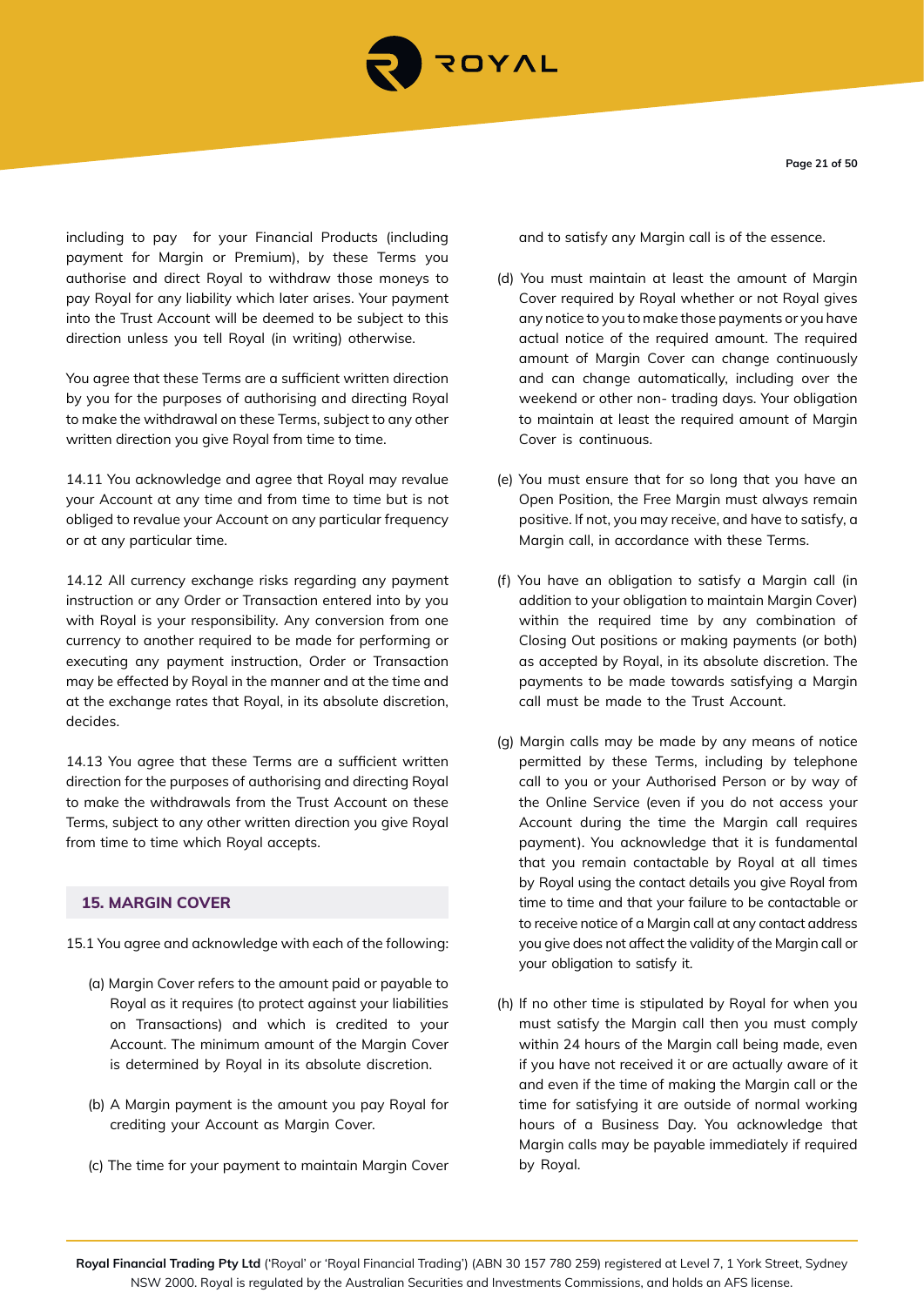including to pay for your Financial Products (including payment for Margin or Premium), by these Terms you authorise and direct Royal to withdraw those moneys to pay Royal for any liability which later arises. Your payment into the Trust Account will be deemed to be subject to this direction unless you tell Royal (in writing) otherwise.

You agree that these Terms are a sufficient written direction by you for the purposes of authorising and directing Royal to make the withdrawal on these Terms, subject to any other written direction you give Royal from time to time.

14.11 You acknowledge and agree that Royal may revalue your Account at any time and from time to time but is not obliged to revalue your Account on any particular frequency or at any particular time.

14.12 All currency exchange risks regarding any payment instruction or any Order or Transaction entered into by you with Royal is your responsibility. Any conversion from one currency to another required to be made for performing or executing any payment instruction, Order or Transaction may be effected by Royal in the manner and at the time and at the exchange rates that Royal, in its absolute discretion, decides.

14.13 You agree that these Terms are a sufficient written direction for the purposes of authorising and directing Royal to make the withdrawals from the Trust Account on these Terms, subject to any other written direction you give Royal from time to time which Royal accepts.

## 15. MARGIN COVER

15.1 You agree and acknowledge with each of the following:

(a) Margin Cover refers to the amount paid or payable to Royal as it requires (to protect against your liabilities on Transactions) and which is credited to your Account. The minimum amount of the Margin Cover is determined by Royal in its absolute discretion.

(b) A Margin payment is the amount you pay Royal for crediting your Account as Margin Cover.

(c) The time for your payment to maintain Margin Cover and to satisfy any Margin call is of the essence.

(d) You must maintain at least the amount of Margin Cover required by Royal whether or not Royal gives any notice to you to make those payments or you have actual notice of the required amount. The required amount of Margin Cover can change continuously and can change automatically, including over the weekend or other non- trading days. Your obligation to maintain at least the required amount of Margin Cover is continuous.

(e) You must ensure that for so long that you have an Open Position, the Free Margin must always remain positive. If not, you may receive, and have to satisfy, a Margin call, in accordance with these Terms.

(f) You have an obligation to satisfy a Margin call (in addition to your obligation to maintain Margin Cover) within the required time by any combination of Closing Out positions or making payments (or both) as accepted by Royal, in its absolute discretion. The payments to be made towards satisfying a Margin call must be made to the Trust Account.

(g) Margin calls may be made by any means of notice permitted by these Terms, including by telephone call to you or your Authorised Person or by way of the Online Service (even if you do not access your Account during the time the Margin call requires payment). You acknowledge that it is fundamental that you remain contactable by Royal at all times by Royal using the contact details you give Royal from time to time and that your failure to be contactable or to receive notice of a Margin call at any contact address you give does not affect the validity of the Margin call or your obligation to satisfy it.

(h) If no other time is stipulated by Royal for when you must satisfy the Margin call then you must comply within 24 hours of the Margin call being made, even if you have not received it or are actually aware of it and even if the time of making the Margin call or the time for satisfying it are outside of normal working hours of a Business Day. You acknowledge that Margin calls may be payable immediately if required by Royal.

**Royal Financial Trading Pty Ltd** ('Royal' or 'Royal Financial Trading') (ABN 30 157 780 259) registered at Level 7, 1 York Street, Sydney NSW 2000. Royal is regulated by the Australian Securities and Investments Commissions, and holds an AFS license.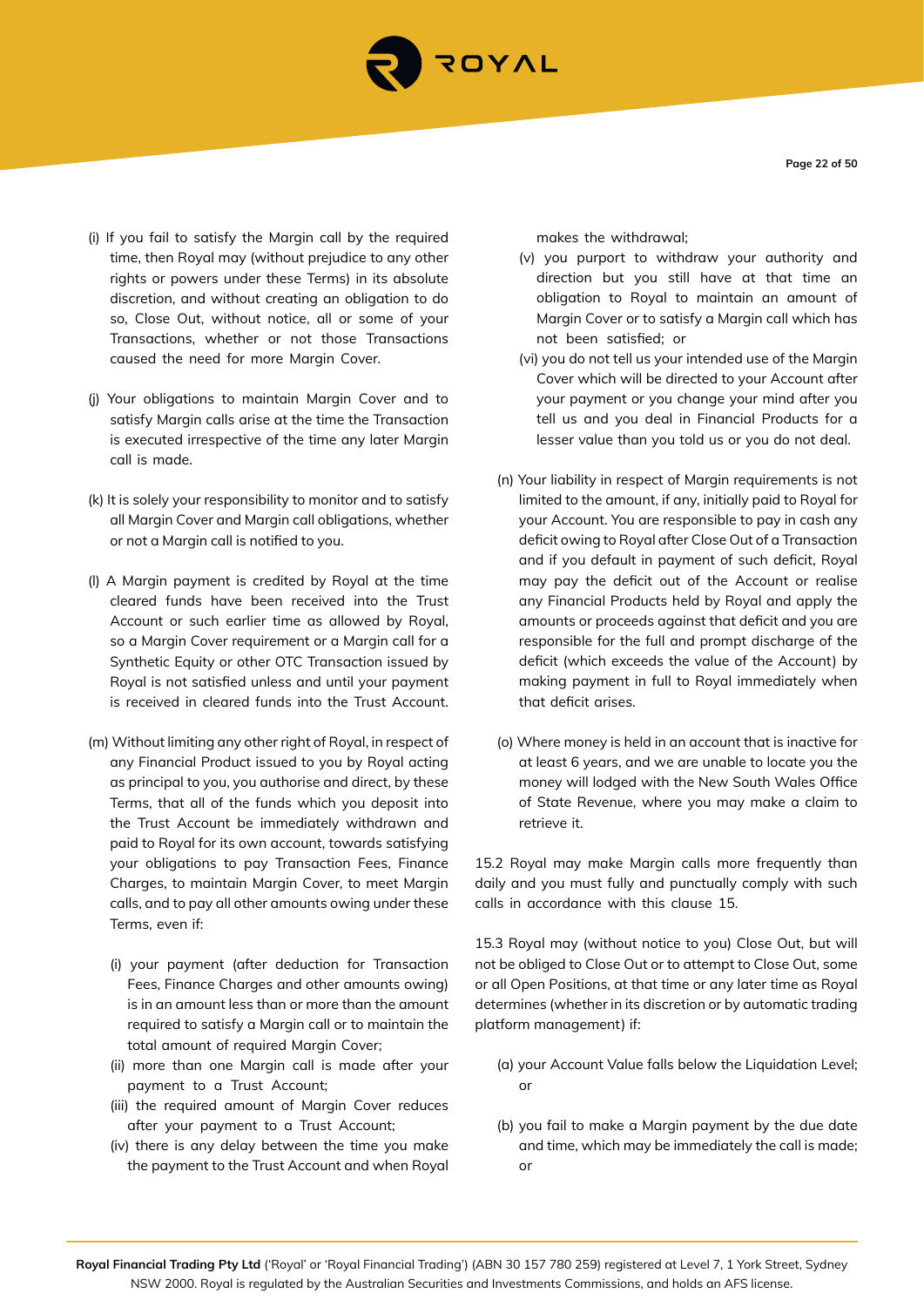(i) If you fail to satisfy the Margin call by the required time, then Royal may (without prejudice to any other rights or powers under these Terms) in its absolute discretion, and without creating an obligation to do so, Close Out, without notice, all or some of your Transactions, whether or not those Transactions caused the need for more Margin Cover.

(j) Your obligations to maintain Margin Cover and to satisfy Margin calls arise at the time the Transaction is executed irrespective of the time any later Margin call is made.

(k) It is solely your responsibility to monitor and to satisfy all Margin Cover and Margin call obligations, whether or not a Margin call is notified to you.

(l) A Margin payment is credited by Royal at the time cleared funds have been received into the Trust Account or such earlier time as allowed by Royal, so a Margin Cover requirement or a Margin call for a Synthetic Equity or other OTC Transaction issued by Royal is not satisfied unless and until your payment is received in cleared funds into the Trust Account.

(m) Without limiting any other right of Royal, in respect of any Financial Product issued to you by Royal acting as principal to you, you authorise and direct, by these Terms, that all of the funds which you deposit into the Trust Account be immediately withdrawn and paid to Royal for its own account, towards satisfying your obligations to pay Transaction Fees, Finance Charges, to maintain Margin Cover, to meet Margin calls, and to pay all other amounts owing under these Terms, even if:

- (i) your payment (after deduction for Transaction Fees, Finance Charges and other amounts owing) is in an amount less than or more than the amount required to satisfy a Margin call or to maintain the total amount of required Margin Cover;
- (ii) more than one Margin call is made after your payment to a Trust Account;
- (iii) the required amount of Margin Cover reduces after your payment to a Trust Account;
- (iv) there is any delay between the time you make the payment to the Trust Account and when Royal makes the withdrawal;
- (v) you purport to withdraw your authority and direction but you still have at that time an obligation to Royal to maintain an amount of Margin Cover or to satisfy a Margin call which has not been satisfied; or
- (vi) you do not tell us your intended use of the Margin Cover which will be directed to your Account after your payment or you change your mind after you tell us and you deal in Financial Products for a lesser value than you told us or you do not deal.

(n) Your liability in respect of Margin requirements is not limited to the amount, if any, initially paid to Royal for your Account. You are responsible to pay in cash any deficit owing to Royal after Close Out of a Transaction and if you default in payment of such deficit, Royal may pay the deficit out of the Account or realise any Financial Products held by Royal and apply the amounts or proceeds against that deficit and you are responsible for the full and prompt discharge of the deficit (which exceeds the value of the Account) by making payment in full to Royal immediately when that deficit arises.

(o) Where money is held in an account that is inactive for at least 6 years, and we are unable to locate you the money will lodged with the New South Wales Office of State Revenue, where you may make a claim to retrieve it.

15.2 Royal may make Margin calls more frequently than daily and you must fully and punctually comply with such calls in accordance with this clause 15.

15.3 Royal may (without notice to you) Close Out, but will not be obliged to Close Out or to attempt to Close Out, some or all Open Positions, at that time or any later time as Royal determines (whether in its discretion or by automatic trading platform management) if:

(a) your Account Value falls below the Liquidation Level; or

(b) you fail to make a Margin payment by the due date and time, which may be immediately the call is made; or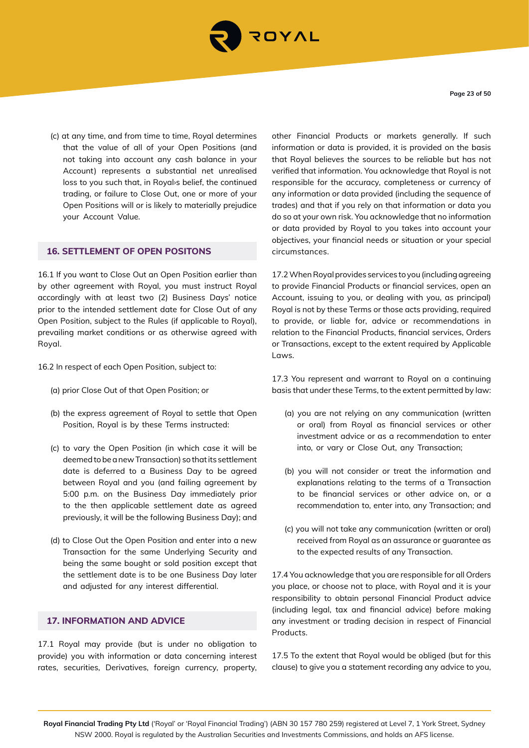(c) at any time, and from time to time, Royal determines that the value of all of your Open Positions (and not taking into account any cash balance in your Account) represents a substantial net unrealised loss to you such that, in Royal›s belief, the continued trading, or failure to Close Out, one or more of your Open Positions will or is likely to materially prejudice your Account Value.

## 16. SETTLEMENT OF OPEN POSITONS

16.1 If you want to Close Out an Open Position earlier than by other agreement with Royal, you must instruct Royal accordingly with at least two (2) Business Days' notice prior to the intended settlement date for Close Out of any Open Position, subject to the Rules (if applicable to Royal), prevailing market conditions or as otherwise agreed with Royal.

16.2 In respect of each Open Position, subject to:

(a) prior Close Out of that Open Position; or

(b) the express agreement of Royal to settle that Open Position, Royal is by these Terms instructed:

(c) to vary the Open Position (in which case it will be deemed to be a new Transaction) so that its settlement date is deferred to a Business Day to be agreed between Royal and you (and failing agreement by 5:00 p.m. on the Business Day immediately prior to the then applicable settlement date as agreed previously, it will be the following Business Day); and

(d) to Close Out the Open Position and enter into a new Transaction for the same Underlying Security and being the same bought or sold position except that the settlement date is to be one Business Day later and adjusted for any interest differential.

## 17. INFORMATION AND ADVICE

17.1 Royal may provide (but is under no obligation to provide) you with information or data concerning interest rates, securities, Derivatives, foreign currency, property, other Financial Products or markets generally. If such information or data is provided, it is provided on the basis that Royal believes the sources to be reliable but has not verified that information. You acknowledge that Royal is not responsible for the accuracy, completeness or currency of any information or data provided (including the sequence of trades) and that if you rely on that information or data you do so at your own risk. You acknowledge that no information or data provided by Royal to you takes into account your objectives, your financial needs or situation or your special circumstances.

17.2 When Royal provides services to you (including agreeing to provide Financial Products or financial services, open an Account, issuing to you, or dealing with you, as principal) Royal is not by these Terms or those acts providing, required to provide, or liable for, advice or recommendations in relation to the Financial Products, financial services, Orders or Transactions, except to the extent required by Applicable Laws.

17.3 You represent and warrant to Royal on a continuing basis that under these Terms, to the extent permitted by law:

(a) you are not relying on any communication (written or oral) from Royal as financial services or other investment advice or as a recommendation to enter into, or vary or Close Out, any Transaction;

(b) you will not consider or treat the information and explanations relating to the terms of a Transaction to be financial services or other advice on, or a recommendation to, enter into, any Transaction; and

(c) you will not take any communication (written or oral) received from Royal as an assurance or guarantee as to the expected results of any Transaction.

17.4 You acknowledge that you are responsible for all Orders you place, or choose not to place, with Royal and it is your responsibility to obtain personal Financial Product advice (including legal, tax and financial advice) before making any investment or trading decision in respect of Financial Products.

17.5 To the extent that Royal would be obliged (but for this clause) to give you a statement recording any advice to you,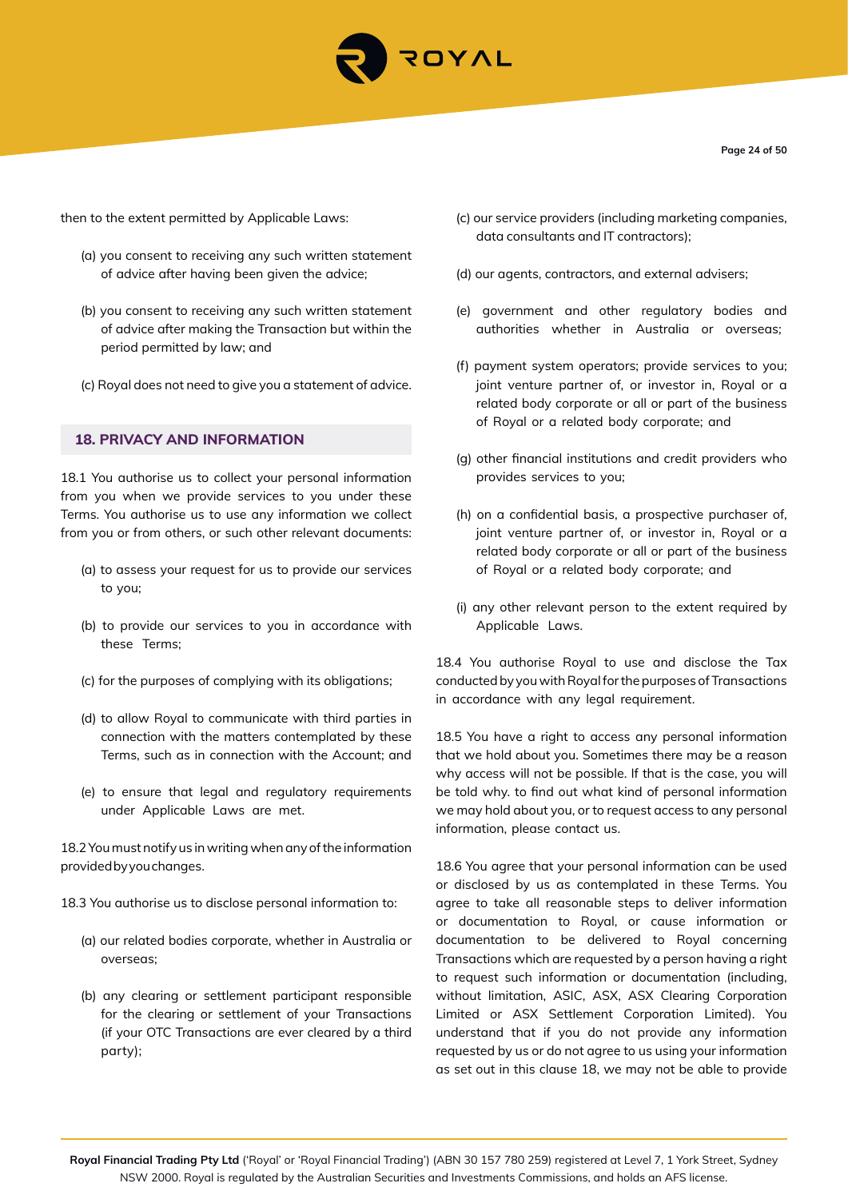then to the extent permitted by Applicable Laws:

(a) you consent to receiving any such written statement of advice after having been given the advice;

(b) you consent to receiving any such written statement of advice after making the Transaction but within the period permitted by law; and

(c) Royal does not need to give you a statement of advice.

## 18. PRIVACY AND INFORMATION

18.1 You authorise us to collect your personal information from you when we provide services to you under these Terms. You authorise us to use any information we collect from you or from others, or such other relevant documents:

(a) to assess your request for us to provide our services to you;

(b) to provide our services to you in accordance with these Terms;

(c) for the purposes of complying with its obligations;

(d) to allow Royal to communicate with third parties in connection with the matters contemplated by these Terms, such as in connection with the Account; and

(e) to ensure that legal and regulatory requirements under Applicable Laws are met.

18.2 You must notify us in writing when any of the information provided by you changes.

18.3 You authorise us to disclose personal information to:

(a) our related bodies corporate, whether in Australia or overseas;

(b) any clearing or settlement participant responsible for the clearing or settlement of your Transactions (if your OTC Transactions are ever cleared by a third party);

(c) our service providers (including marketing companies, data consultants and IT contractors);

(d) our agents, contractors, and external advisers;

(e) government and other regulatory bodies and authorities whether in Australia or overseas;

(f) payment system operators; provide services to you; joint venture partner of, or investor in, Royal or a related body corporate or all or part of the business of Royal or a related body corporate; and

(g) other financial institutions and credit providers who provides services to you;

(h) on a confidential basis, a prospective purchaser of, joint venture partner of, or investor in, Royal or a related body corporate or all or part of the business of Royal or a related body corporate; and

(i) any other relevant person to the extent required by Applicable Laws.

18.4 You authorise Royal to use and disclose the Tax conducted by you with Royal for the purposes of Transactions in accordance with any legal requirement.

18.5 You have a right to access any personal information that we hold about you. Sometimes there may be a reason why access will not be possible. If that is the case, you will be told why. to find out what kind of personal information we may hold about you, or to request access to any personal information, please contact us.

18.6 You agree that your personal information can be used or disclosed by us as contemplated in these Terms. You agree to take all reasonable steps to deliver information or documentation to Royal, or cause information or documentation to be delivered to Royal concerning Transactions which are requested by a person having a right to request such information or documentation (including, without limitation, ASIC, ASX, ASX Clearing Corporation Limited or ASX Settlement Corporation Limited). You understand that if you do not provide any information requested by us or do not agree to us using your information as set out in this clause 18, we may not be able to provide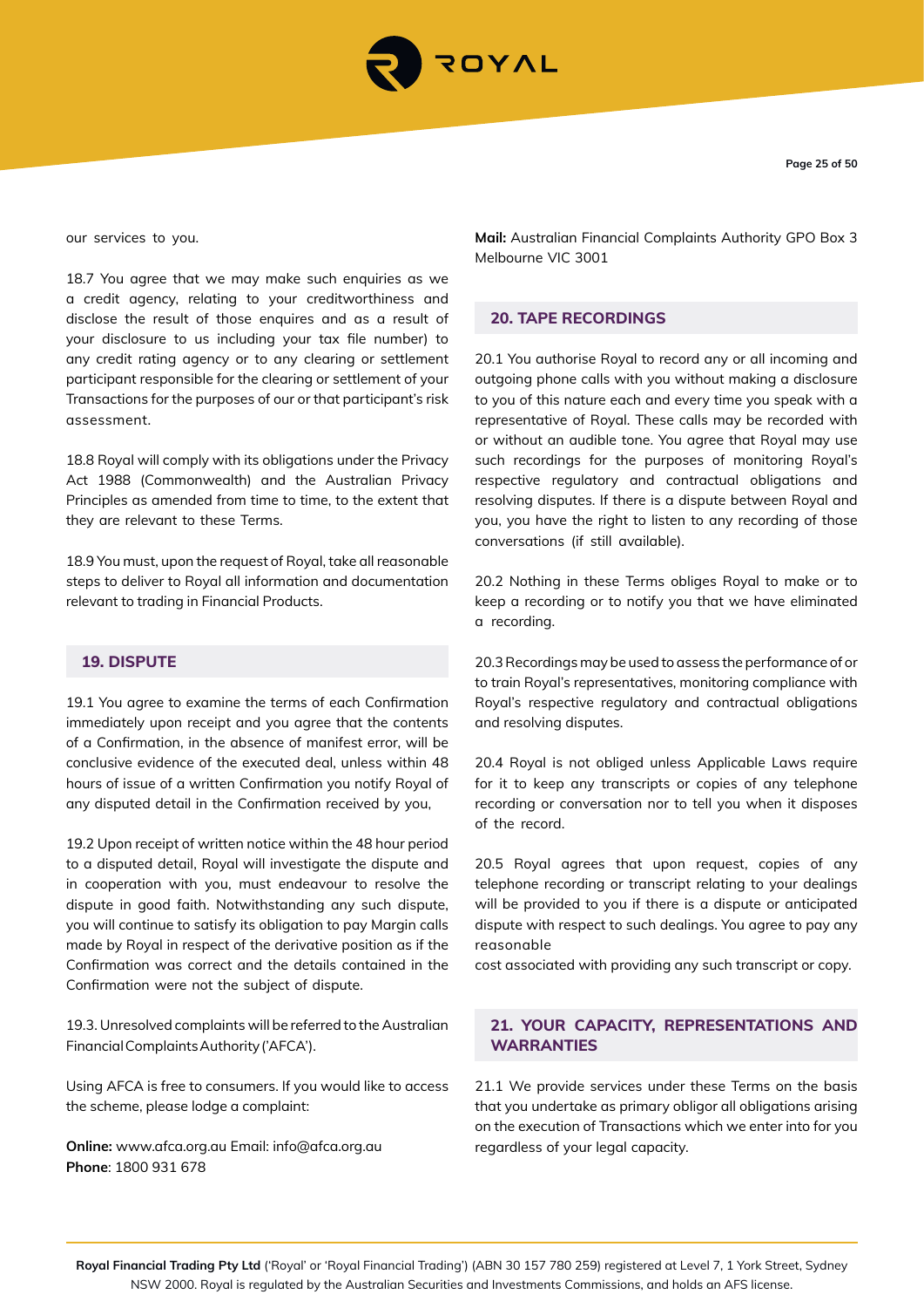our services to you.

18.7 You agree that we may make such enquiries as we a credit agency, relating to your creditworthiness and disclose the result of those enquires and as a result of your disclosure to us including your tax file number) to any credit rating agency or to any clearing or settlement participant responsible for the clearing or settlement of your Transactions for the purposes of our or that participant's risk assessment.

18.8 Royal will comply with its obligations under the Privacy Act 1988 (Commonwealth) and the Australian Privacy Principles as amended from time to time, to the extent that they are relevant to these Terms.

18.9 You must, upon the request of Royal, take all reasonable steps to deliver to Royal all information and documentation relevant to trading in Financial Products.

## 19. DISPUTE

19.1 You agree to examine the terms of each Confirmation immediately upon receipt and you agree that the contents of a Confirmation, in the absence of manifest error, will be conclusive evidence of the executed deal, unless within 48 hours of issue of a written Confirmation you notify Royal of any disputed detail in the Confirmation received by you,

19.2 Upon receipt of written notice within the 48 hour period to a disputed detail, Royal will investigate the dispute and in cooperation with you, must endeavour to resolve the dispute in good faith. Notwithstanding any such dispute, you will continue to satisfy its obligation to pay Margin calls made by Royal in respect of the derivative position as if the Confirmation was correct and the details contained in the Confirmation were not the subject of dispute.

19.3. Unresolved complaints will be referred to the Australian Financial Complaints Authority ('AFCA').

Using AFCA is free to consumers. If you would like to access the scheme, please lodge a complaint:

**Online:** www.afca.org.au Email: info@afca.org.au
**Phone**: 1800 931 678

**Mail:** Australian Financial Complaints Authority GPO Box 3 Melbourne VIC 3001

## 20. TAPE RECORDINGS

20.1 You authorise Royal to record any or all incoming and outgoing phone calls with you without making a disclosure to you of this nature each and every time you speak with a representative of Royal. These calls may be recorded with or without an audible tone. You agree that Royal may use such recordings for the purposes of monitoring Royal's respective regulatory and contractual obligations and resolving disputes. If there is a dispute between Royal and you, you have the right to listen to any recording of those conversations (if still available).

20.2 Nothing in these Terms obliges Royal to make or to keep a recording or to notify you that we have eliminated a recording.

20.3 Recordings may be used to assess the performance of or to train Royal's representatives, monitoring compliance with Royal's respective regulatory and contractual obligations and resolving disputes.

20.4 Royal is not obliged unless Applicable Laws require for it to keep any transcripts or copies of any telephone recording or conversation nor to tell you when it disposes of the record.

20.5 Royal agrees that upon request, copies of any telephone recording or transcript relating to your dealings will be provided to you if there is a dispute or anticipated dispute with respect to such dealings. You agree to pay any reasonable
cost associated with providing any such transcript or copy.

## 21. YOUR CAPACITY, REPRESENTATIONS AND WARRANTIES

21.1 We provide services under these Terms on the basis that you undertake as primary obligor all obligations arising on the execution of Transactions which we enter into for you regardless of your legal capacity.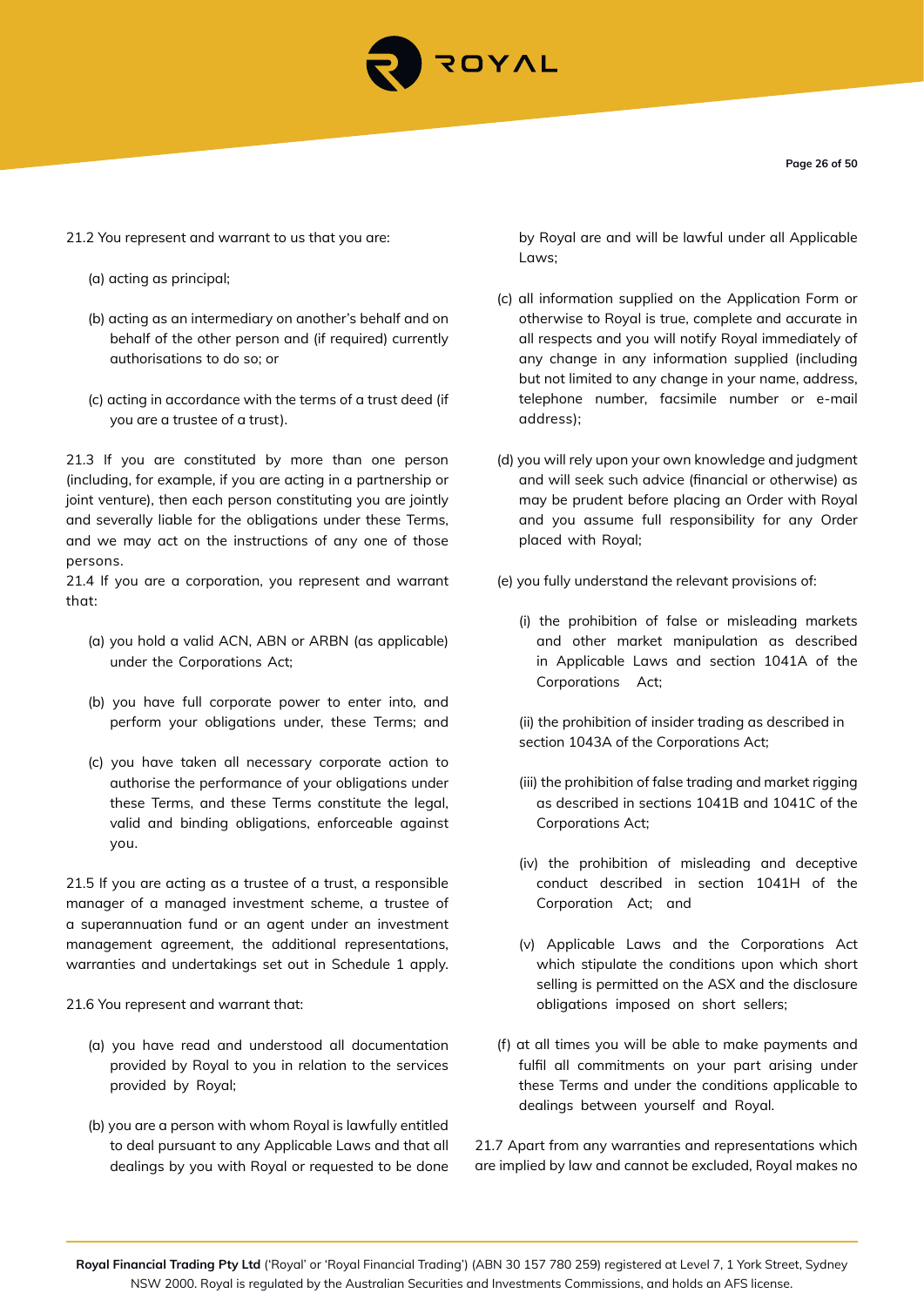21.2 You represent and warrant to us that you are:

(a) acting as principal;

(b) acting as an intermediary on another's behalf and on behalf of the other person and (if required) currently authorisations to do so; or

(c) acting in accordance with the terms of a trust deed (if you are a trustee of a trust).

21.3 If you are constituted by more than one person (including, for example, if you are acting in a partnership or joint venture), then each person constituting you are jointly and severally liable for the obligations under these Terms, and we may act on the instructions of any one of those persons.

21.4 If you are a corporation, you represent and warrant that:

(a) you hold a valid ACN, ABN or ARBN (as applicable) under the Corporations Act;

(b) you have full corporate power to enter into, and perform your obligations under, these Terms; and

(c) you have taken all necessary corporate action to authorise the performance of your obligations under these Terms, and these Terms constitute the legal, valid and binding obligations, enforceable against you.

21.5 If you are acting as a trustee of a trust, a responsible manager of a managed investment scheme, a trustee of a superannuation fund or an agent under an investment management agreement, the additional representations, warranties and undertakings set out in Schedule 1 apply.

21.6 You represent and warrant that:

(a) you have read and understood all documentation provided by Royal to you in relation to the services provided by Royal;

(b) you are a person with whom Royal is lawfully entitled to deal pursuant to any Applicable Laws and that all dealings by you with Royal or requested to be done by Royal are and will be lawful under all Applicable Laws;

(c) all information supplied on the Application Form or otherwise to Royal is true, complete and accurate in all respects and you will notify Royal immediately of any change in any information supplied (including but not limited to any change in your name, address, telephone number, facsimile number or e-mail address);

(d) you will rely upon your own knowledge and judgment and will seek such advice (financial or otherwise) as may be prudent before placing an Order with Royal and you assume full responsibility for any Order placed with Royal;

(e) you fully understand the relevant provisions of:

(i) the prohibition of false or misleading markets and other market manipulation as described in Applicable Laws and section 1041A of the Corporations Act;

(ii) the prohibition of insider trading as described in section 1043A of the Corporations Act;

(iii) the prohibition of false trading and market rigging as described in sections 1041B and 1041C of the Corporations Act;

(iv) the prohibition of misleading and deceptive conduct described in section 1041H of the Corporation Act; and

(v) Applicable Laws and the Corporations Act which stipulate the conditions upon which short selling is permitted on the ASX and the disclosure obligations imposed on short sellers;

(f) at all times you will be able to make payments and fulfil all commitments on your part arising under these Terms and under the conditions applicable to dealings between yourself and Royal.

21.7 Apart from any warranties and representations which are implied by law and cannot be excluded, Royal makes no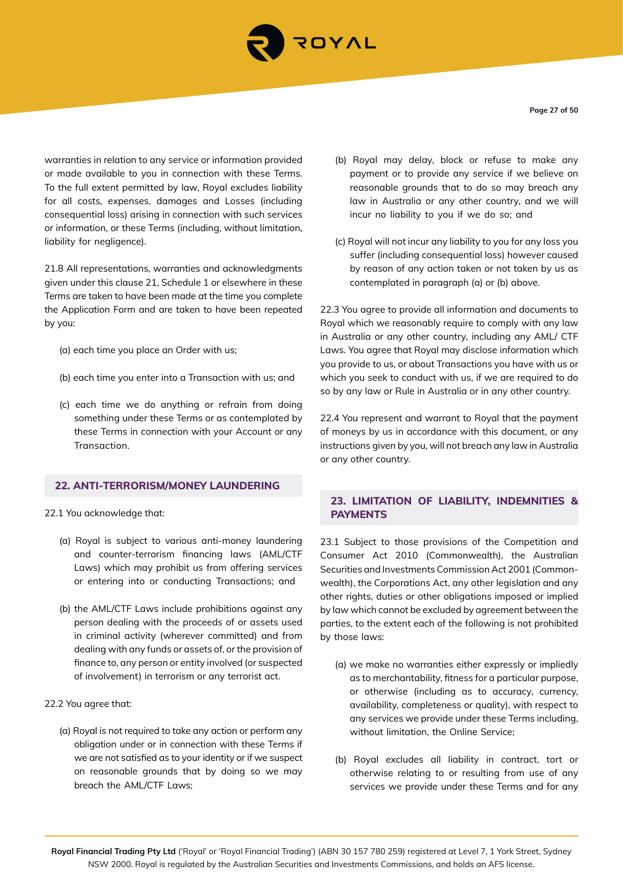warranties in relation to any service or information provided or made available to you in connection with these Terms. To the full extent permitted by law, Royal excludes liability for all costs, expenses, damages and Losses (including consequential loss) arising in connection with such services or information, or these Terms (including, without limitation, liability for negligence).

21.8 All representations, warranties and acknowledgments given under this clause 21, Schedule 1 or elsewhere in these Terms are taken to have been made at the time you complete the Application Form and are taken to have been repeated by you:

- (a) each time you place an Order with us;
- (b) each time you enter into a Transaction with us; and
- (c) each time we do anything or refrain from doing something under these Terms or as contemplated by these Terms in connection with your Account or any Transaction.

## 22. ANTI-TERRORISM/MONEY LAUNDERING

22.1 You acknowledge that:

- (a) Royal is subject to various anti-money laundering and counter-terrorism financing laws (AML/CTF Laws) which may prohibit us from offering services or entering into or conducting Transactions; and
- (b) the AML/CTF Laws include prohibitions against any person dealing with the proceeds of or assets used in criminal activity (wherever committed) and from dealing with any funds or assets of, or the provision of finance to, any person or entity involved (or suspected of involvement) in terrorism or any terrorist act.

22.2 You agree that:

- (a) Royal is not required to take any action or perform any obligation under or in connection with these Terms if we are not satisfied as to your identity or if we suspect on reasonable grounds that by doing so we may breach the AML/CTF Laws;
- (b) Royal may delay, block or refuse to make any payment or to provide any service if we believe on reasonable grounds that to do so may breach any law in Australia or any other country, and we will incur no liability to you if we do so; and
- (c) Royal will not incur any liability to you for any loss you suffer (including consequential loss) however caused by reason of any action taken or not taken by us as contemplated in paragraph (a) or (b) above.

22.3 You agree to provide all information and documents to Royal which we reasonably require to comply with any law in Australia or any other country, including any AML/ CTF Laws. You agree that Royal may disclose information which you provide to us, or about Transactions you have with us or which you seek to conduct with us, if we are required to do so by any law or Rule in Australia or in any other country.

22.4 You represent and warrant to Royal that the payment of moneys by us in accordance with this document, or any instructions given by you, will not breach any law in Australia or any other country.

## 23. LIMITATION OF LIABILITY, INDEMNITIES & PAYMENTS

23.1 Subject to those provisions of the Competition and Consumer Act 2010 (Commonwealth), the Australian Securities and Investments Commission Act 2001 (Commonwealth), the Corporations Act, any other legislation and any other rights, duties or other obligations imposed or implied by law which cannot be excluded by agreement between the parties, to the extent each of the following is not prohibited by those laws:

- (a) we make no warranties either expressly or impliedly as to merchantability, fitness for a particular purpose, or otherwise (including as to accuracy, currency, availability, completeness or quality), with respect to any services we provide under these Terms including, without limitation, the Online Service;
- (b) Royal excludes all liability in contract, tort or otherwise relating to or resulting from use of any services we provide under these Terms and for any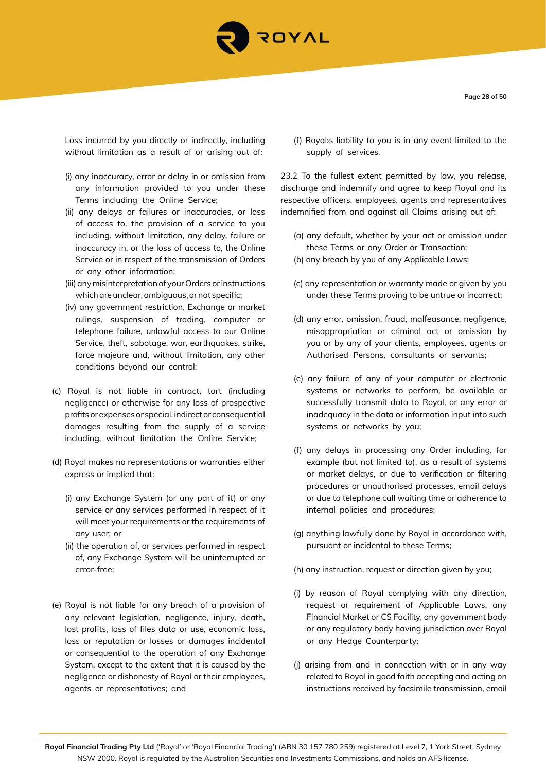Loss incurred by you directly or indirectly, including without limitation as a result of or arising out of:

(i) any inaccuracy, error or delay in or omission from any information provided to you under these Terms including the Online Service;

(ii) any delays or failures or inaccuracies, or loss of access to, the provision of a service to you including, without limitation, any delay, failure or inaccuracy in, or the loss of access to, the Online Service or in respect of the transmission of Orders or any other information;

(iii) any misinterpretation of your Orders or instructions which are unclear, ambiguous, or not specific;

(iv) any government restriction, Exchange or market rulings, suspension of trading, computer or telephone failure, unlawful access to our Online Service, theft, sabotage, war, earthquakes, strike, force majeure and, without limitation, any other conditions beyond our control;

(c) Royal is not liable in contract, tort (including negligence) or otherwise for any loss of prospective profits or expenses or special, indirect or consequential damages resulting from the supply of a service including, without limitation the Online Service;

(d) Royal makes no representations or warranties either express or implied that:

(i) any Exchange System (or any part of it) or any service or any services performed in respect of it will meet your requirements or the requirements of any user; or

(ii) the operation of, or services performed in respect of, any Exchange System will be uninterrupted or error-free;

(e) Royal is not liable for any breach of a provision of any relevant legislation, negligence, injury, death, lost profits, loss of files data or use, economic loss, loss or reputation or losses or damages incidental or consequential to the operation of any Exchange System, except to the extent that it is caused by the negligence or dishonesty of Royal or their employees, agents or representatives; and

(f) Royal›s liability to you is in any event limited to the supply of services.

23.2 To the fullest extent permitted by law, you release, discharge and indemnify and agree to keep Royal and its respective officers, employees, agents and representatives indemnified from and against all Claims arising out of:

(a) any default, whether by your act or omission under these Terms or any Order or Transaction;

(b) any breach by you of any Applicable Laws;

(c) any representation or warranty made or given by you under these Terms proving to be untrue or incorrect;

(d) any error, omission, fraud, malfeasance, negligence, misappropriation or criminal act or omission by you or by any of your clients, employees, agents or Authorised Persons, consultants or servants;

(e) any failure of any of your computer or electronic systems or networks to perform, be available or successfully transmit data to Royal, or any error or inadequacy in the data or information input into such systems or networks by you;

(f) any delays in processing any Order including, for example (but not limited to), as a result of systems or market delays, or due to verification or filtering procedures or unauthorised processes, email delays or due to telephone call waiting time or adherence to internal policies and procedures;

(g) anything lawfully done by Royal in accordance with, pursuant or incidental to these Terms;

(h) any instruction, request or direction given by you;

(i) by reason of Royal complying with any direction, request or requirement of Applicable Laws, any Financial Market or CS Facility, any government body or any regulatory body having jurisdiction over Royal or any Hedge Counterparty;

(j) arising from and in connection with or in any way related to Royal in good faith accepting and acting on instructions received by facsimile transmission, email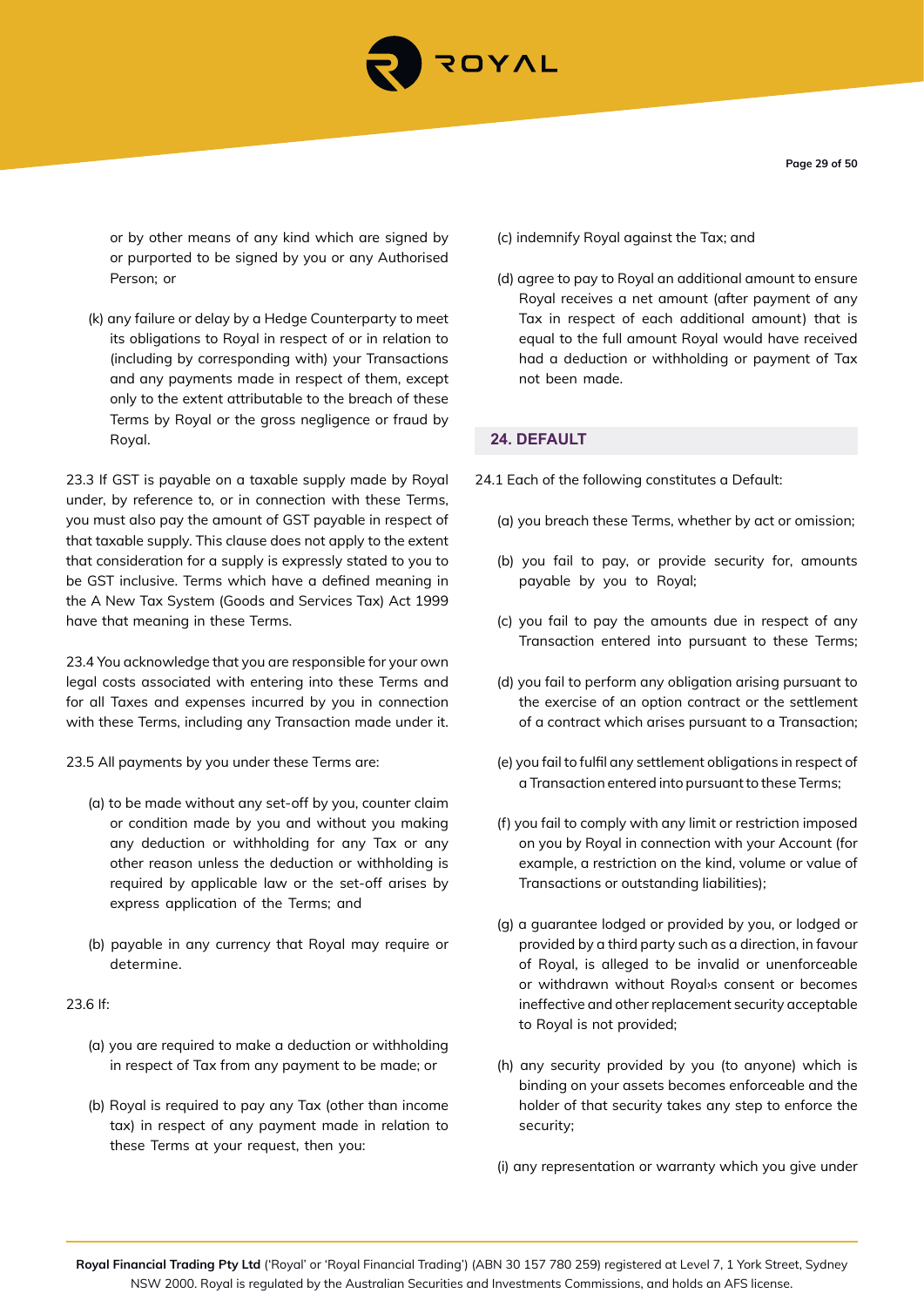or by other means of any kind which are signed by or purported to be signed by you or any Authorised Person; or

(k) any failure or delay by a Hedge Counterparty to meet its obligations to Royal in respect of or in relation to (including by corresponding with) your Transactions and any payments made in respect of them, except only to the extent attributable to the breach of these Terms by Royal or the gross negligence or fraud by Royal.

23.3 If GST is payable on a taxable supply made by Royal under, by reference to, or in connection with these Terms, you must also pay the amount of GST payable in respect of that taxable supply. This clause does not apply to the extent that consideration for a supply is expressly stated to you to be GST inclusive. Terms which have a defined meaning in the A New Tax System (Goods and Services Tax) Act 1999 have that meaning in these Terms.

23.4 You acknowledge that you are responsible for your own legal costs associated with entering into these Terms and for all Taxes and expenses incurred by you in connection with these Terms, including any Transaction made under it.

23.5 All payments by you under these Terms are:

(a) to be made without any set-off by you, counter claim or condition made by you and without you making any deduction or withholding for any Tax or any other reason unless the deduction or withholding is required by applicable law or the set-off arises by express application of the Terms; and

(b) payable in any currency that Royal may require or determine.

23.6 If:

(a) you are required to make a deduction or withholding in respect of Tax from any payment to be made; or

(b) Royal is required to pay any Tax (other than income tax) in respect of any payment made in relation to these Terms at your request, then you:

(c) indemnify Royal against the Tax; and

(d) agree to pay to Royal an additional amount to ensure Royal receives a net amount (after payment of any Tax in respect of each additional amount) that is equal to the full amount Royal would have received had a deduction or withholding or payment of Tax not been made.

## 24. DEFAULT

24.1 Each of the following constitutes a Default:

(a) you breach these Terms, whether by act or omission;

(b) you fail to pay, or provide security for, amounts payable by you to Royal;

(c) you fail to pay the amounts due in respect of any Transaction entered into pursuant to these Terms;

(d) you fail to perform any obligation arising pursuant to the exercise of an option contract or the settlement of a contract which arises pursuant to a Transaction;

(e) you fail to fulfil any settlement obligations in respect of a Transaction entered into pursuant to these Terms;

(f) you fail to comply with any limit or restriction imposed on you by Royal in connection with your Account (for example, a restriction on the kind, volume or value of Transactions or outstanding liabilities);

(g) a guarantee lodged or provided by you, or lodged or provided by a third party such as a direction, in favour of Royal, is alleged to be invalid or unenforceable or withdrawn without Royal›s consent or becomes ineffective and other replacement security acceptable to Royal is not provided;

(h) any security provided by you (to anyone) which is binding on your assets becomes enforceable and the holder of that security takes any step to enforce the security;

(i) any representation or warranty which you give under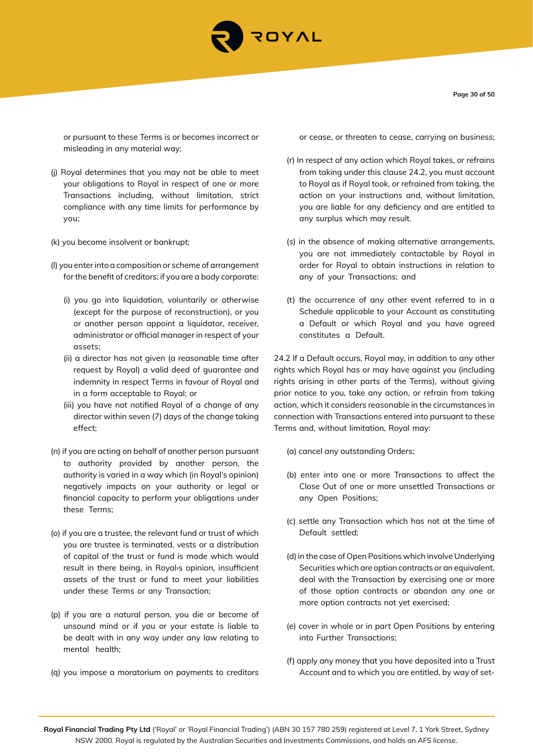or pursuant to these Terms is or becomes incorrect or misleading in any material way;

(j) Royal determines that you may not be able to meet your obligations to Royal in respect of one or more Transactions including, without limitation, strict compliance with any time limits for performance by you;

(k) you become insolvent or bankrupt;

(l) you enter into a composition or scheme of arrangement for the benefit of creditors; if you are a body corporate:

- (i) you go into liquidation, voluntarily or otherwise (except for the purpose of reconstruction), or you or another person appoint a liquidator, receiver, administrator or official manager in respect of your assets;
- (ii) a director has not given (a reasonable time after request by Royal) a valid deed of guarantee and indemnity in respect Terms in favour of Royal and in a form acceptable to Royal; or
- (iii) you have not notified Royal of a change of any director within seven (7) days of the change taking effect;

(n) if you are acting on behalf of another person pursuant to authority provided by another person, the authority is varied in a way which (in Royal's opinion) negatively impacts on your authority or legal or financial capacity to perform your obligations under these Terms;

(o) if you are a trustee, the relevant fund or trust of which you are trustee is terminated, vests or a distribution of capital of the trust or fund is made which would result in there being, in Royal›s opinion, insufficient assets of the trust or fund to meet your liabilities under these Terms or any Transaction;

(p) if you are a natural person, you die or become of unsound mind or if you or your estate is liable to be dealt with in any way under any law relating to mental health;

(q) you impose a moratorium on payments to creditors or cease, or threaten to cease, carrying on business;

(r) In respect of any action which Royal takes, or refrains from taking under this clause 24.2, you must account to Royal as if Royal took, or refrained from taking, the action on your instructions and, without limitation, you are liable for any deficiency and are entitled to any surplus which may result.

(s) in the absence of making alternative arrangements, you are not immediately contactable by Royal in order for Royal to obtain instructions in relation to any of your Transactions; and

(t) the occurrence of any other event referred to in a Schedule applicable to your Account as constituting a Default or which Royal and you have agreed constitutes a Default.

24.2 If a Default occurs, Royal may, in addition to any other rights which Royal has or may have against you (including rights arising in other parts of the Terms), without giving prior notice to you, take any action, or refrain from taking action, which it considers reasonable in the circumstances in connection with Transactions entered into pursuant to these Terms and, without limitation, Royal may:

(a) cancel any outstanding Orders;

(b) enter into one or more Transactions to affect the Close Out of one or more unsettled Transactions or any Open Positions;

(c) settle any Transaction which has not at the time of Default settled;

(d) in the case of Open Positions which involve Underlying Securities which are option contracts or an equivalent, deal with the Transaction by exercising one or more of those option contracts or abandon any one or more option contracts not yet exercised;

(e) cover in whole or in part Open Positions by entering into Further Transactions;

(f) apply any money that you have deposited into a Trust Account and to which you are entitled, by way of set-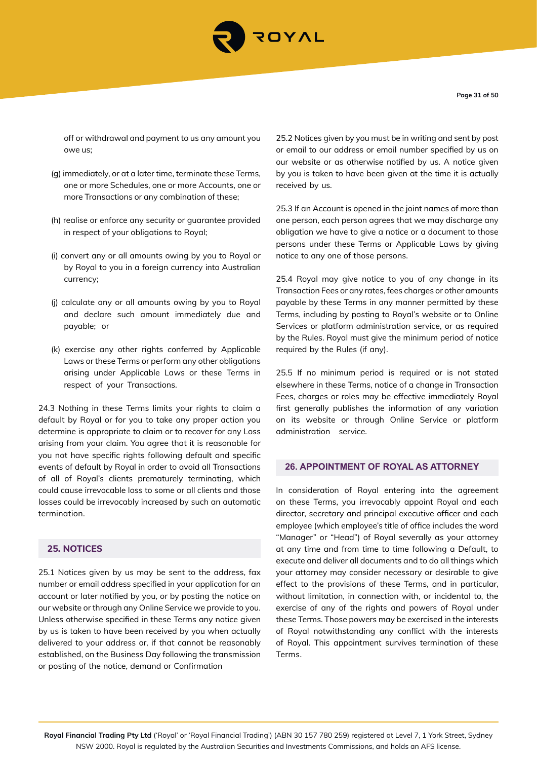off or withdrawal and payment to us any amount you owe us;

(g) immediately, or at a later time, terminate these Terms, one or more Schedules, one or more Accounts, one or more Transactions or any combination of these;

(h) realise or enforce any security or guarantee provided in respect of your obligations to Royal;

(i) convert any or all amounts owing by you to Royal or by Royal to you in a foreign currency into Australian currency;

(j) calculate any or all amounts owing by you to Royal and declare such amount immediately due and payable; or

(k) exercise any other rights conferred by Applicable Laws or these Terms or perform any other obligations arising under Applicable Laws or these Terms in respect of your Transactions.

24.3 Nothing in these Terms limits your rights to claim a default by Royal or for you to take any proper action you determine is appropriate to claim or to recover for any Loss arising from your claim. You agree that it is reasonable for you not have specific rights following default and specific events of default by Royal in order to avoid all Transactions of all of Royal's clients prematurely terminating, which could cause irrevocable loss to some or all clients and those losses could be irrevocably increased by such an automatic termination.

## 25. NOTICES

25.1 Notices given by us may be sent to the address, fax number or email address specified in your application for an account or later notified by you, or by posting the notice on our website or through any Online Service we provide to you. Unless otherwise specified in these Terms any notice given by us is taken to have been received by you when actually delivered to your address or, if that cannot be reasonably established, on the Business Day following the transmission or posting of the notice, demand or Confirmation

25.2 Notices given by you must be in writing and sent by post or email to our address or email number specified by us on our website or as otherwise notified by us. A notice given by you is taken to have been given at the time it is actually received by us.

25.3 If an Account is opened in the joint names of more than one person, each person agrees that we may discharge any obligation we have to give a notice or a document to those persons under these Terms or Applicable Laws by giving notice to any one of those persons.

25.4 Royal may give notice to you of any change in its Transaction Fees or any rates, fees charges or other amounts payable by these Terms in any manner permitted by these Terms, including by posting to Royal's website or to Online Services or platform administration service, or as required by the Rules. Royal must give the minimum period of notice required by the Rules (if any).

25.5 If no minimum period is required or is not stated elsewhere in these Terms, notice of a change in Transaction Fees, charges or roles may be effective immediately Royal first generally publishes the information of any variation on its website or through Online Service or platform administration service.

## 26. APPOINTMENT OF ROYAL AS ATTORNEY

In consideration of Royal entering into the agreement on these Terms, you irrevocably appoint Royal and each director, secretary and principal executive officer and each employee (which employee's title of office includes the word "Manager" or "Head") of Royal severally as your attorney at any time and from time to time following a Default, to execute and deliver all documents and to do all things which your attorney may consider necessary or desirable to give effect to the provisions of these Terms, and in particular, without limitation, in connection with, or incidental to, the exercise of any of the rights and powers of Royal under these Terms. Those powers may be exercised in the interests of Royal notwithstanding any conflict with the interests of Royal. This appointment survives termination of these Terms.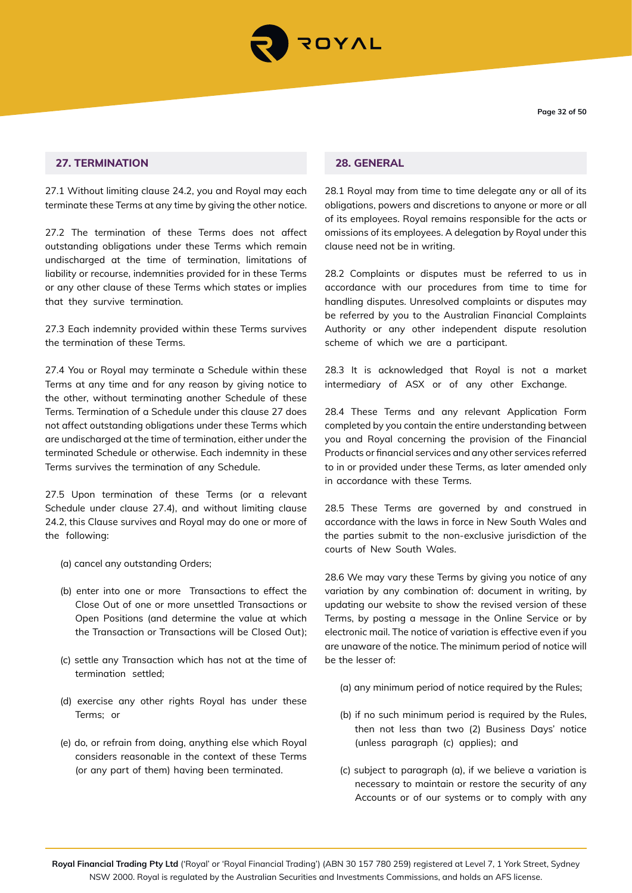## 27. TERMINATION

27.1 Without limiting clause 24.2, you and Royal may each terminate these Terms at any time by giving the other notice.

27.2 The termination of these Terms does not affect outstanding obligations under these Terms which remain undischarged at the time of termination, limitations of liability or recourse, indemnities provided for in these Terms or any other clause of these Terms which states or implies that they survive termination.

27.3 Each indemnity provided within these Terms survives the termination of these Terms.

27.4 You or Royal may terminate a Schedule within these Terms at any time and for any reason by giving notice to the other, without terminating another Schedule of these Terms. Termination of a Schedule under this clause 27 does not affect outstanding obligations under these Terms which are undischarged at the time of termination, either under the terminated Schedule or otherwise. Each indemnity in these Terms survives the termination of any Schedule.

27.5 Upon termination of these Terms (or a relevant Schedule under clause 27.4), and without limiting clause 24.2, this Clause survives and Royal may do one or more of the following:

(a) cancel any outstanding Orders;

(b) enter into one or more Transactions to effect the Close Out of one or more unsettled Transactions or Open Positions (and determine the value at which the Transaction or Transactions will be Closed Out);

(c) settle any Transaction which has not at the time of termination settled;

(d) exercise any other rights Royal has under these Terms; or

(e) do, or refrain from doing, anything else which Royal considers reasonable in the context of these Terms (or any part of them) having been terminated.

## 28. GENERAL

28.1 Royal may from time to time delegate any or all of its obligations, powers and discretions to anyone or more or all of its employees. Royal remains responsible for the acts or omissions of its employees. A delegation by Royal under this clause need not be in writing.

28.2 Complaints or disputes must be referred to us in accordance with our procedures from time to time for handling disputes. Unresolved complaints or disputes may be referred by you to the Australian Financial Complaints Authority or any other independent dispute resolution scheme of which we are a participant.

28.3 It is acknowledged that Royal is not a market intermediary of ASX or of any other Exchange.

28.4 These Terms and any relevant Application Form completed by you contain the entire understanding between you and Royal concerning the provision of the Financial Products or financial services and any other services referred to in or provided under these Terms, as later amended only in accordance with these Terms.

28.5 These Terms are governed by and construed in accordance with the laws in force in New South Wales and the parties submit to the non-exclusive jurisdiction of the courts of New South Wales.

28.6 We may vary these Terms by giving you notice of any variation by any combination of: document in writing, by updating our website to show the revised version of these Terms, by posting a message in the Online Service or by electronic mail. The notice of variation is effective even if you are unaware of the notice. The minimum period of notice will be the lesser of:

(a) any minimum period of notice required by the Rules;

(b) if no such minimum period is required by the Rules, then not less than two (2) Business Days' notice (unless paragraph (c) applies); and

(c) subject to paragraph (a), if we believe a variation is necessary to maintain or restore the security of any Accounts or of our systems or to comply with any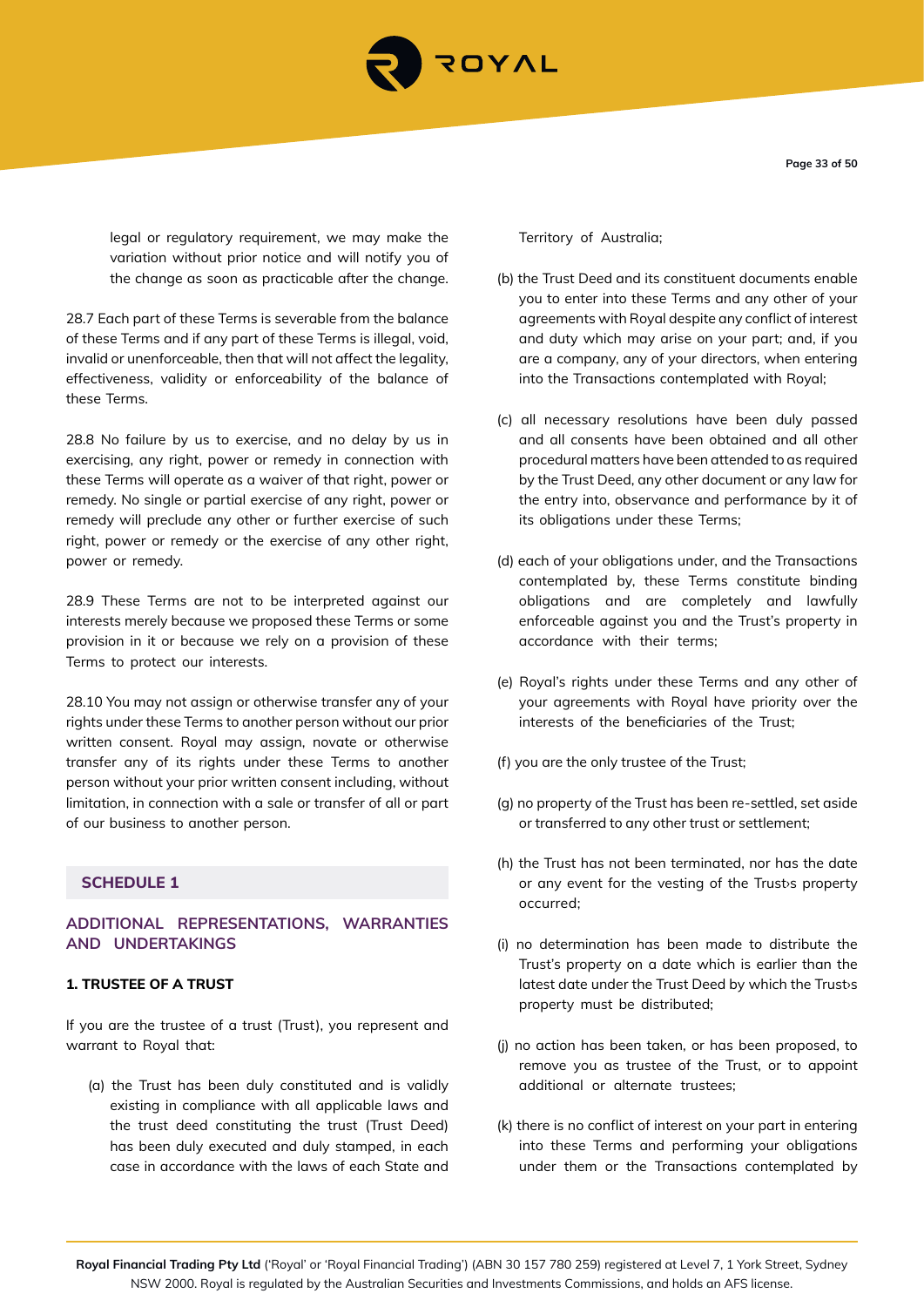legal or regulatory requirement, we may make the variation without prior notice and will notify you of the change as soon as practicable after the change.

28.7 Each part of these Terms is severable from the balance of these Terms and if any part of these Terms is illegal, void, invalid or unenforceable, then that will not affect the legality, effectiveness, validity or enforceability of the balance of these Terms.

28.8 No failure by us to exercise, and no delay by us in exercising, any right, power or remedy in connection with these Terms will operate as a waiver of that right, power or remedy. No single or partial exercise of any right, power or remedy will preclude any other or further exercise of such right, power or remedy or the exercise of any other right, power or remedy.

28.9 These Terms are not to be interpreted against our interests merely because we proposed these Terms or some provision in it or because we rely on a provision of these Terms to protect our interests.

28.10 You may not assign or otherwise transfer any of your rights under these Terms to another person without our prior written consent. Royal may assign, novate or otherwise transfer any of its rights under these Terms to another person without your prior written consent including, without limitation, in connection with a sale or transfer of all or part of our business to another person.

## SCHEDULE 1

## ADDITIONAL REPRESENTATIONS, WARRANTIES AND UNDERTAKINGS

### 1. TRUSTEE OF A TRUST

If you are the trustee of a trust (Trust), you represent and warrant to Royal that:

(a) the Trust has been duly constituted and is validly existing in compliance with all applicable laws and the trust deed constituting the trust (Trust Deed) has been duly executed and duly stamped, in each case in accordance with the laws of each State and Territory of Australia;

(b) the Trust Deed and its constituent documents enable you to enter into these Terms and any other of your agreements with Royal despite any conflict of interest and duty which may arise on your part; and, if you are a company, any of your directors, when entering into the Transactions contemplated with Royal;

(c) all necessary resolutions have been duly passed and all consents have been obtained and all other procedural matters have been attended to as required by the Trust Deed, any other document or any law for the entry into, observance and performance by it of its obligations under these Terms;

(d) each of your obligations under, and the Transactions contemplated by, these Terms constitute binding obligations and are completely and lawfully enforceable against you and the Trust's property in accordance with their terms;

(e) Royal's rights under these Terms and any other of your agreements with Royal have priority over the interests of the beneficiaries of the Trust;

(f) you are the only trustee of the Trust;

(g) no property of the Trust has been re-settled, set aside or transferred to any other trust or settlement;

(h) the Trust has not been terminated, nor has the date or any event for the vesting of the Trust›s property occurred;

(i) no determination has been made to distribute the Trust's property on a date which is earlier than the latest date under the Trust Deed by which the Trust›s property must be distributed;

(j) no action has been taken, or has been proposed, to remove you as trustee of the Trust, or to appoint additional or alternate trustees;

(k) there is no conflict of interest on your part in entering into these Terms and performing your obligations under them or the Transactions contemplated by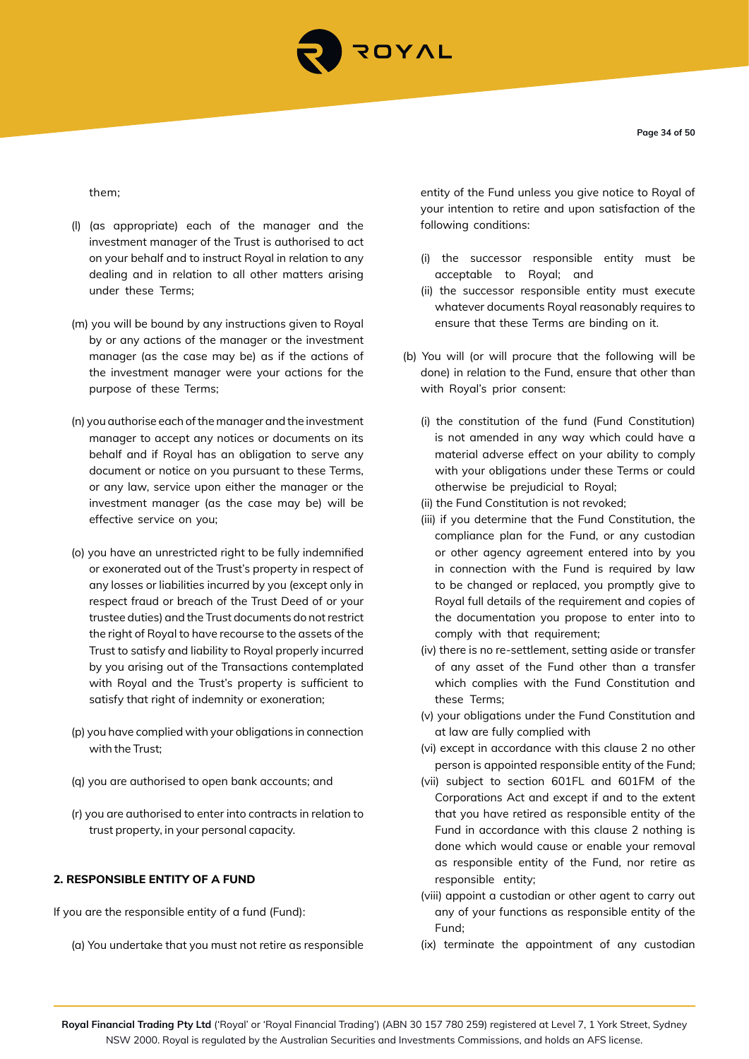them;

(l) (as appropriate) each of the manager and the investment manager of the Trust is authorised to act on your behalf and to instruct Royal in relation to any dealing and in relation to all other matters arising under these Terms;

(m) you will be bound by any instructions given to Royal by or any actions of the manager or the investment manager (as the case may be) as if the actions of the investment manager were your actions for the purpose of these Terms;

(n) you authorise each of the manager and the investment manager to accept any notices or documents on its behalf and if Royal has an obligation to serve any document or notice on you pursuant to these Terms, or any law, service upon either the manager or the investment manager (as the case may be) will be effective service on you;

(o) you have an unrestricted right to be fully indemnified or exonerated out of the Trust's property in respect of any losses or liabilities incurred by you (except only in respect fraud or breach of the Trust Deed of or your trustee duties) and the Trust documents do not restrict the right of Royal to have recourse to the assets of the Trust to satisfy and liability to Royal properly incurred by you arising out of the Transactions contemplated with Royal and the Trust's property is sufficient to satisfy that right of indemnity or exoneration;

(p) you have complied with your obligations in connection with the Trust;

(q) you are authorised to open bank accounts; and

(r) you are authorised to enter into contracts in relation to trust property, in your personal capacity.

**2. RESPONSIBLE ENTITY OF A FUND**

If you are the responsible entity of a fund (Fund):

(a) You undertake that you must not retire as responsible entity of the Fund unless you give notice to Royal of your intention to retire and upon satisfaction of the following conditions:

(i) the successor responsible entity must be acceptable to Royal; and
(ii) the successor responsible entity must execute whatever documents Royal reasonably requires to ensure that these Terms are binding on it.

(b) You will (or will procure that the following will be done) in relation to the Fund, ensure that other than with Royal's prior consent:

(i) the constitution of the fund (Fund Constitution) is not amended in any way which could have a material adverse effect on your ability to comply with your obligations under these Terms or could otherwise be prejudicial to Royal;
(ii) the Fund Constitution is not revoked;
(iii) if you determine that the Fund Constitution, the compliance plan for the Fund, or any custodian or other agency agreement entered into by you in connection with the Fund is required by law to be changed or replaced, you promptly give to Royal full details of the requirement and copies of the documentation you propose to enter into to comply with that requirement;
(iv) there is no re-settlement, setting aside or transfer of any asset of the Fund other than a transfer which complies with the Fund Constitution and these Terms;
(v) your obligations under the Fund Constitution and at law are fully complied with
(vi) except in accordance with this clause 2 no other person is appointed responsible entity of the Fund;
(vii) subject to section 601FL and 601FM of the Corporations Act and except if and to the extent that you have retired as responsible entity of the Fund in accordance with this clause 2 nothing is done which would cause or enable your removal as responsible entity of the Fund, nor retire as responsible entity;
(viii) appoint a custodian or other agent to carry out any of your functions as responsible entity of the Fund;
(ix) terminate the appointment of any custodian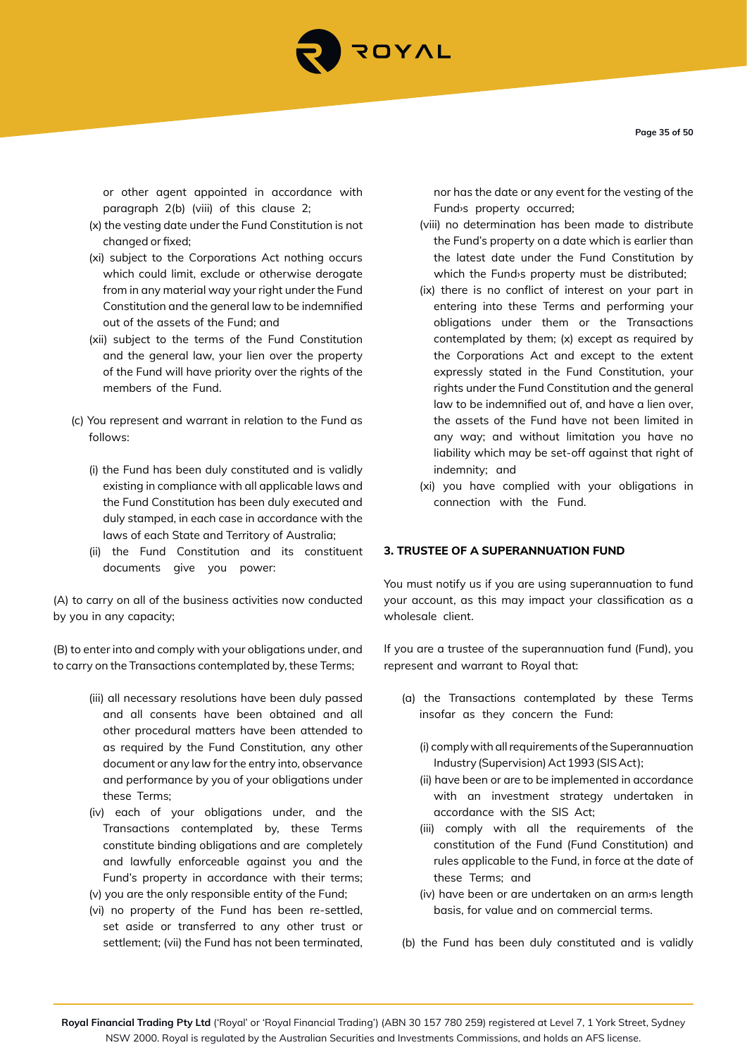or other agent appointed in accordance with paragraph 2(b) (viii) of this clause 2;

(x) the vesting date under the Fund Constitution is not changed or fixed;

(xi) subject to the Corporations Act nothing occurs which could limit, exclude or otherwise derogate from in any material way your right under the Fund Constitution and the general law to be indemnified out of the assets of the Fund; and

(xii) subject to the terms of the Fund Constitution and the general law, your lien over the property of the Fund will have priority over the rights of the members of the Fund.

(c) You represent and warrant in relation to the Fund as follows:

(i) the Fund has been duly constituted and is validly existing in compliance with all applicable laws and the Fund Constitution has been duly executed and duly stamped, in each case in accordance with the laws of each State and Territory of Australia;

(ii) the Fund Constitution and its constituent documents give you power:

(A) to carry on all of the business activities now conducted by you in any capacity;

(B) to enter into and comply with your obligations under, and to carry on the Transactions contemplated by, these Terms;

(iii) all necessary resolutions have been duly passed and all consents have been obtained and all other procedural matters have been attended to as required by the Fund Constitution, any other document or any law for the entry into, observance and performance by you of your obligations under these Terms;

(iv) each of your obligations under, and the Transactions contemplated by, these Terms constitute binding obligations and are completely and lawfully enforceable against you and the Fund's property in accordance with their terms;

(v) you are the only responsible entity of the Fund;

(vi) no property of the Fund has been re-settled, set aside or transferred to any other trust or settlement; (vii) the Fund has not been terminated, nor has the date or any event for the vesting of the Fund›s property occurred;

(viii) no determination has been made to distribute the Fund's property on a date which is earlier than the latest date under the Fund Constitution by which the Fund›s property must be distributed;

(ix) there is no conflict of interest on your part in entering into these Terms and performing your obligations under them or the Transactions contemplated by them; (x) except as required by the Corporations Act and except to the extent expressly stated in the Fund Constitution, your rights under the Fund Constitution and the general law to be indemnified out of, and have a lien over, the assets of the Fund have not been limited in any way; and without limitation you have no liability which may be set-off against that right of indemnity; and

(xi) you have complied with your obligations in connection with the Fund.

## 3. TRUSTEE OF A SUPERANNUATION FUND

You must notify us if you are using superannuation to fund your account, as this may impact your classification as a wholesale client.

If you are a trustee of the superannuation fund (Fund), you represent and warrant to Royal that:

(a) the Transactions contemplated by these Terms insofar as they concern the Fund:

(i) comply with all requirements of the Superannuation Industry (Supervision) Act 1993 (SIS Act);

(ii) have been or are to be implemented in accordance with an investment strategy undertaken in accordance with the SIS Act;

(iii) comply with all the requirements of the constitution of the Fund (Fund Constitution) and rules applicable to the Fund, in force at the date of these Terms; and

(iv) have been or are undertaken on an arm›s length basis, for value and on commercial terms.

(b) the Fund has been duly constituted and is validly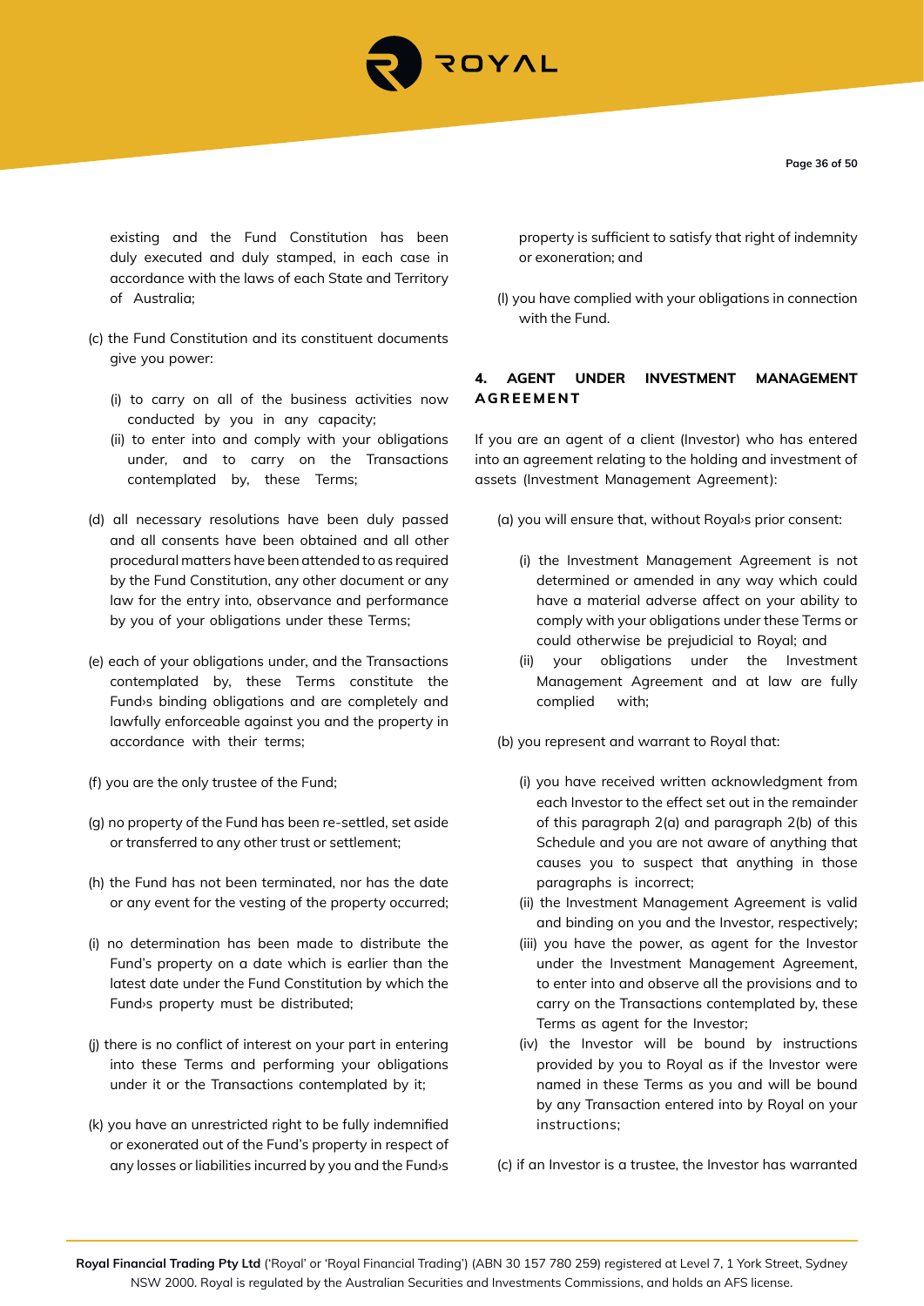existing and the Fund Constitution has been duly executed and duly stamped, in each case in accordance with the laws of each State and Territory of Australia;

(c) the Fund Constitution and its constituent documents give you power:

(i) to carry on all of the business activities now conducted by you in any capacity;
(ii) to enter into and comply with your obligations under, and to carry on the Transactions contemplated by, these Terms;

(d) all necessary resolutions have been duly passed and all consents have been obtained and all other procedural matters have been attended to as required by the Fund Constitution, any other document or any law for the entry into, observance and performance by you of your obligations under these Terms;

(e) each of your obligations under, and the Transactions contemplated by, these Terms constitute the Fund›s binding obligations and are completely and lawfully enforceable against you and the property in accordance with their terms;

(f) you are the only trustee of the Fund;

(g) no property of the Fund has been re-settled, set aside or transferred to any other trust or settlement;

(h) the Fund has not been terminated, nor has the date or any event for the vesting of the property occurred;

(i) no determination has been made to distribute the Fund's property on a date which is earlier than the latest date under the Fund Constitution by which the Fund›s property must be distributed;

(j) there is no conflict of interest on your part in entering into these Terms and performing your obligations under it or the Transactions contemplated by it;

(k) you have an unrestricted right to be fully indemnified or exonerated out of the Fund's property in respect of any losses or liabilities incurred by you and the Fund›s property is sufficient to satisfy that right of indemnity or exoneration; and

(l) you have complied with your obligations in connection with the Fund.

## 4. AGENT UNDER INVESTMENT MANAGEMENT AGREEMENT

If you are an agent of a client (Investor) who has entered into an agreement relating to the holding and investment of assets (Investment Management Agreement):

(a) you will ensure that, without Royal›s prior consent:

(i) the Investment Management Agreement is not determined or amended in any way which could have a material adverse affect on your ability to comply with your obligations under these Terms or could otherwise be prejudicial to Royal; and
(ii) your obligations under the Investment Management Agreement and at law are fully complied with;

(b) you represent and warrant to Royal that:

(i) you have received written acknowledgment from each Investor to the effect set out in the remainder of this paragraph 2(a) and paragraph 2(b) of this Schedule and you are not aware of anything that causes you to suspect that anything in those paragraphs is incorrect;
(ii) the Investment Management Agreement is valid and binding on you and the Investor, respectively;
(iii) you have the power, as agent for the Investor under the Investment Management Agreement, to enter into and observe all the provisions and to carry on the Transactions contemplated by, these Terms as agent for the Investor;
(iv) the Investor will be bound by instructions provided by you to Royal as if the Investor were named in these Terms as you and will be bound by any Transaction entered into by Royal on your instructions;

(c) if an Investor is a trustee, the Investor has warranted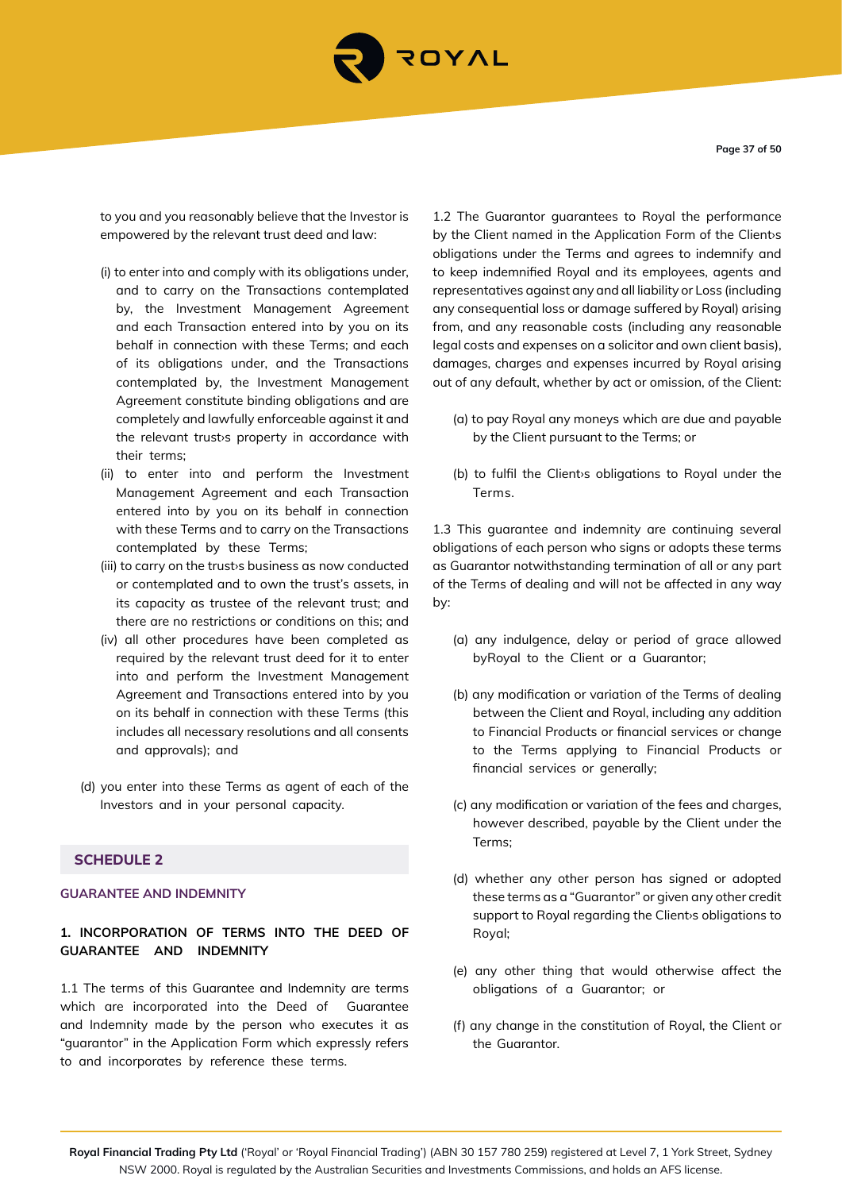to you and you reasonably believe that the Investor is empowered by the relevant trust deed and law:

(i) to enter into and comply with its obligations under, and to carry on the Transactions contemplated by, the Investment Management Agreement and each Transaction entered into by you on its behalf in connection with these Terms; and each of its obligations under, and the Transactions contemplated by, the Investment Management Agreement constitute binding obligations and are completely and lawfully enforceable against it and the relevant trust›s property in accordance with their terms;

(ii) to enter into and perform the Investment Management Agreement and each Transaction entered into by you on its behalf in connection with these Terms and to carry on the Transactions contemplated by these Terms;

(iii) to carry on the trust›s business as now conducted or contemplated and to own the trust's assets, in its capacity as trustee of the relevant trust; and there are no restrictions or conditions on this; and

(iv) all other procedures have been completed as required by the relevant trust deed for it to enter into and perform the Investment Management Agreement and Transactions entered into by you on its behalf in connection with these Terms (this includes all necessary resolutions and all consents and approvals); and

(d) you enter into these Terms as agent of each of the Investors and in your personal capacity.

## SCHEDULE 2

### GUARANTEE AND INDEMNITY

### 1. INCORPORATION OF TERMS INTO THE DEED OF GUARANTEE AND INDEMNITY

1.1 The terms of this Guarantee and Indemnity are terms which are incorporated into the Deed of Guarantee and Indemnity made by the person who executes it as "guarantor" in the Application Form which expressly refers to and incorporates by reference these terms.

1.2 The Guarantor guarantees to Royal the performance by the Client named in the Application Form of the Client›s obligations under the Terms and agrees to indemnify and to keep indemnified Royal and its employees, agents and representatives against any and all liability or Loss (including any consequential loss or damage suffered by Royal) arising from, and any reasonable costs (including any reasonable legal costs and expenses on a solicitor and own client basis), damages, charges and expenses incurred by Royal arising out of any default, whether by act or omission, of the Client:

(a) to pay Royal any moneys which are due and payable by the Client pursuant to the Terms; or

(b) to fulfil the Client›s obligations to Royal under the Terms.

1.3 This guarantee and indemnity are continuing several obligations of each person who signs or adopts these terms as Guarantor notwithstanding termination of all or any part of the Terms of dealing and will not be affected in any way by:

(a) any indulgence, delay or period of grace allowed byRoyal to the Client or a Guarantor;

(b) any modification or variation of the Terms of dealing between the Client and Royal, including any addition to Financial Products or financial services or change to the Terms applying to Financial Products or financial services or generally;

(c) any modification or variation of the fees and charges, however described, payable by the Client under the Terms;

(d) whether any other person has signed or adopted these terms as a "Guarantor" or given any other credit support to Royal regarding the Client›s obligations to Royal;

(e) any other thing that would otherwise affect the obligations of a Guarantor; or

(f) any change in the constitution of Royal, the Client or the Guarantor.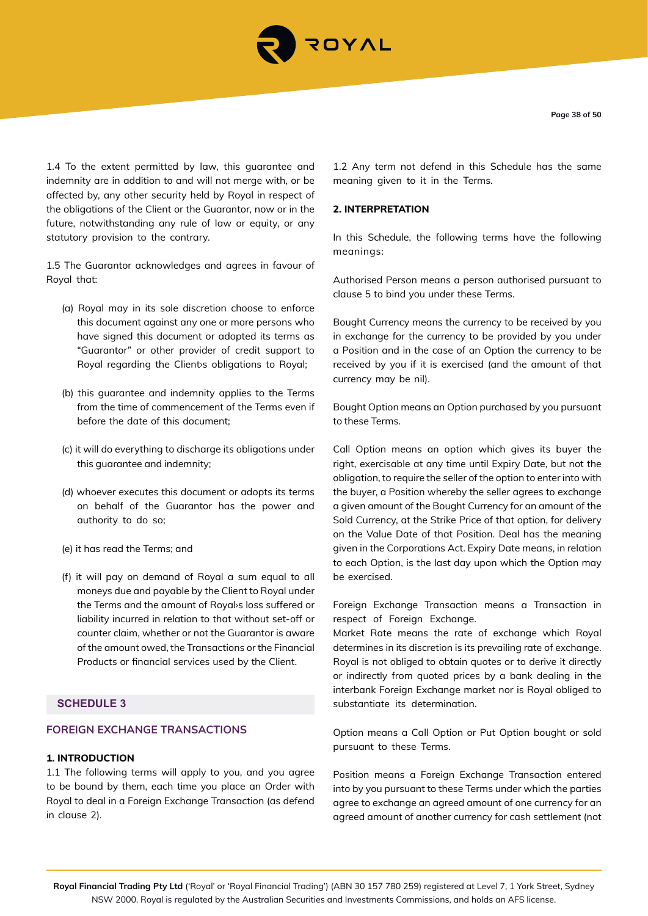1.4 To the extent permitted by law, this guarantee and indemnity are in addition to and will not merge with, or be affected by, any other security held by Royal in respect of the obligations of the Client or the Guarantor, now or in the future, notwithstanding any rule of law or equity, or any statutory provision to the contrary.

1.5 The Guarantor acknowledges and agrees in favour of Royal that:

(a) Royal may in its sole discretion choose to enforce this document against any one or more persons who have signed this document or adopted its terms as "Guarantor" or other provider of credit support to Royal regarding the Client›s obligations to Royal;

(b) this guarantee and indemnity applies to the Terms from the time of commencement of the Terms even if before the date of this document;

(c) it will do everything to discharge its obligations under this guarantee and indemnity;

(d) whoever executes this document or adopts its terms on behalf of the Guarantor has the power and authority to do so;

(e) it has read the Terms; and

(f) it will pay on demand of Royal a sum equal to all moneys due and payable by the Client to Royal under the Terms and the amount of Royal›s loss suffered or liability incurred in relation to that without set-off or counter claim, whether or not the Guarantor is aware of the amount owed, the Transactions or the Financial Products or financial services used by the Client.

## SCHEDULE 3

## FOREIGN EXCHANGE TRANSACTIONS

### 1. INTRODUCTION

1.1 The following terms will apply to you, and you agree to be bound by them, each time you place an Order with Royal to deal in a Foreign Exchange Transaction (as defend in clause 2).

1.2 Any term not defend in this Schedule has the same meaning given to it in the Terms.

### 2. INTERPRETATION

In this Schedule, the following terms have the following meanings:

Authorised Person means a person authorised pursuant to clause 5 to bind you under these Terms.

Bought Currency means the currency to be received by you in exchange for the currency to be provided by you under a Position and in the case of an Option the currency to be received by you if it is exercised (and the amount of that currency may be nil).

Bought Option means an Option purchased by you pursuant to these Terms.

Call Option means an option which gives its buyer the right, exercisable at any time until Expiry Date, but not the obligation, to require the seller of the option to enter into with the buyer, a Position whereby the seller agrees to exchange a given amount of the Bought Currency for an amount of the Sold Currency, at the Strike Price of that option, for delivery on the Value Date of that Position. Deal has the meaning given in the Corporations Act. Expiry Date means, in relation to each Option, is the last day upon which the Option may be exercised.

Foreign Exchange Transaction means a Transaction in respect of Foreign Exchange.
Market Rate means the rate of exchange which Royal determines in its discretion is its prevailing rate of exchange. Royal is not obliged to obtain quotes or to derive it directly or indirectly from quoted prices by a bank dealing in the interbank Foreign Exchange market nor is Royal obliged to substantiate its determination.

Option means a Call Option or Put Option bought or sold pursuant to these Terms.

Position means a Foreign Exchange Transaction entered into by you pursuant to these Terms under which the parties agree to exchange an agreed amount of one currency for an agreed amount of another currency for cash settlement (not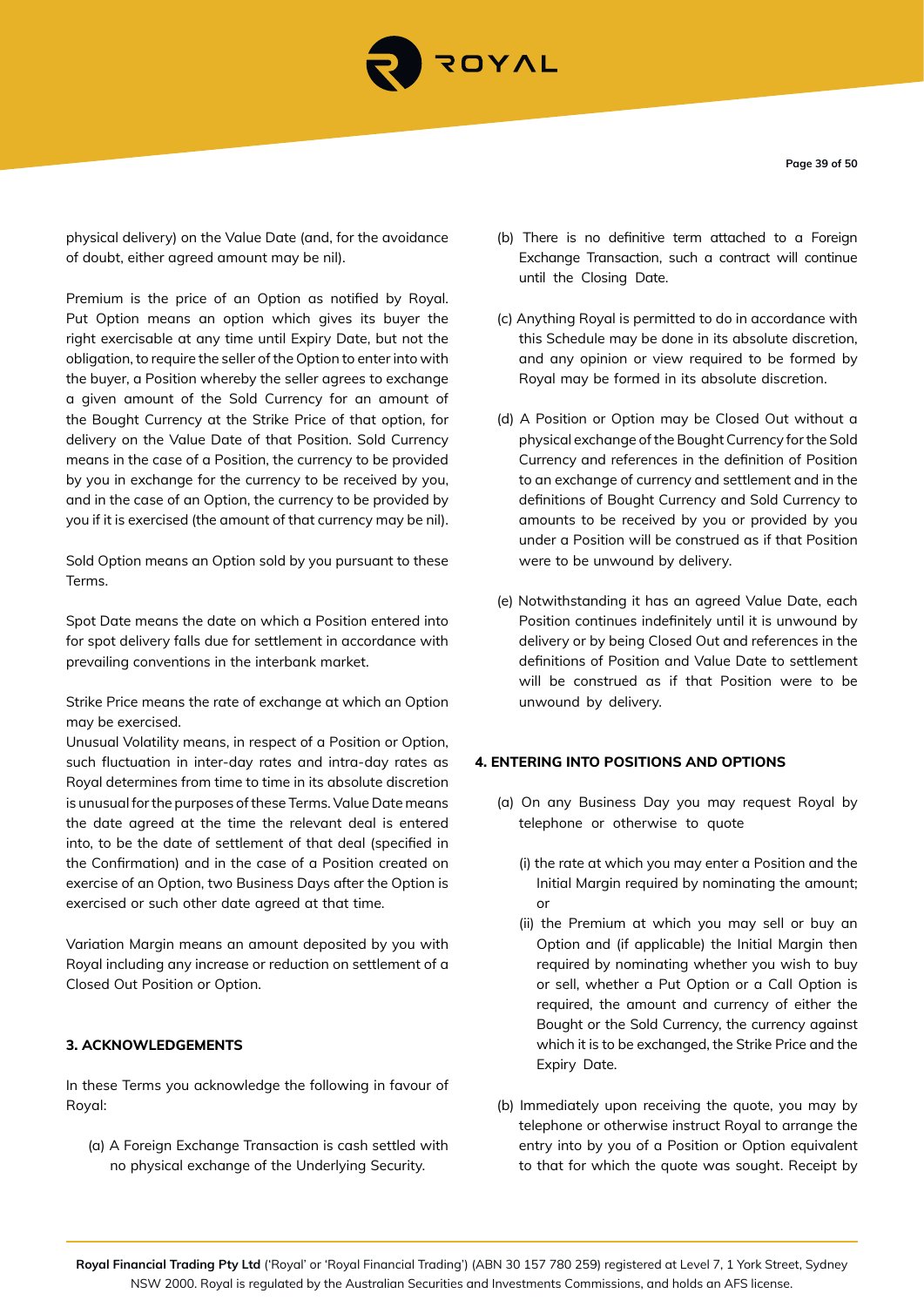physical delivery) on the Value Date (and, for the avoidance of doubt, either agreed amount may be nil).

Premium is the price of an Option as notified by Royal. Put Option means an option which gives its buyer the right exercisable at any time until Expiry Date, but not the obligation, to require the seller of the Option to enter into with the buyer, a Position whereby the seller agrees to exchange a given amount of the Sold Currency for an amount of the Bought Currency at the Strike Price of that option, for delivery on the Value Date of that Position. Sold Currency means in the case of a Position, the currency to be provided by you in exchange for the currency to be received by you, and in the case of an Option, the currency to be provided by you if it is exercised (the amount of that currency may be nil).

Sold Option means an Option sold by you pursuant to these Terms.

Spot Date means the date on which a Position entered into for spot delivery falls due for settlement in accordance with prevailing conventions in the interbank market.

Strike Price means the rate of exchange at which an Option may be exercised.

Unusual Volatility means, in respect of a Position or Option, such fluctuation in inter-day rates and intra-day rates as Royal determines from time to time in its absolute discretion is unusual for the purposes of these Terms. Value Date means the date agreed at the time the relevant deal is entered into, to be the date of settlement of that deal (specified in the Confirmation) and in the case of a Position created on exercise of an Option, two Business Days after the Option is exercised or such other date agreed at that time.

Variation Margin means an amount deposited by you with Royal including any increase or reduction on settlement of a Closed Out Position or Option.

**3. ACKNOWLEDGEMENTS**

In these Terms you acknowledge the following in favour of Royal:

(a) A Foreign Exchange Transaction is cash settled with no physical exchange of the Underlying Security.

(b) There is no definitive term attached to a Foreign Exchange Transaction, such a contract will continue until the Closing Date.

(c) Anything Royal is permitted to do in accordance with this Schedule may be done in its absolute discretion, and any opinion or view required to be formed by Royal may be formed in its absolute discretion.

(d) A Position or Option may be Closed Out without a physical exchange of the Bought Currency for the Sold Currency and references in the definition of Position to an exchange of currency and settlement and in the definitions of Bought Currency and Sold Currency to amounts to be received by you or provided by you under a Position will be construed as if that Position were to be unwound by delivery.

(e) Notwithstanding it has an agreed Value Date, each Position continues indefinitely until it is unwound by delivery or by being Closed Out and references in the definitions of Position and Value Date to settlement will be construed as if that Position were to be unwound by delivery.

**4. ENTERING INTO POSITIONS AND OPTIONS**

(a) On any Business Day you may request Royal by telephone or otherwise to quote

(i) the rate at which you may enter a Position and the Initial Margin required by nominating the amount; or

(ii) the Premium at which you may sell or buy an Option and (if applicable) the Initial Margin then required by nominating whether you wish to buy or sell, whether a Put Option or a Call Option is required, the amount and currency of either the Bought or the Sold Currency, the currency against which it is to be exchanged, the Strike Price and the Expiry Date.

(b) Immediately upon receiving the quote, you may by telephone or otherwise instruct Royal to arrange the entry into by you of a Position or Option equivalent to that for which the quote was sought. Receipt by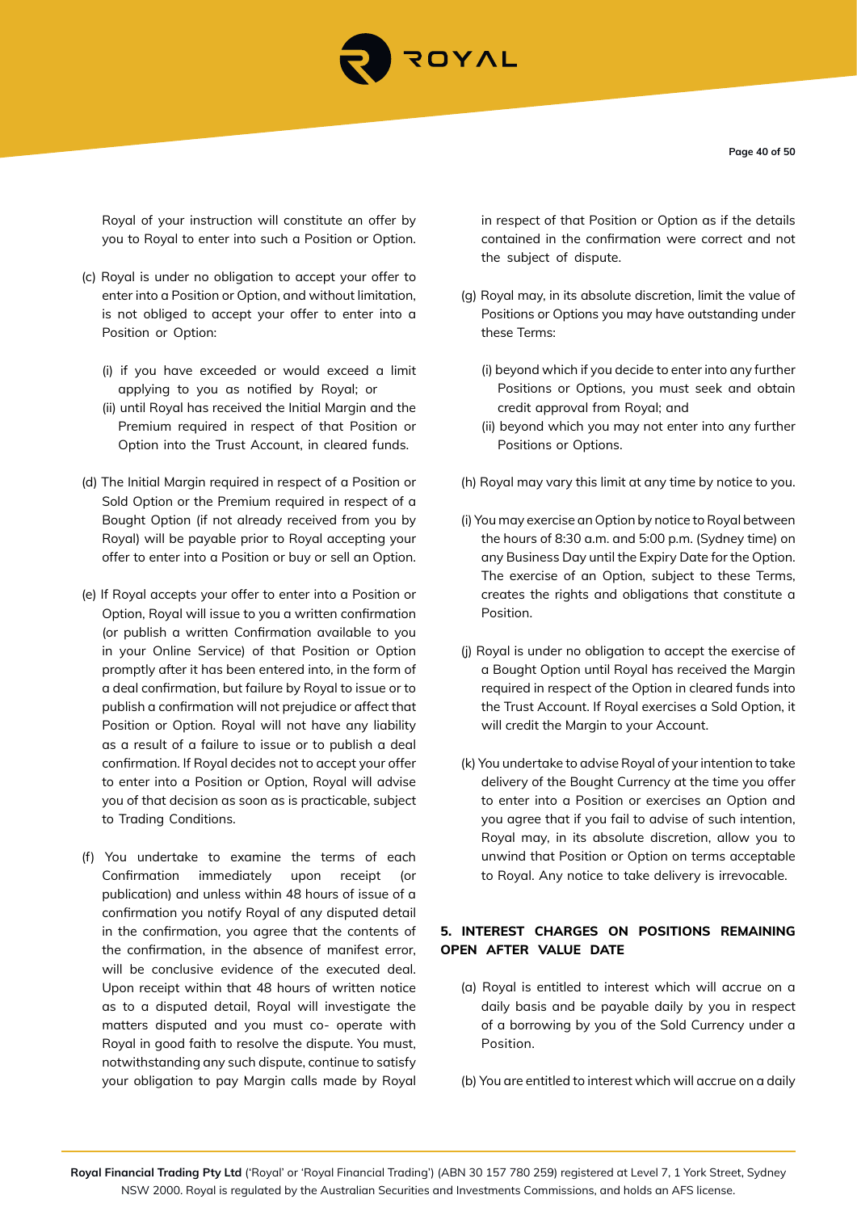Royal of your instruction will constitute an offer by you to Royal to enter into such a Position or Option.

(c) Royal is under no obligation to accept your offer to enter into a Position or Option, and without limitation, is not obliged to accept your offer to enter into a Position or Option:

(i) if you have exceeded or would exceed a limit applying to you as notified by Royal; or
(ii) until Royal has received the Initial Margin and the Premium required in respect of that Position or Option into the Trust Account, in cleared funds.

(d) The Initial Margin required in respect of a Position or Sold Option or the Premium required in respect of a Bought Option (if not already received from you by Royal) will be payable prior to Royal accepting your offer to enter into a Position or buy or sell an Option.

(e) If Royal accepts your offer to enter into a Position or Option, Royal will issue to you a written confirmation (or publish a written Confirmation available to you in your Online Service) of that Position or Option promptly after it has been entered into, in the form of a deal confirmation, but failure by Royal to issue or to publish a confirmation will not prejudice or affect that Position or Option. Royal will not have any liability as a result of a failure to issue or to publish a deal confirmation. If Royal decides not to accept your offer to enter into a Position or Option, Royal will advise you of that decision as soon as is practicable, subject to Trading Conditions.

(f) You undertake to examine the terms of each Confirmation immediately upon receipt (or publication) and unless within 48 hours of issue of a confirmation you notify Royal of any disputed detail in the confirmation, you agree that the contents of the confirmation, in the absence of manifest error, will be conclusive evidence of the executed deal. Upon receipt within that 48 hours of written notice as to a disputed detail, Royal will investigate the matters disputed and you must co- operate with Royal in good faith to resolve the dispute. You must, notwithstanding any such dispute, continue to satisfy your obligation to pay Margin calls made by Royal in respect of that Position or Option as if the details contained in the confirmation were correct and not the subject of dispute.

(g) Royal may, in its absolute discretion, limit the value of Positions or Options you may have outstanding under these Terms:

(i) beyond which if you decide to enter into any further Positions or Options, you must seek and obtain credit approval from Royal; and
(ii) beyond which you may not enter into any further Positions or Options.

(h) Royal may vary this limit at any time by notice to you.

(i) You may exercise an Option by notice to Royal between the hours of 8:30 a.m. and 5:00 p.m. (Sydney time) on any Business Day until the Expiry Date for the Option. The exercise of an Option, subject to these Terms, creates the rights and obligations that constitute a Position.

(j) Royal is under no obligation to accept the exercise of a Bought Option until Royal has received the Margin required in respect of the Option in cleared funds into the Trust Account. If Royal exercises a Sold Option, it will credit the Margin to your Account.

(k) You undertake to advise Royal of your intention to take delivery of the Bought Currency at the time you offer to enter into a Position or exercises an Option and you agree that if you fail to advise of such intention, Royal may, in its absolute discretion, allow you to unwind that Position or Option on terms acceptable to Royal. Any notice to take delivery is irrevocable.

## 5. INTEREST CHARGES ON POSITIONS REMAINING OPEN AFTER VALUE DATE

(a) Royal is entitled to interest which will accrue on a daily basis and be payable daily by you in respect of a borrowing by you of the Sold Currency under a Position.

(b) You are entitled to interest which will accrue on a daily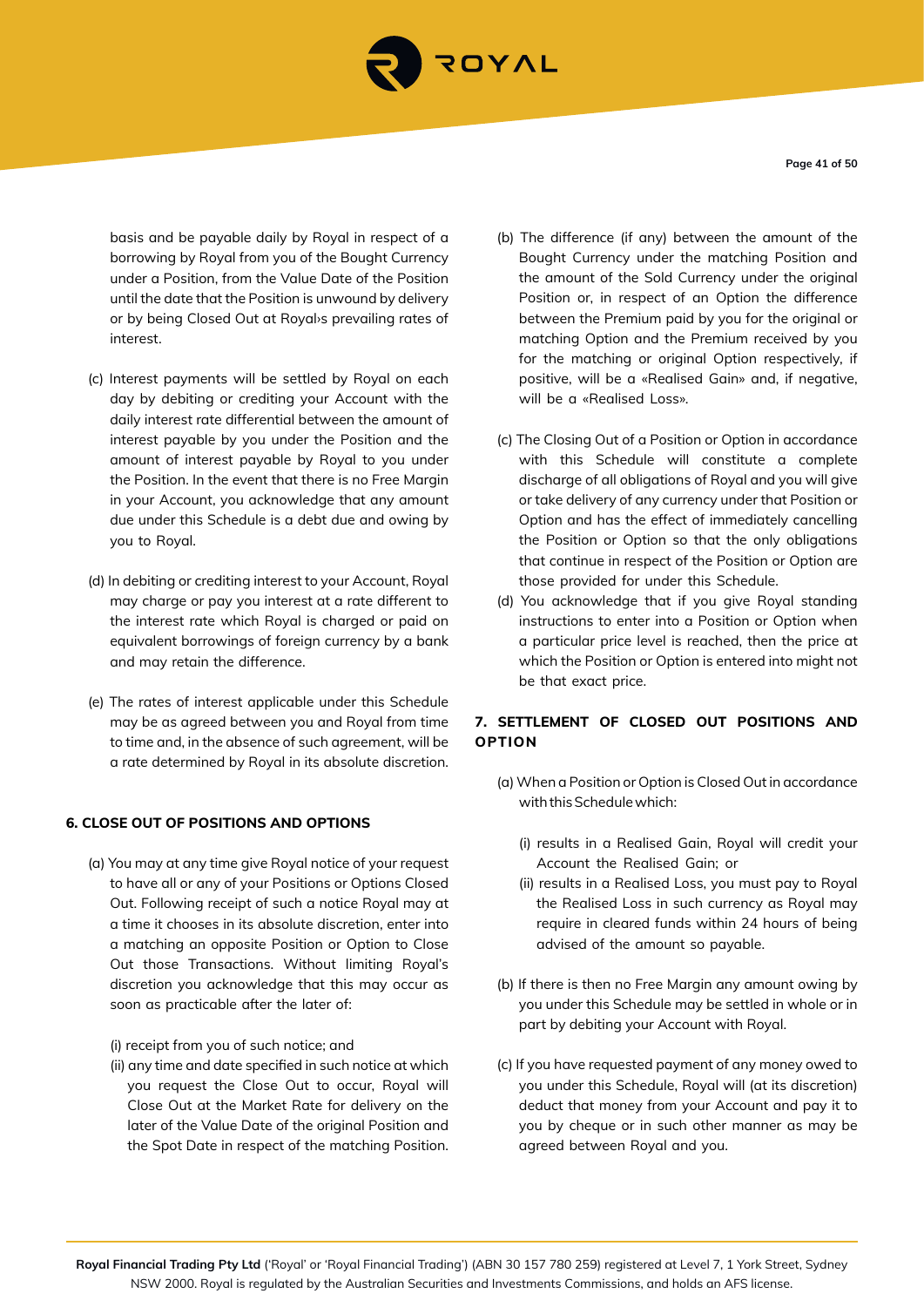basis and be payable daily by Royal in respect of a borrowing by Royal from you of the Bought Currency under a Position, from the Value Date of the Position until the date that the Position is unwound by delivery or by being Closed Out at Royal›s prevailing rates of interest.

(c) Interest payments will be settled by Royal on each day by debiting or crediting your Account with the daily interest rate differential between the amount of interest payable by you under the Position and the amount of interest payable by Royal to you under the Position. In the event that there is no Free Margin in your Account, you acknowledge that any amount due under this Schedule is a debt due and owing by you to Royal.

(d) In debiting or crediting interest to your Account, Royal may charge or pay you interest at a rate different to the interest rate which Royal is charged or paid on equivalent borrowings of foreign currency by a bank and may retain the difference.

(e) The rates of interest applicable under this Schedule may be as agreed between you and Royal from time to time and, in the absence of such agreement, will be a rate determined by Royal in its absolute discretion.

## 6. CLOSE OUT OF POSITIONS AND OPTIONS

(a) You may at any time give Royal notice of your request to have all or any of your Positions or Options Closed Out. Following receipt of such a notice Royal may at a time it chooses in its absolute discretion, enter into a matching an opposite Position or Option to Close Out those Transactions. Without limiting Royal's discretion you acknowledge that this may occur as soon as practicable after the later of:

(i) receipt from you of such notice; and

(ii) any time and date specified in such notice at which you request the Close Out to occur, Royal will Close Out at the Market Rate for delivery on the later of the Value Date of the original Position and the Spot Date in respect of the matching Position.

(b) The difference (if any) between the amount of the Bought Currency under the matching Position and the amount of the Sold Currency under the original Position or, in respect of an Option the difference between the Premium paid by you for the original or matching Option and the Premium received by you for the matching or original Option respectively, if positive, will be a «Realised Gain» and, if negative, will be a «Realised Loss».

(c) The Closing Out of a Position or Option in accordance with this Schedule will constitute a complete discharge of all obligations of Royal and you will give or take delivery of any currency under that Position or Option and has the effect of immediately cancelling the Position or Option so that the only obligations that continue in respect of the Position or Option are those provided for under this Schedule.

(d) You acknowledge that if you give Royal standing instructions to enter into a Position or Option when a particular price level is reached, then the price at which the Position or Option is entered into might not be that exact price.

## 7. SETTLEMENT OF CLOSED OUT POSITIONS AND OPTION

(a) When a Position or Option is Closed Out in accordance with this Schedule which:

(i) results in a Realised Gain, Royal will credit your Account the Realised Gain; or

(ii) results in a Realised Loss, you must pay to Royal the Realised Loss in such currency as Royal may require in cleared funds within 24 hours of being advised of the amount so payable.

(b) If there is then no Free Margin any amount owing by you under this Schedule may be settled in whole or in part by debiting your Account with Royal.

(c) If you have requested payment of any money owed to you under this Schedule, Royal will (at its discretion) deduct that money from your Account and pay it to you by cheque or in such other manner as may be agreed between Royal and you.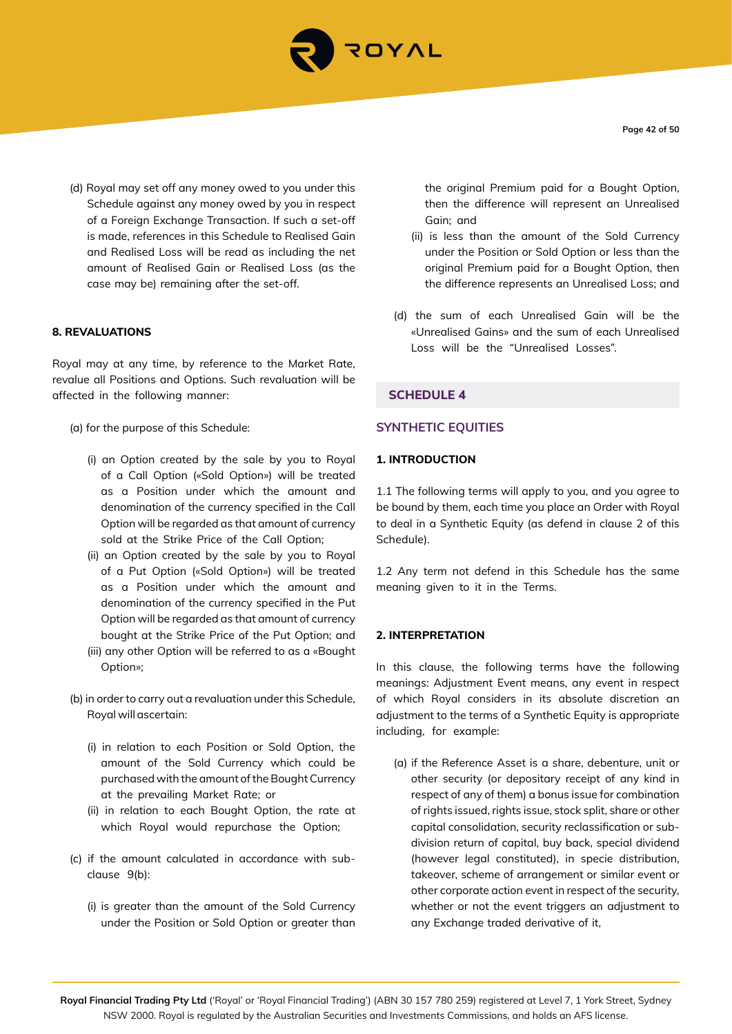(d) Royal may set off any money owed to you under this Schedule against any money owed by you in respect of a Foreign Exchange Transaction. If such a set-off is made, references in this Schedule to Realised Gain and Realised Loss will be read as including the net amount of Realised Gain or Realised Loss (as the case may be) remaining after the set-off.

**8. REVALUATIONS**

Royal may at any time, by reference to the Market Rate, revalue all Positions and Options. Such revaluation will be affected in the following manner:

(a) for the purpose of this Schedule:

(i) an Option created by the sale by you to Royal of a Call Option («Sold Option») will be treated as a Position under which the amount and denomination of the currency specified in the Call Option will be regarded as that amount of currency sold at the Strike Price of the Call Option;

(ii) an Option created by the sale by you to Royal of a Put Option («Sold Option») will be treated as a Position under which the amount and denomination of the currency specified in the Put Option will be regarded as that amount of currency bought at the Strike Price of the Put Option; and

(iii) any other Option will be referred to as a «Bought Option»;

(b) in order to carry out a revaluation under this Schedule, Royal will ascertain:

(i) in relation to each Position or Sold Option, the amount of the Sold Currency which could be purchased with the amount of the Bought Currency at the prevailing Market Rate; or

(ii) in relation to each Bought Option, the rate at which Royal would repurchase the Option;

(c) if the amount calculated in accordance with sub-clause 9(b):

(i) is greater than the amount of the Sold Currency under the Position or Sold Option or greater than the original Premium paid for a Bought Option, then the difference will represent an Unrealised Gain; and

(ii) is less than the amount of the Sold Currency under the Position or Sold Option or less than the original Premium paid for a Bought Option, then the difference represents an Unrealised Loss; and

(d) the sum of each Unrealised Gain will be the «Unrealised Gains» and the sum of each Unrealised Loss will be the "Unrealised Losses".

## SCHEDULE 4

## SYNTHETIC EQUITIES

**1. INTRODUCTION**

1.1 The following terms will apply to you, and you agree to be bound by them, each time you place an Order with Royal to deal in a Synthetic Equity (as defend in clause 2 of this Schedule).

1.2 Any term not defend in this Schedule has the same meaning given to it in the Terms.

**2. INTERPRETATION**

In this clause, the following terms have the following meanings: Adjustment Event means, any event in respect of which Royal considers in its absolute discretion an adjustment to the terms of a Synthetic Equity is appropriate including, for example:

(a) if the Reference Asset is a share, debenture, unit or other security (or depositary receipt of any kind in respect of any of them) a bonus issue for combination of rights issued, rights issue, stock split, share or other capital consolidation, security reclassification or sub-division return of capital, buy back, special dividend (however legal constituted), in specie distribution, takeover, scheme of arrangement or similar event or other corporate action event in respect of the security, whether or not the event triggers an adjustment to any Exchange traded derivative of it,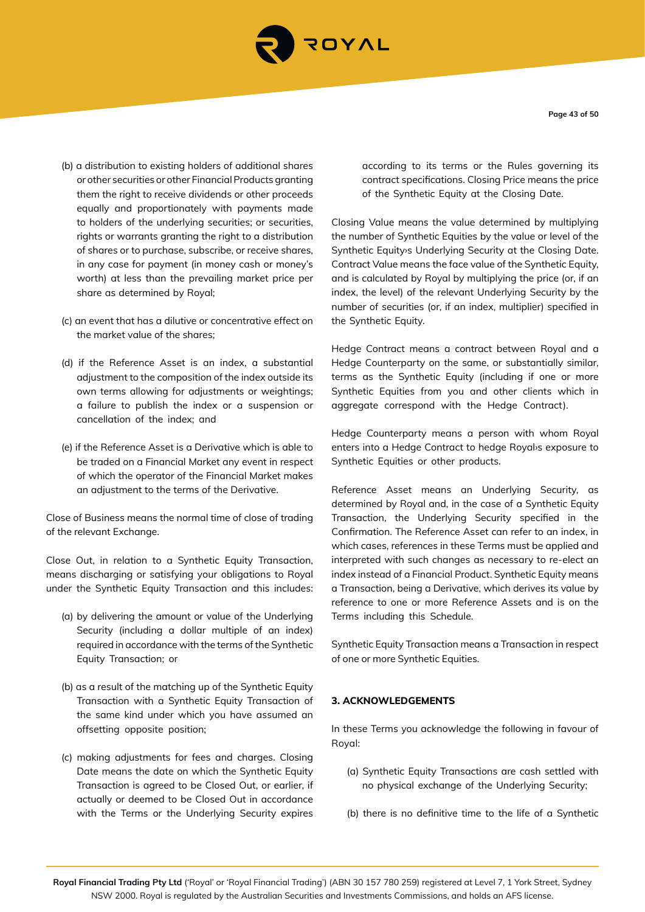(b) a distribution to existing holders of additional shares or other securities or other Financial Products granting them the right to receive dividends or other proceeds equally and proportionately with payments made to holders of the underlying securities; or securities, rights or warrants granting the right to a distribution of shares or to purchase, subscribe, or receive shares, in any case for payment (in money cash or money's worth) at less than the prevailing market price per share as determined by Royal;

(c) an event that has a dilutive or concentrative effect on the market value of the shares;

(d) if the Reference Asset is an index, a substantial adjustment to the composition of the index outside its own terms allowing for adjustments or weightings; a failure to publish the index or a suspension or cancellation of the index; and

(e) if the Reference Asset is a Derivative which is able to be traded on a Financial Market any event in respect of which the operator of the Financial Market makes an adjustment to the terms of the Derivative.

Close of Business means the normal time of close of trading of the relevant Exchange.

Close Out, in relation to a Synthetic Equity Transaction, means discharging or satisfying your obligations to Royal under the Synthetic Equity Transaction and this includes:

(a) by delivering the amount or value of the Underlying Security (including a dollar multiple of an index) required in accordance with the terms of the Synthetic Equity Transaction; or

(b) as a result of the matching up of the Synthetic Equity Transaction with a Synthetic Equity Transaction of the same kind under which you have assumed an offsetting opposite position;

(c) making adjustments for fees and charges. Closing Date means the date on which the Synthetic Equity Transaction is agreed to be Closed Out, or earlier, if actually or deemed to be Closed Out in accordance with the Terms or the Underlying Security expires according to its terms or the Rules governing its contract specifications. Closing Price means the price of the Synthetic Equity at the Closing Date.

Closing Value means the value determined by multiplying the number of Synthetic Equities by the value or level of the Synthetic Equity›s Underlying Security at the Closing Date. Contract Value means the face value of the Synthetic Equity, and is calculated by Royal by multiplying the price (or, if an index, the level) of the relevant Underlying Security by the number of securities (or, if an index, multiplier) specified in the Synthetic Equity.

Hedge Contract means a contract between Royal and a Hedge Counterparty on the same, or substantially similar, terms as the Synthetic Equity (including if one or more Synthetic Equities from you and other clients which in aggregate correspond with the Hedge Contract).

Hedge Counterparty means a person with whom Royal enters into a Hedge Contract to hedge Royal›s exposure to Synthetic Equities or other products.

Reference Asset means an Underlying Security, as determined by Royal and, in the case of a Synthetic Equity Transaction, the Underlying Security specified in the Confirmation. The Reference Asset can refer to an index, in which cases, references in these Terms must be applied and interpreted with such changes as necessary to re-elect an index instead of a Financial Product. Synthetic Equity means a Transaction, being a Derivative, which derives its value by reference to one or more Reference Assets and is on the Terms including this Schedule.

Synthetic Equity Transaction means a Transaction in respect of one or more Synthetic Equities.

### 3. ACKNOWLEDGEMENTS

In these Terms you acknowledge the following in favour of Royal:

(a) Synthetic Equity Transactions are cash settled with no physical exchange of the Underlying Security;

(b) there is no definitive time to the life of a Synthetic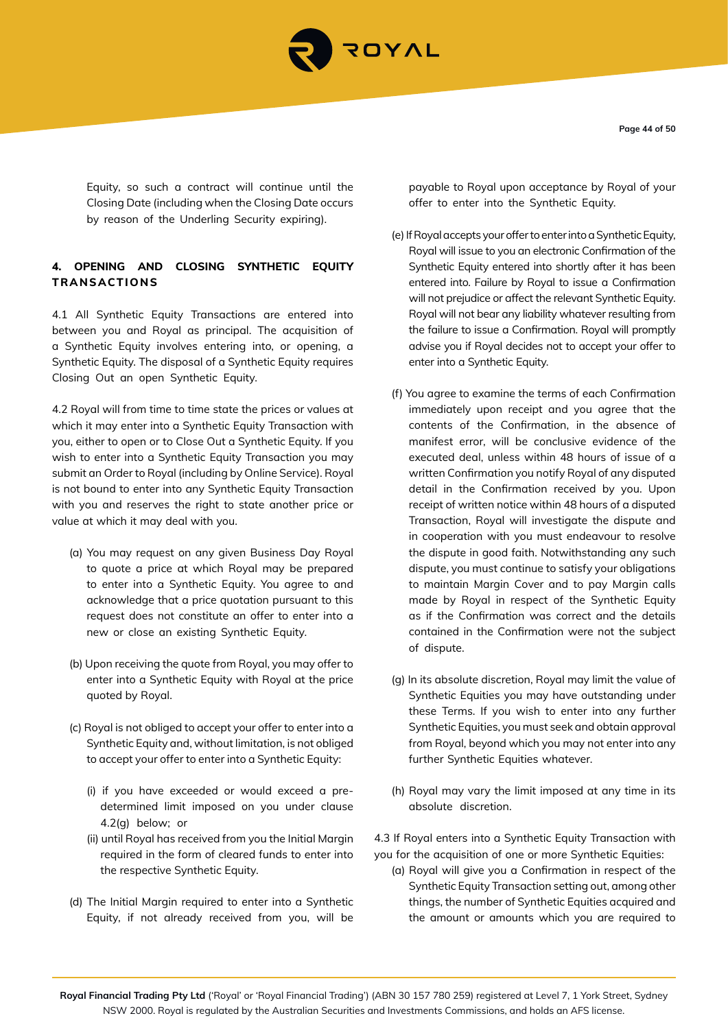Equity, so such a contract will continue until the Closing Date (including when the Closing Date occurs by reason of the Underling Security expiring).

## 4. OPENING AND CLOSING SYNTHETIC EQUITY TRANSACTIONS

4.1 All Synthetic Equity Transactions are entered into between you and Royal as principal. The acquisition of a Synthetic Equity involves entering into, or opening, a Synthetic Equity. The disposal of a Synthetic Equity requires Closing Out an open Synthetic Equity.

4.2 Royal will from time to time state the prices or values at which it may enter into a Synthetic Equity Transaction with you, either to open or to Close Out a Synthetic Equity. If you wish to enter into a Synthetic Equity Transaction you may submit an Order to Royal (including by Online Service). Royal is not bound to enter into any Synthetic Equity Transaction with you and reserves the right to state another price or value at which it may deal with you.

(a) You may request on any given Business Day Royal to quote a price at which Royal may be prepared to enter into a Synthetic Equity. You agree to and acknowledge that a price quotation pursuant to this request does not constitute an offer to enter into a new or close an existing Synthetic Equity.

(b) Upon receiving the quote from Royal, you may offer to enter into a Synthetic Equity with Royal at the price quoted by Royal.

(c) Royal is not obliged to accept your offer to enter into a Synthetic Equity and, without limitation, is not obliged to accept your offer to enter into a Synthetic Equity:

(i) if you have exceeded or would exceed a pre-determined limit imposed on you under clause 4.2(g) below; or

(ii) until Royal has received from you the Initial Margin required in the form of cleared funds to enter into the respective Synthetic Equity.

(d) The Initial Margin required to enter into a Synthetic Equity, if not already received from you, will be payable to Royal upon acceptance by Royal of your offer to enter into the Synthetic Equity.

(e) If Royal accepts your offer to enter into a Synthetic Equity, Royal will issue to you an electronic Confirmation of the Synthetic Equity entered into shortly after it has been entered into. Failure by Royal to issue a Confirmation will not prejudice or affect the relevant Synthetic Equity. Royal will not bear any liability whatever resulting from the failure to issue a Confirmation. Royal will promptly advise you if Royal decides not to accept your offer to enter into a Synthetic Equity.

(f) You agree to examine the terms of each Confirmation immediately upon receipt and you agree that the contents of the Confirmation, in the absence of manifest error, will be conclusive evidence of the executed deal, unless within 48 hours of issue of a written Confirmation you notify Royal of any disputed detail in the Confirmation received by you. Upon receipt of written notice within 48 hours of a disputed Transaction, Royal will investigate the dispute and in cooperation with you must endeavour to resolve the dispute in good faith. Notwithstanding any such dispute, you must continue to satisfy your obligations to maintain Margin Cover and to pay Margin calls made by Royal in respect of the Synthetic Equity as if the Confirmation was correct and the details contained in the Confirmation were not the subject of dispute.

(g) In its absolute discretion, Royal may limit the value of Synthetic Equities you may have outstanding under these Terms. If you wish to enter into any further Synthetic Equities, you must seek and obtain approval from Royal, beyond which you may not enter into any further Synthetic Equities whatever.

(h) Royal may vary the limit imposed at any time in its absolute discretion.

4.3 If Royal enters into a Synthetic Equity Transaction with you for the acquisition of one or more Synthetic Equities:

(a) Royal will give you a Confirmation in respect of the Synthetic Equity Transaction setting out, among other things, the number of Synthetic Equities acquired and the amount or amounts which you are required to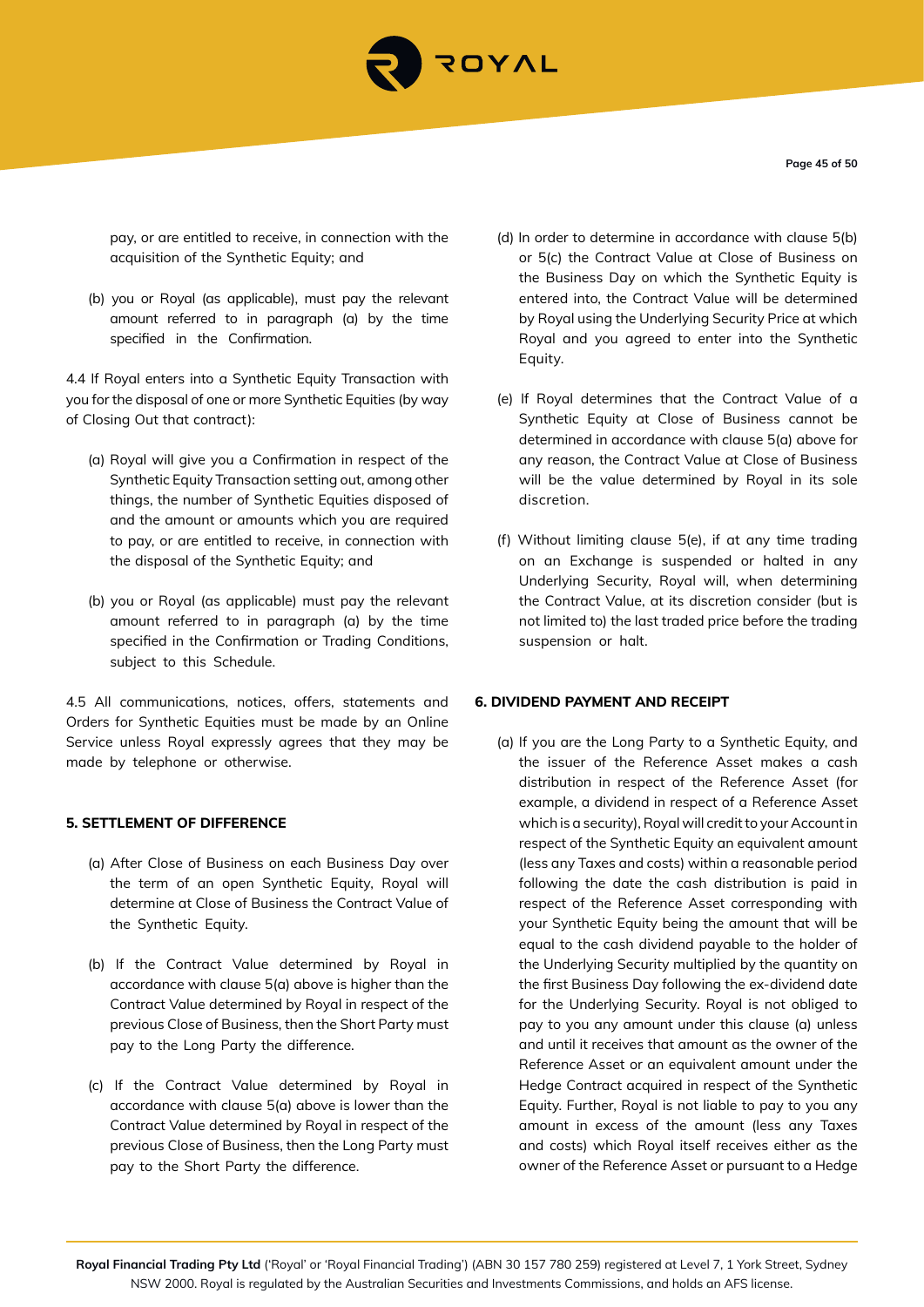pay, or are entitled to receive, in connection with the acquisition of the Synthetic Equity; and

(b) you or Royal (as applicable), must pay the relevant amount referred to in paragraph (a) by the time specified in the Confirmation.

4.4 If Royal enters into a Synthetic Equity Transaction with you for the disposal of one or more Synthetic Equities (by way of Closing Out that contract):

(a) Royal will give you a Confirmation in respect of the Synthetic Equity Transaction setting out, among other things, the number of Synthetic Equities disposed of and the amount or amounts which you are required to pay, or are entitled to receive, in connection with the disposal of the Synthetic Equity; and

(b) you or Royal (as applicable) must pay the relevant amount referred to in paragraph (a) by the time specified in the Confirmation or Trading Conditions, subject to this Schedule.

4.5 All communications, notices, offers, statements and Orders for Synthetic Equities must be made by an Online Service unless Royal expressly agrees that they may be made by telephone or otherwise.

**5. SETTLEMENT OF DIFFERENCE**

(a) After Close of Business on each Business Day over the term of an open Synthetic Equity, Royal will determine at Close of Business the Contract Value of the Synthetic Equity.

(b) If the Contract Value determined by Royal in accordance with clause 5(a) above is higher than the Contract Value determined by Royal in respect of the previous Close of Business, then the Short Party must pay to the Long Party the difference.

(c) If the Contract Value determined by Royal in accordance with clause 5(a) above is lower than the Contract Value determined by Royal in respect of the previous Close of Business, then the Long Party must pay to the Short Party the difference.

(d) In order to determine in accordance with clause 5(b) or 5(c) the Contract Value at Close of Business on the Business Day on which the Synthetic Equity is entered into, the Contract Value will be determined by Royal using the Underlying Security Price at which Royal and you agreed to enter into the Synthetic Equity.

(e) If Royal determines that the Contract Value of a Synthetic Equity at Close of Business cannot be determined in accordance with clause 5(a) above for any reason, the Contract Value at Close of Business will be the value determined by Royal in its sole discretion.

(f) Without limiting clause 5(e), if at any time trading on an Exchange is suspended or halted in any Underlying Security, Royal will, when determining the Contract Value, at its discretion consider (but is not limited to) the last traded price before the trading suspension or halt.

**6. DIVIDEND PAYMENT AND RECEIPT**

(a) If you are the Long Party to a Synthetic Equity, and the issuer of the Reference Asset makes a cash distribution in respect of the Reference Asset (for example, a dividend in respect of a Reference Asset which is a security), Royal will credit to your Account in respect of the Synthetic Equity an equivalent amount (less any Taxes and costs) within a reasonable period following the date the cash distribution is paid in respect of the Reference Asset corresponding with your Synthetic Equity being the amount that will be equal to the cash dividend payable to the holder of the Underlying Security multiplied by the quantity on the first Business Day following the ex-dividend date for the Underlying Security. Royal is not obliged to pay to you any amount under this clause (a) unless and until it receives that amount as the owner of the Reference Asset or an equivalent amount under the Hedge Contract acquired in respect of the Synthetic Equity. Further, Royal is not liable to pay to you any amount in excess of the amount (less any Taxes and costs) which Royal itself receives either as the owner of the Reference Asset or pursuant to a Hedge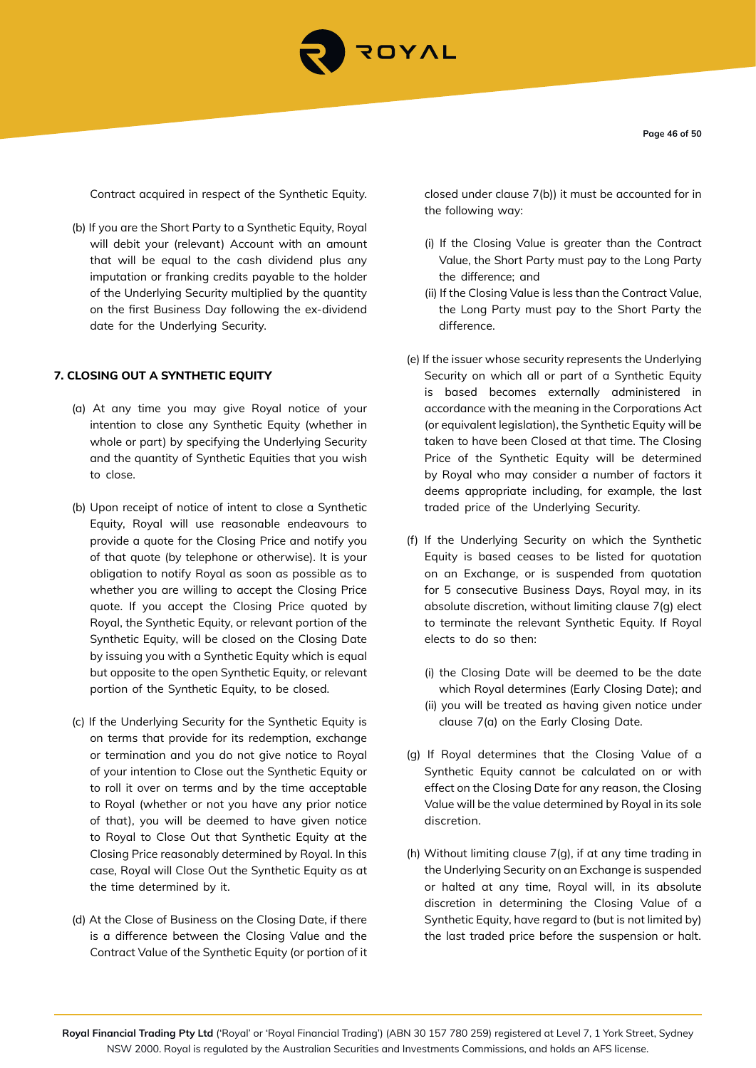Contract acquired in respect of the Synthetic Equity.

(b) If you are the Short Party to a Synthetic Equity, Royal will debit your (relevant) Account with an amount that will be equal to the cash dividend plus any imputation or franking credits payable to the holder of the Underlying Security multiplied by the quantity on the first Business Day following the ex-dividend date for the Underlying Security.

**7. CLOSING OUT A SYNTHETIC EQUITY**

(a) At any time you may give Royal notice of your intention to close any Synthetic Equity (whether in whole or part) by specifying the Underlying Security and the quantity of Synthetic Equities that you wish to close.

(b) Upon receipt of notice of intent to close a Synthetic Equity, Royal will use reasonable endeavours to provide a quote for the Closing Price and notify you of that quote (by telephone or otherwise). It is your obligation to notify Royal as soon as possible as to whether you are willing to accept the Closing Price quote. If you accept the Closing Price quoted by Royal, the Synthetic Equity, or relevant portion of the Synthetic Equity, will be closed on the Closing Date by issuing you with a Synthetic Equity which is equal but opposite to the open Synthetic Equity, or relevant portion of the Synthetic Equity, to be closed.

(c) If the Underlying Security for the Synthetic Equity is on terms that provide for its redemption, exchange or termination and you do not give notice to Royal of your intention to Close out the Synthetic Equity or to roll it over on terms and by the time acceptable to Royal (whether or not you have any prior notice of that), you will be deemed to have given notice to Royal to Close Out that Synthetic Equity at the Closing Price reasonably determined by Royal. In this case, Royal will Close Out the Synthetic Equity as at the time determined by it.

(d) At the Close of Business on the Closing Date, if there is a difference between the Closing Value and the Contract Value of the Synthetic Equity (or portion of it closed under clause 7(b)) it must be accounted for in the following way:

(i) If the Closing Value is greater than the Contract Value, the Short Party must pay to the Long Party the difference; and
(ii) If the Closing Value is less than the Contract Value, the Long Party must pay to the Short Party the difference.

(e) If the issuer whose security represents the Underlying Security on which all or part of a Synthetic Equity is based becomes externally administered in accordance with the meaning in the Corporations Act (or equivalent legislation), the Synthetic Equity will be taken to have been Closed at that time. The Closing Price of the Synthetic Equity will be determined by Royal who may consider a number of factors it deems appropriate including, for example, the last traded price of the Underlying Security.

(f) If the Underlying Security on which the Synthetic Equity is based ceases to be listed for quotation on an Exchange, or is suspended from quotation for 5 consecutive Business Days, Royal may, in its absolute discretion, without limiting clause 7(g) elect to terminate the relevant Synthetic Equity. If Royal elects to do so then:

(i) the Closing Date will be deemed to be the date which Royal determines (Early Closing Date); and
(ii) you will be treated as having given notice under clause 7(a) on the Early Closing Date.

(g) If Royal determines that the Closing Value of a Synthetic Equity cannot be calculated on or with effect on the Closing Date for any reason, the Closing Value will be the value determined by Royal in its sole discretion.

(h) Without limiting clause 7(g), if at any time trading in the Underlying Security on an Exchange is suspended or halted at any time, Royal will, in its absolute discretion in determining the Closing Value of a Synthetic Equity, have regard to (but is not limited by) the last traded price before the suspension or halt.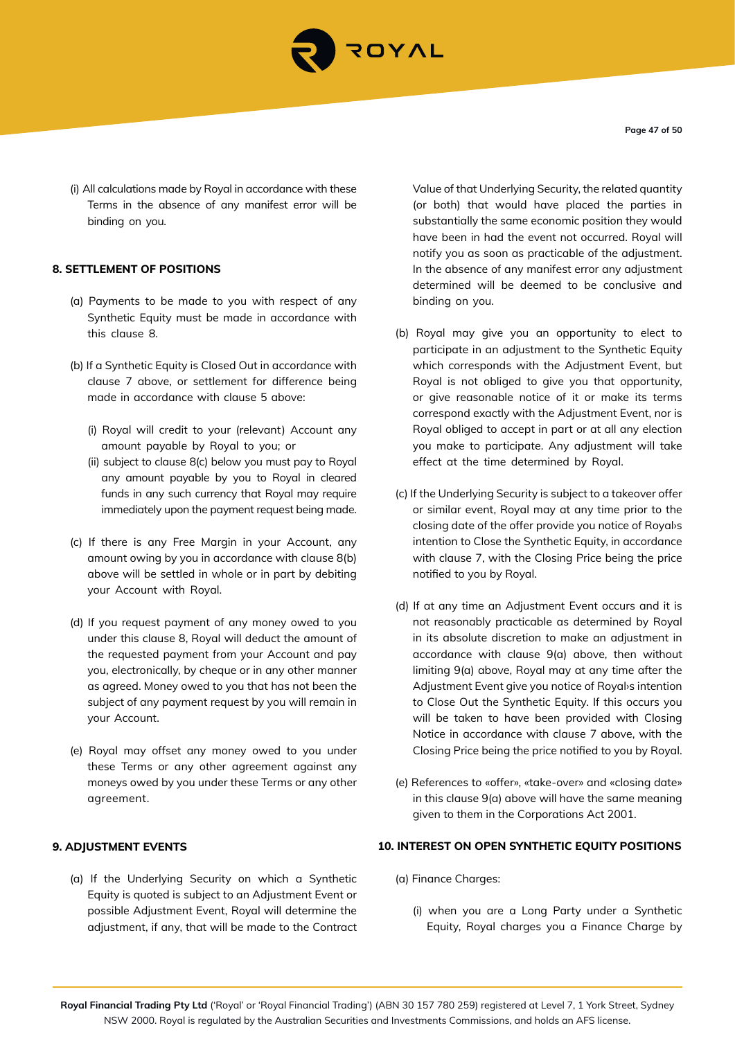(i) All calculations made by Royal in accordance with these Terms in the absence of any manifest error will be binding on you.

## 8. SETTLEMENT OF POSITIONS

(a) Payments to be made to you with respect of any Synthetic Equity must be made in accordance with this clause 8.

(b) If a Synthetic Equity is Closed Out in accordance with clause 7 above, or settlement for difference being made in accordance with clause 5 above:

- (i) Royal will credit to your (relevant) Account any amount payable by Royal to you; or
- (ii) subject to clause 8(c) below you must pay to Royal any amount payable by you to Royal in cleared funds in any such currency that Royal may require immediately upon the payment request being made.

(c) If there is any Free Margin in your Account, any amount owing by you in accordance with clause 8(b) above will be settled in whole or in part by debiting your Account with Royal.

(d) If you request payment of any money owed to you under this clause 8, Royal will deduct the amount of the requested payment from your Account and pay you, electronically, by cheque or in any other manner as agreed. Money owed to you that has not been the subject of any payment request by you will remain in your Account.

(e) Royal may offset any money owed to you under these Terms or any other agreement against any moneys owed by you under these Terms or any other agreement.

## 9. ADJUSTMENT EVENTS

(a) If the Underlying Security on which a Synthetic Equity is quoted is subject to an Adjustment Event or possible Adjustment Event, Royal will determine the adjustment, if any, that will be made to the Contract Value of that Underlying Security, the related quantity (or both) that would have placed the parties in substantially the same economic position they would have been in had the event not occurred. Royal will notify you as soon as practicable of the adjustment. In the absence of any manifest error any adjustment determined will be deemed to be conclusive and binding on you.

(b) Royal may give you an opportunity to elect to participate in an adjustment to the Synthetic Equity which corresponds with the Adjustment Event, but Royal is not obliged to give you that opportunity, or give reasonable notice of it or make its terms correspond exactly with the Adjustment Event, nor is Royal obliged to accept in part or at all any election you make to participate. Any adjustment will take effect at the time determined by Royal.

(c) If the Underlying Security is subject to a takeover offer or similar event, Royal may at any time prior to the closing date of the offer provide you notice of Royal›s intention to Close the Synthetic Equity, in accordance with clause 7, with the Closing Price being the price notified to you by Royal.

(d) If at any time an Adjustment Event occurs and it is not reasonably practicable as determined by Royal in its absolute discretion to make an adjustment in accordance with clause 9(a) above, then without limiting 9(a) above, Royal may at any time after the Adjustment Event give you notice of Royal›s intention to Close Out the Synthetic Equity. If this occurs you will be taken to have been provided with Closing Notice in accordance with clause 7 above, with the Closing Price being the price notified to you by Royal.

(e) References to «offer», «take-over» and «closing date» in this clause 9(a) above will have the same meaning given to them in the Corporations Act 2001.

## 10. INTEREST ON OPEN SYNTHETIC EQUITY POSITIONS

(a) Finance Charges:

- (i) when you are a Long Party under a Synthetic Equity, Royal charges you a Finance Charge by

**Royal Financial Trading Pty Ltd** ('Royal' or 'Royal Financial Trading') (ABN 30 157 780 259) registered at Level 7, 1 York Street, Sydney NSW 2000. Royal is regulated by the Australian Securities and Investments Commissions, and holds an AFS license.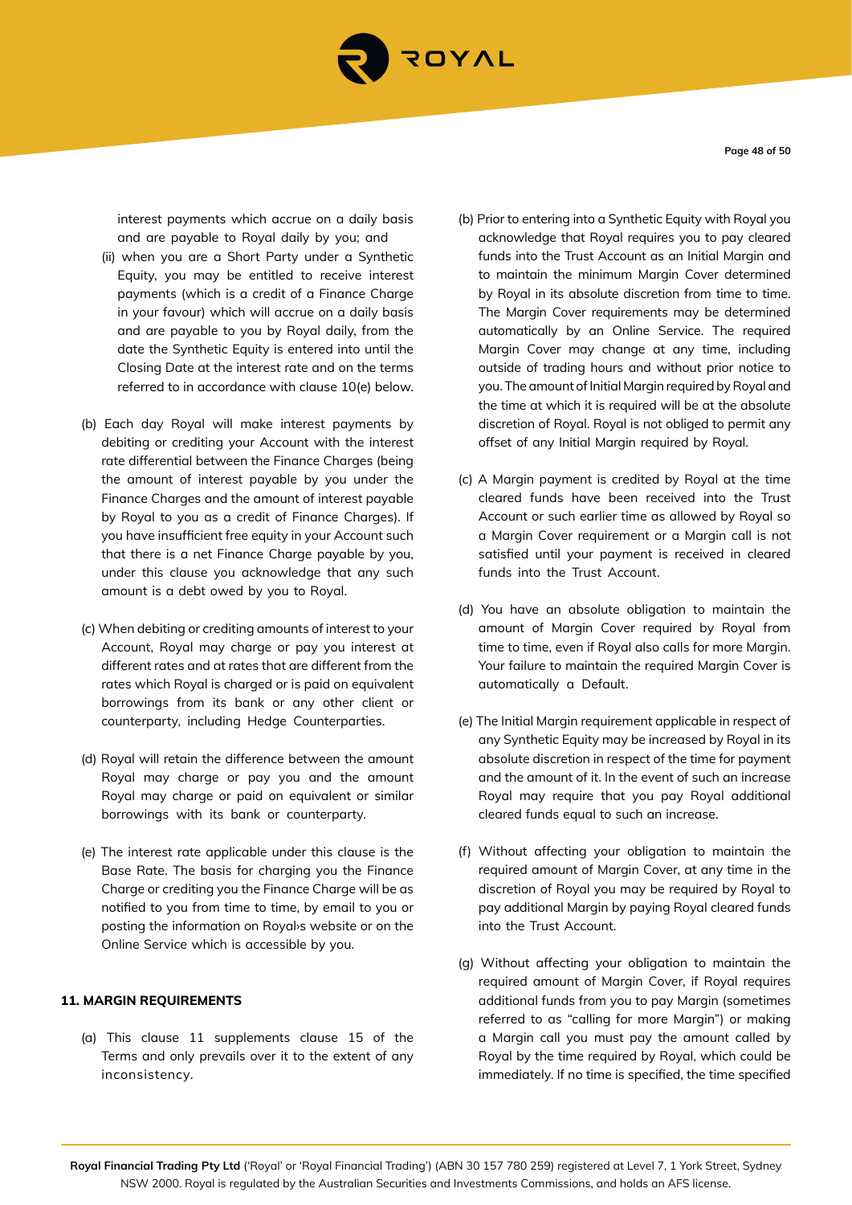interest payments which accrue on a daily basis and are payable to Royal daily by you; and

(ii) when you are a Short Party under a Synthetic Equity, you may be entitled to receive interest payments (which is a credit of a Finance Charge in your favour) which will accrue on a daily basis and are payable to you by Royal daily, from the date the Synthetic Equity is entered into until the Closing Date at the interest rate and on the terms referred to in accordance with clause 10(e) below.

(b) Each day Royal will make interest payments by debiting or crediting your Account with the interest rate differential between the Finance Charges (being the amount of interest payable by you under the Finance Charges and the amount of interest payable by Royal to you as a credit of Finance Charges). If you have insufficient free equity in your Account such that there is a net Finance Charge payable by you, under this clause you acknowledge that any such amount is a debt owed by you to Royal.

(c) When debiting or crediting amounts of interest to your Account, Royal may charge or pay you interest at different rates and at rates that are different from the rates which Royal is charged or is paid on equivalent borrowings from its bank or any other client or counterparty, including Hedge Counterparties.

(d) Royal will retain the difference between the amount Royal may charge or pay you and the amount Royal may charge or paid on equivalent or similar borrowings with its bank or counterparty.

(e) The interest rate applicable under this clause is the Base Rate. The basis for charging you the Finance Charge or crediting you the Finance Charge will be as notified to you from time to time, by email to you or posting the information on Royal›s website or on the Online Service which is accessible by you.

**11. MARGIN REQUIREMENTS**

(a) This clause 11 supplements clause 15 of the Terms and only prevails over it to the extent of any inconsistency.

(b) Prior to entering into a Synthetic Equity with Royal you acknowledge that Royal requires you to pay cleared funds into the Trust Account as an Initial Margin and to maintain the minimum Margin Cover determined by Royal in its absolute discretion from time to time. The Margin Cover requirements may be determined automatically by an Online Service. The required Margin Cover may change at any time, including outside of trading hours and without prior notice to you. The amount of Initial Margin required by Royal and the time at which it is required will be at the absolute discretion of Royal. Royal is not obliged to permit any offset of any Initial Margin required by Royal.

(c) A Margin payment is credited by Royal at the time cleared funds have been received into the Trust Account or such earlier time as allowed by Royal so a Margin Cover requirement or a Margin call is not satisfied until your payment is received in cleared funds into the Trust Account.

(d) You have an absolute obligation to maintain the amount of Margin Cover required by Royal from time to time, even if Royal also calls for more Margin. Your failure to maintain the required Margin Cover is automatically a Default.

(e) The Initial Margin requirement applicable in respect of any Synthetic Equity may be increased by Royal in its absolute discretion in respect of the time for payment and the amount of it. In the event of such an increase Royal may require that you pay Royal additional cleared funds equal to such an increase.

(f) Without affecting your obligation to maintain the required amount of Margin Cover, at any time in the discretion of Royal you may be required by Royal to pay additional Margin by paying Royal cleared funds into the Trust Account.

(g) Without affecting your obligation to maintain the required amount of Margin Cover, if Royal requires additional funds from you to pay Margin (sometimes referred to as "calling for more Margin") or making a Margin call you must pay the amount called by Royal by the time required by Royal, which could be immediately. If no time is specified, the time specified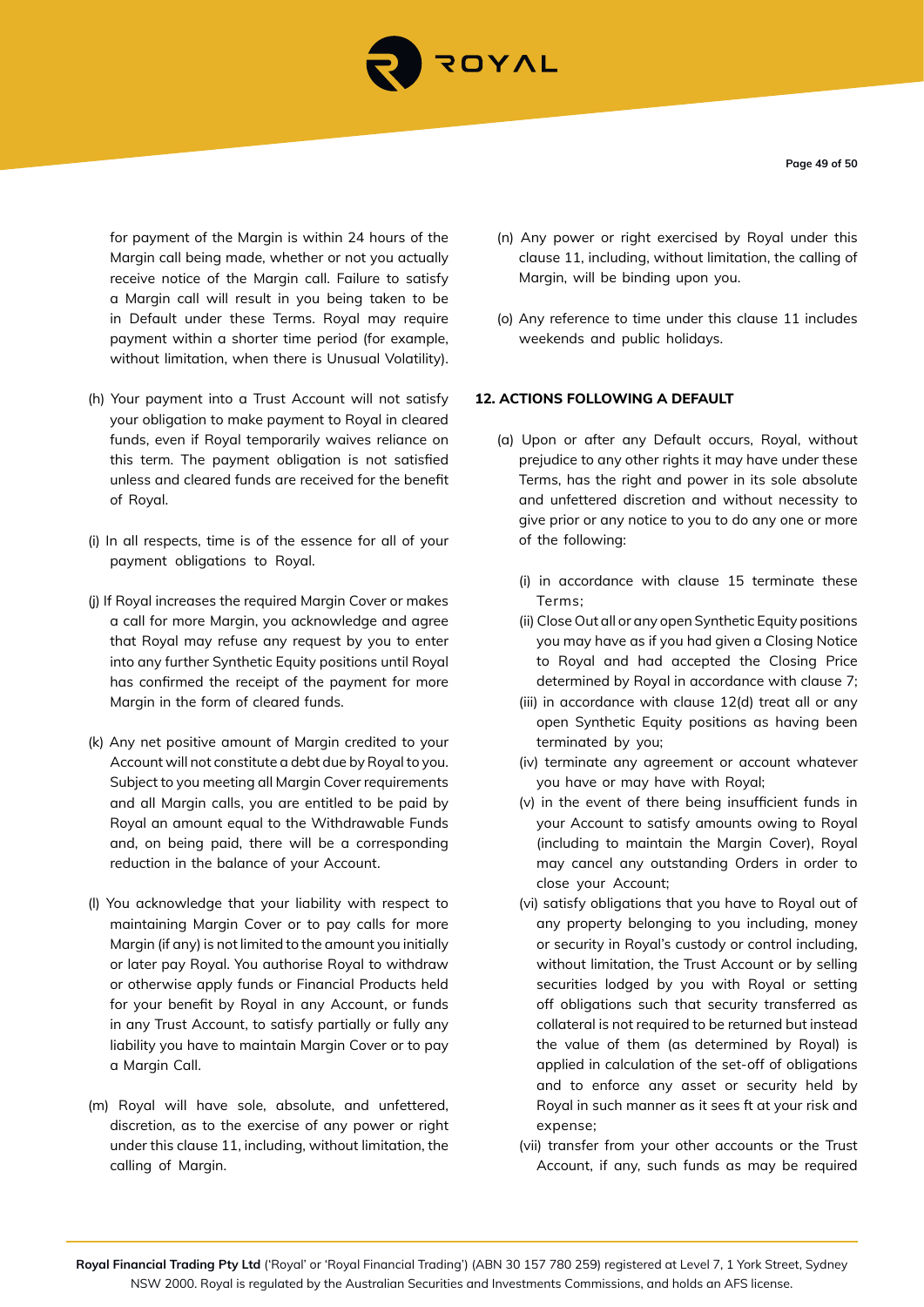for payment of the Margin is within 24 hours of the Margin call being made, whether or not you actually receive notice of the Margin call. Failure to satisfy a Margin call will result in you being taken to be in Default under these Terms. Royal may require payment within a shorter time period (for example, without limitation, when there is Unusual Volatility).

(h) Your payment into a Trust Account will not satisfy your obligation to make payment to Royal in cleared funds, even if Royal temporarily waives reliance on this term. The payment obligation is not satisfied unless and cleared funds are received for the benefit of Royal.

(i) In all respects, time is of the essence for all of your payment obligations to Royal.

(j) If Royal increases the required Margin Cover or makes a call for more Margin, you acknowledge and agree that Royal may refuse any request by you to enter into any further Synthetic Equity positions until Royal has confirmed the receipt of the payment for more Margin in the form of cleared funds.

(k) Any net positive amount of Margin credited to your Account will not constitute a debt due by Royal to you. Subject to you meeting all Margin Cover requirements and all Margin calls, you are entitled to be paid by Royal an amount equal to the Withdrawable Funds and, on being paid, there will be a corresponding reduction in the balance of your Account.

(l) You acknowledge that your liability with respect to maintaining Margin Cover or to pay calls for more Margin (if any) is not limited to the amount you initially or later pay Royal. You authorise Royal to withdraw or otherwise apply funds or Financial Products held for your benefit by Royal in any Account, or funds in any Trust Account, to satisfy partially or fully any liability you have to maintain Margin Cover or to pay a Margin Call.

(m) Royal will have sole, absolute, and unfettered, discretion, as to the exercise of any power or right under this clause 11, including, without limitation, the calling of Margin.

(n) Any power or right exercised by Royal under this clause 11, including, without limitation, the calling of Margin, will be binding upon you.

(o) Any reference to time under this clause 11 includes weekends and public holidays.

## 12. ACTIONS FOLLOWING A DEFAULT

(a) Upon or after any Default occurs, Royal, without prejudice to any other rights it may have under these Terms, has the right and power in its sole absolute and unfettered discretion and without necessity to give prior or any notice to you to do any one or more of the following:

(i) in accordance with clause 15 terminate these Terms;

(ii) Close Out all or any open Synthetic Equity positions you may have as if you had given a Closing Notice to Royal and had accepted the Closing Price determined by Royal in accordance with clause 7;

(iii) in accordance with clause 12(d) treat all or any open Synthetic Equity positions as having been terminated by you;

(iv) terminate any agreement or account whatever you have or may have with Royal;

(v) in the event of there being insufficient funds in your Account to satisfy amounts owing to Royal (including to maintain the Margin Cover), Royal may cancel any outstanding Orders in order to close your Account;

(vi) satisfy obligations that you have to Royal out of any property belonging to you including, money or security in Royal's custody or control including, without limitation, the Trust Account or by selling securities lodged by you with Royal or setting off obligations such that security transferred as collateral is not required to be returned but instead the value of them (as determined by Royal) is applied in calculation of the set-off of obligations and to enforce any asset or security held by Royal in such manner as it sees ft at your risk and expense;

(vii) transfer from your other accounts or the Trust Account, if any, such funds as may be required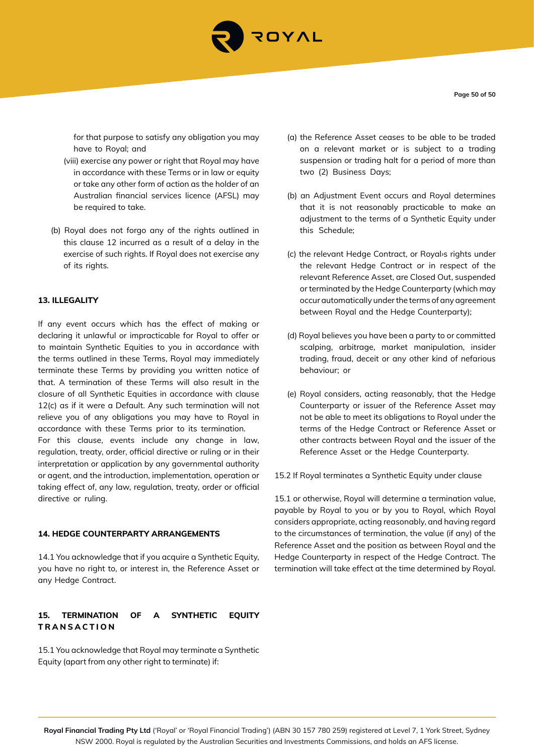for that purpose to satisfy any obligation you may have to Royal; and

(viii) exercise any power or right that Royal may have in accordance with these Terms or in law or equity or take any other form of action as the holder of an Australian financial services licence (AFSL) may be required to take.

(b) Royal does not forgo any of the rights outlined in this clause 12 incurred as a result of a delay in the exercise of such rights. If Royal does not exercise any of its rights.

### 13. ILLEGALITY

If any event occurs which has the effect of making or declaring it unlawful or impracticable for Royal to offer or to maintain Synthetic Equities to you in accordance with the terms outlined in these Terms, Royal may immediately terminate these Terms by providing you written notice of that. A termination of these Terms will also result in the closure of all Synthetic Equities in accordance with clause 12(c) as if it were a Default. Any such termination will not relieve you of any obligations you may have to Royal in accordance with these Terms prior to its termination.
For this clause, events include any change in law, regulation, treaty, order, official directive or ruling or in their interpretation or application by any governmental authority or agent, and the introduction, implementation, operation or taking effect of, any law, regulation, treaty, order or official directive or ruling.

### 14. HEDGE COUNTERPARTY ARRANGEMENTS

14.1 You acknowledge that if you acquire a Synthetic Equity, you have no right to, or interest in, the Reference Asset or any Hedge Contract.

### 15. TERMINATION OF A SYNTHETIC EQUITY TRANSACTION

15.1 You acknowledge that Royal may terminate a Synthetic Equity (apart from any other right to terminate) if:

(a) the Reference Asset ceases to be able to be traded on a relevant market or is subject to a trading suspension or trading halt for a period of more than two (2) Business Days;

(b) an Adjustment Event occurs and Royal determines that it is not reasonably practicable to make an adjustment to the terms of a Synthetic Equity under this Schedule;

(c) the relevant Hedge Contract, or Royal›s rights under the relevant Hedge Contract or in respect of the relevant Reference Asset, are Closed Out, suspended or terminated by the Hedge Counterparty (which may occur automatically under the terms of any agreement between Royal and the Hedge Counterparty);

(d) Royal believes you have been a party to or committed scalping, arbitrage, market manipulation, insider trading, fraud, deceit or any other kind of nefarious behaviour; or

(e) Royal considers, acting reasonably, that the Hedge Counterparty or issuer of the Reference Asset may not be able to meet its obligations to Royal under the terms of the Hedge Contract or Reference Asset or other contracts between Royal and the issuer of the Reference Asset or the Hedge Counterparty.

15.2 If Royal terminates a Synthetic Equity under clause

15.1 or otherwise, Royal will determine a termination value, payable by Royal to you or by you to Royal, which Royal considers appropriate, acting reasonably, and having regard to the circumstances of termination, the value (if any) of the Reference Asset and the position as between Royal and the Hedge Counterparty in respect of the Hedge Contract. The termination will take effect at the time determined by Royal.